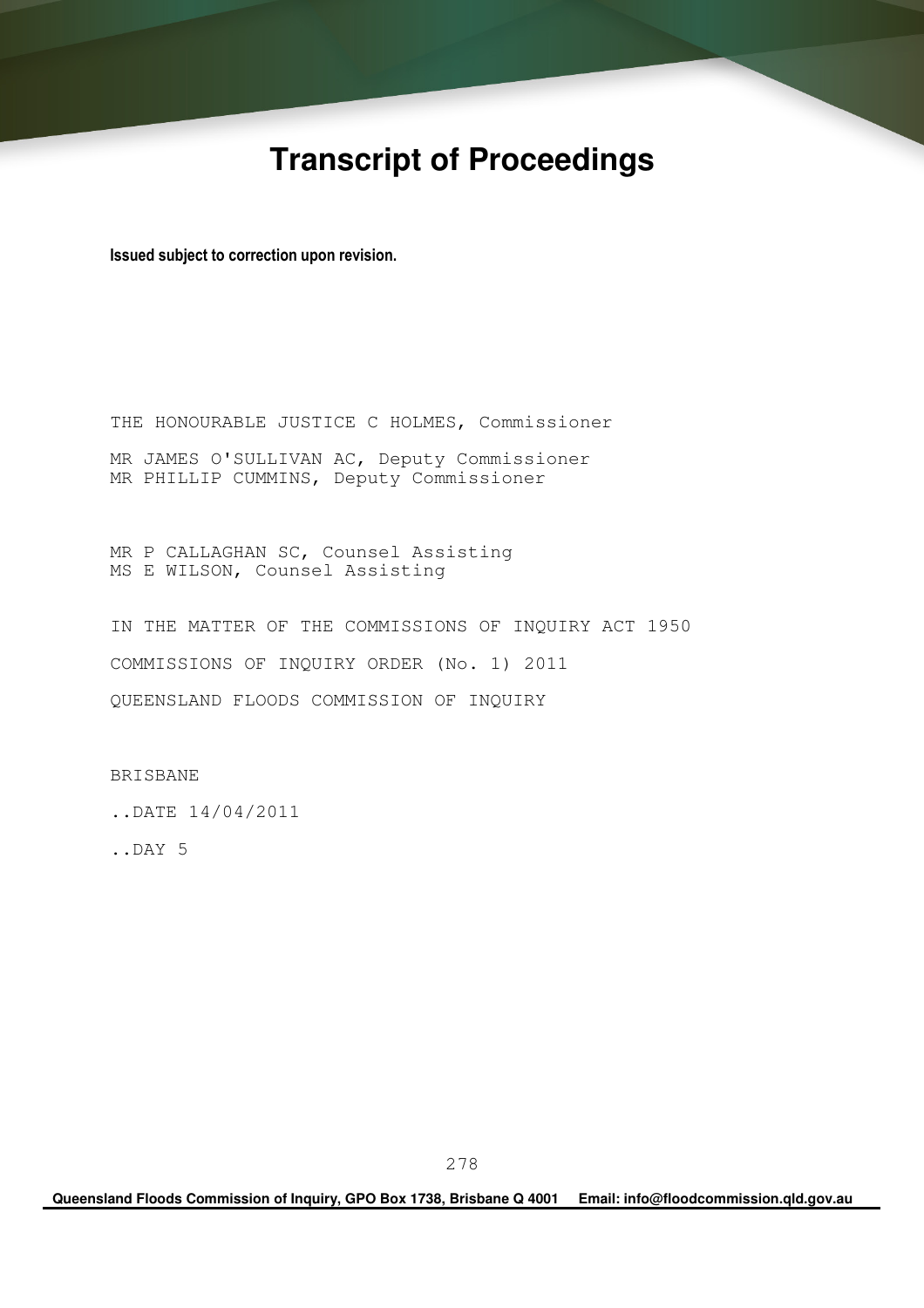# Transcript of Proceedings

**Issued subject to correction upon revision.**

THE HONOURABLE JUSTICE C HOLMES, Commissioner

MR JAMES O'SULLIVAN AC, Deputy Commissioner
MR PHILLIP CUMMINS, Deputy Commissioner

MR P CALLAGHAN SC, Counsel Assisting
MS E WILSON, Counsel Assisting

IN THE MATTER OF THE COMMISSIONS OF INQUIRY ACT 1950

COMMISSIONS OF INQUIRY ORDER (No. 1) 2011

QUEENSLAND FLOODS COMMISSION OF INQUIRY

BRISBANE

..DATE 14/04/2011

..DAY 5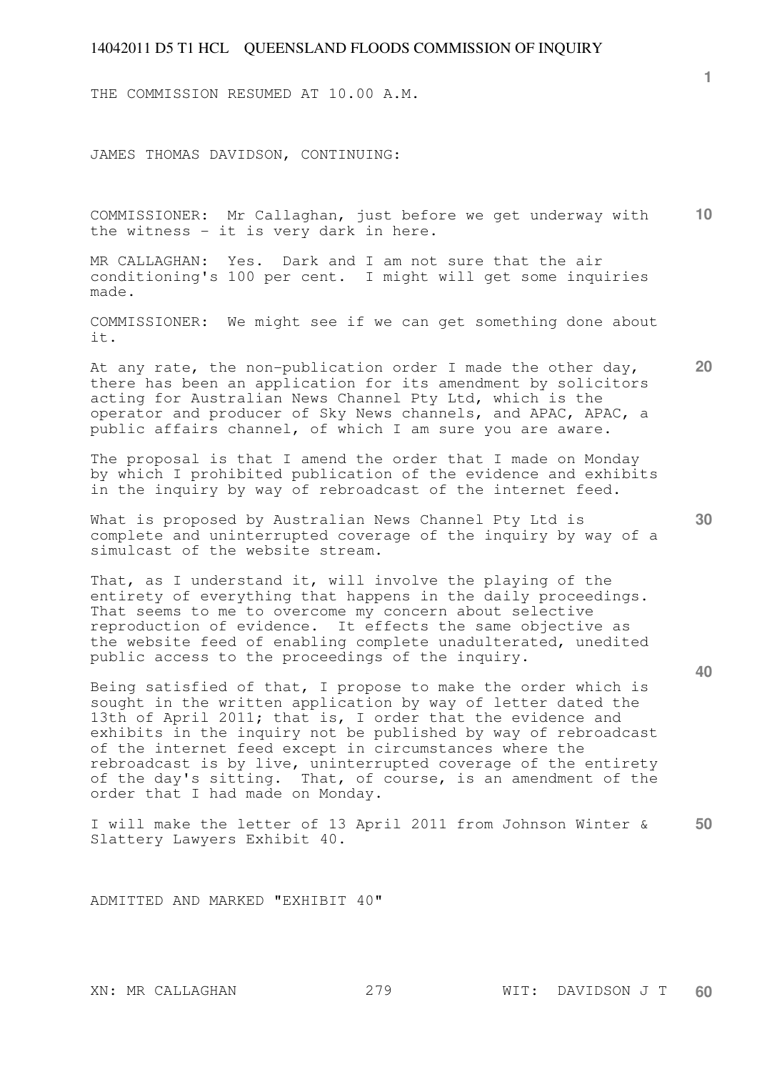THE COMMISSION RESUMED AT 10.00 A.M.

JAMES THOMAS DAVIDSON, CONTINUING:

COMMISSIONER: Mr Callaghan, just before we get underway with the witness - it is very dark in here.

MR CALLAGHAN: Yes. Dark and I am not sure that the air conditioning's 100 per cent. I might will get some inquiries made.

COMMISSIONER: We might see if we can get something done about it.

At any rate, the non-publication order I made the other day, there has been an application for its amendment by solicitors acting for Australian News Channel Pty Ltd, which is the operator and producer of Sky News channels, and APAC, APAC, a public affairs channel, of which I am sure you are aware.

The proposal is that I amend the order that I made on Monday by which I prohibited publication of the evidence and exhibits in the inquiry by way of rebroadcast of the internet feed.

What is proposed by Australian News Channel Pty Ltd is complete and uninterrupted coverage of the inquiry by way of a simulcast of the website stream.

That, as I understand it, will involve the playing of the entirety of everything that happens in the daily proceedings. That seems to me to overcome my concern about selective reproduction of evidence. It effects the same objective as the website feed of enabling complete unadulterated, unedited public access to the proceedings of the inquiry.

Being satisfied of that, I propose to make the order which is sought in the written application by way of letter dated the 13th of April 2011; that is, I order that the evidence and exhibits in the inquiry not be published by way of rebroadcast of the internet feed except in circumstances where the rebroadcast is by live, uninterrupted coverage of the entirety of the day's sitting. That, of course, is an amendment of the order that I had made on Monday.

I will make the letter of 13 April 2011 from Johnson Winter & Slattery Lawyers Exhibit 40.

ADMITTED AND MARKED "EXHIBIT 40"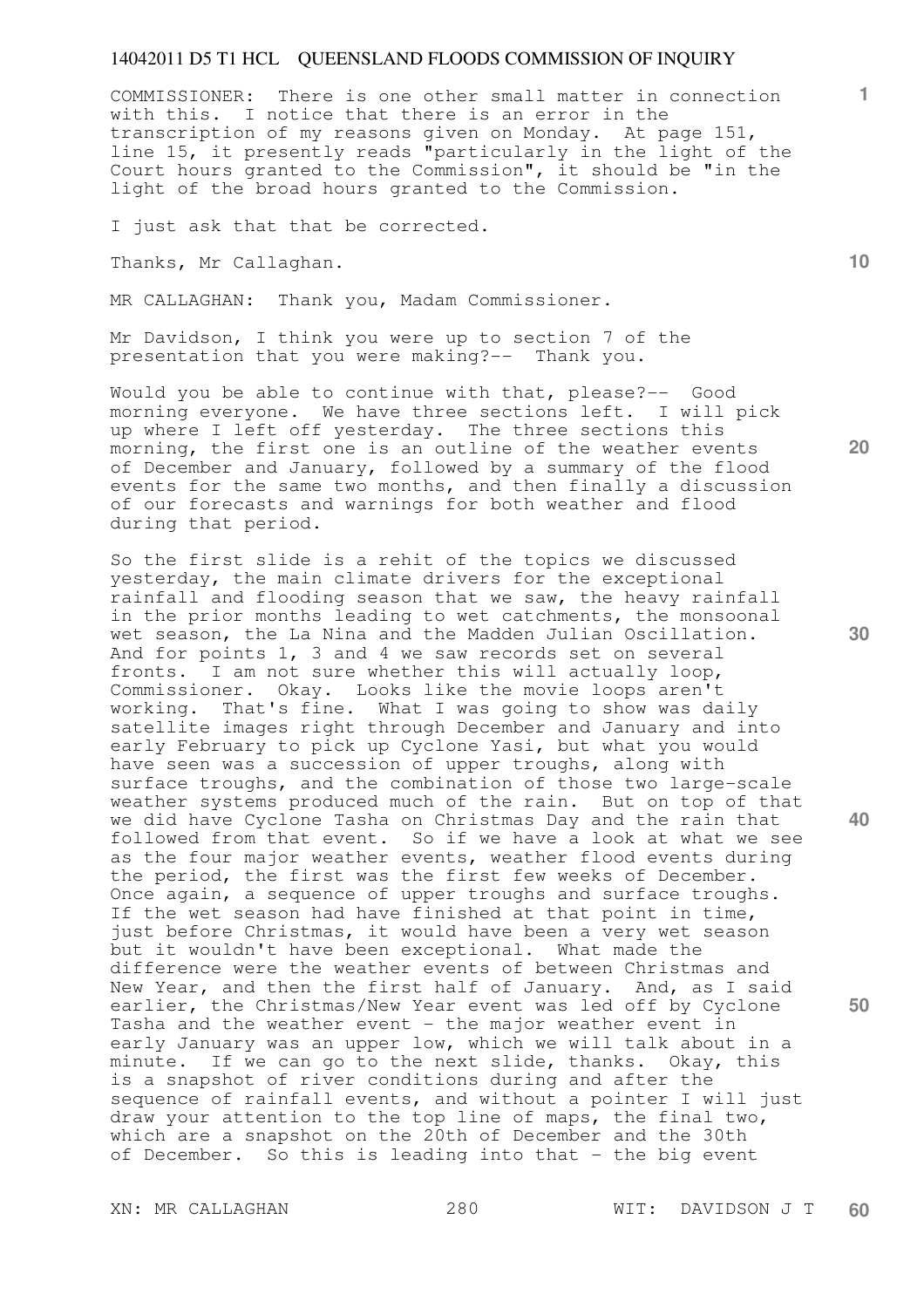COMMISSIONER: There is one other small matter in connection with this. I notice that there is an error in the transcription of my reasons given on Monday. At page 151, line 15, it presently reads "particularly in the light of the Court hours granted to the Commission", it should be "in the light of the broad hours granted to the Commission.

I just ask that that be corrected.

Thanks, Mr Callaghan.

MR CALLAGHAN: Thank you, Madam Commissioner.

Mr Davidson, I think you were up to section 7 of the presentation that you were making?-- Thank you.

Would you be able to continue with that, please?-- Good morning everyone. We have three sections left. I will pick up where I left off yesterday. The three sections this morning, the first one is an outline of the weather events of December and January, followed by a summary of the flood events for the same two months, and then finally a discussion of our forecasts and warnings for both weather and flood during that period.

So the first slide is a rehit of the topics we discussed yesterday, the main climate drivers for the exceptional rainfall and flooding season that we saw, the heavy rainfall in the prior months leading to wet catchments, the monsoonal wet season, the La Nina and the Madden Julian Oscillation. And for points 1, 3 and 4 we saw records set on several fronts. I am not sure whether this will actually loop, Commissioner. Okay. Looks like the movie loops aren't working. That's fine. What I was going to show was daily satellite images right through December and January and into early February to pick up Cyclone Yasi, but what you would have seen was a succession of upper troughs, along with surface troughs, and the combination of those two large-scale weather systems produced much of the rain. But on top of that we did have Cyclone Tasha on Christmas Day and the rain that followed from that event. So if we have a look at what we see as the four major weather events, weather flood events during the period, the first was the first few weeks of December. Once again, a sequence of upper troughs and surface troughs. If the wet season had have finished at that point in time, just before Christmas, it would have been a very wet season but it wouldn't have been exceptional. What made the difference were the weather events of between Christmas and New Year, and then the first half of January. And, as I said earlier, the Christmas/New Year event was led off by Cyclone Tasha and the weather event - the major weather event in early January was an upper low, which we will talk about in a minute. If we can go to the next slide, thanks. Okay, this is a snapshot of river conditions during and after the sequence of rainfall events, and without a pointer I will just draw your attention to the top line of maps, the final two, which are a snapshot on the 20th of December and the 30th of December. So this is leading into that - the big event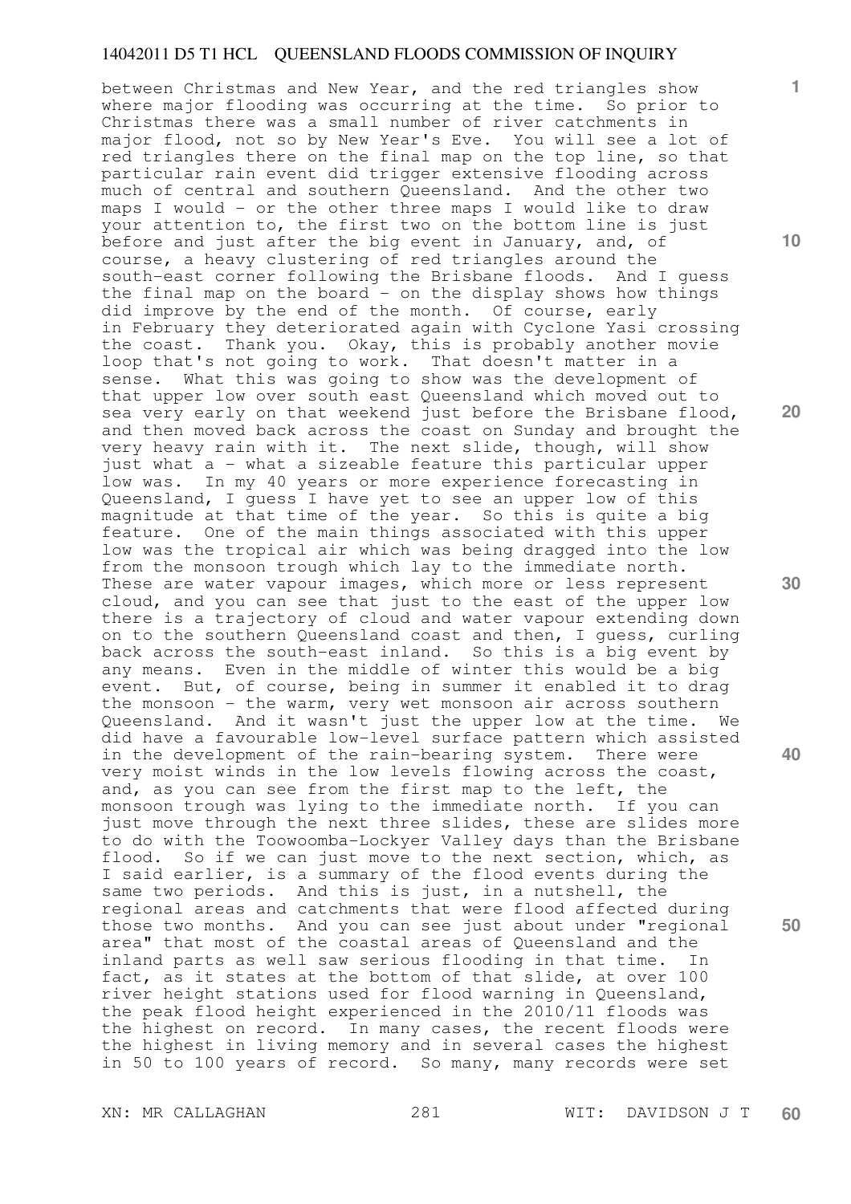between Christmas and New Year, and the red triangles show where major flooding was occurring at the time. So prior to Christmas there was a small number of river catchments in major flood, not so by New Year's Eve. You will see a lot of red triangles there on the final map on the top line, so that particular rain event did trigger extensive flooding across much of central and southern Queensland. And the other two maps I would - or the other three maps I would like to draw your attention to, the first two on the bottom line is just before and just after the big event in January, and, of course, a heavy clustering of red triangles around the south-east corner following the Brisbane floods. And I guess the final map on the board - on the display shows how things did improve by the end of the month. Of course, early in February they deteriorated again with Cyclone Yasi crossing the coast. Thank you. Okay, this is probably another movie loop that's not going to work. That doesn't matter in a sense. What this was going to show was the development of that upper low over south east Queensland which moved out to sea very early on that weekend just before the Brisbane flood, and then moved back across the coast on Sunday and brought the very heavy rain with it. The next slide, though, will show just what a - what a sizeable feature this particular upper low was. In my 40 years or more experience forecasting in Queensland, I guess I have yet to see an upper low of this magnitude at that time of the year. So this is quite a big feature. One of the main things associated with this upper low was the tropical air which was being dragged into the low from the monsoon trough which lay to the immediate north. These are water vapour images, which more or less represent cloud, and you can see that just to the east of the upper low there is a trajectory of cloud and water vapour extending down on to the southern Queensland coast and then, I guess, curling back across the south-east inland. So this is a big event by any means. Even in the middle of winter this would be a big event. But, of course, being in summer it enabled it to drag the monsoon - the warm, very wet monsoon air across southern Queensland. And it wasn't just the upper low at the time. We did have a favourable low-level surface pattern which assisted in the development of the rain-bearing system. There were very moist winds in the low levels flowing across the coast, and, as you can see from the first map to the left, the monsoon trough was lying to the immediate north. If you can just move through the next three slides, these are slides more to do with the Toowoomba-Lockyer Valley days than the Brisbane flood. So if we can just move to the next section, which, as I said earlier, is a summary of the flood events during the same two periods. And this is just, in a nutshell, the regional areas and catchments that were flood affected during those two months. And you can see just about under "regional area" that most of the coastal areas of Queensland and the inland parts as well saw serious flooding in that time. In fact, as it states at the bottom of that slide, at over 100 river height stations used for flood warning in Queensland, the peak flood height experienced in the 2010/11 floods was the highest on record. In many cases, the recent floods were the highest in living memory and in several cases the highest in 50 to 100 years of record. So many, many records were set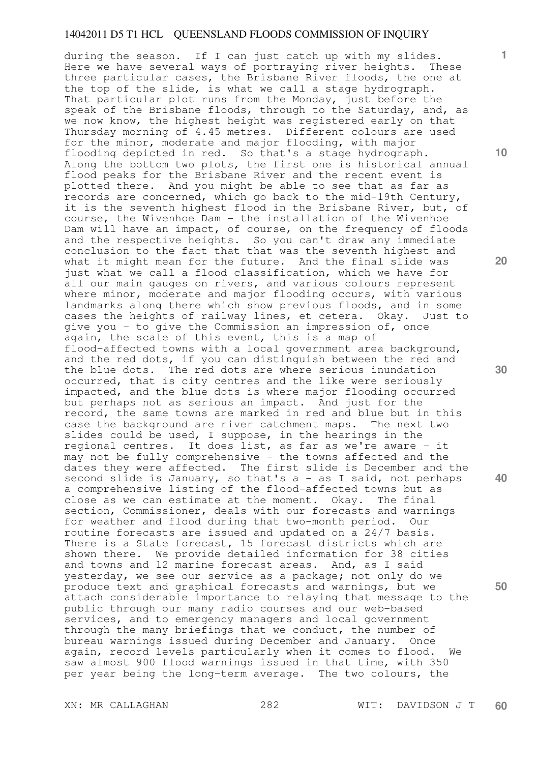during the season. If I can just catch up with my slides. Here we have several ways of portraying river heights. These three particular cases, the Brisbane River floods, the one at the top of the slide, is what we call a stage hydrograph. That particular plot runs from the Monday, just before the speak of the Brisbane floods, through to the Saturday, and, as we now know, the highest height was registered early on that Thursday morning of 4.45 metres. Different colours are used for the minor, moderate and major flooding, with major flooding depicted in red. So that's a stage hydrograph. Along the bottom two plots, the first one is historical annual flood peaks for the Brisbane River and the recent event is plotted there. And you might be able to see that as far as records are concerned, which go back to the mid-19th Century, it is the seventh highest flood in the Brisbane River, but, of course, the Wivenhoe Dam - the installation of the Wivenhoe Dam will have an impact, of course, on the frequency of floods and the respective heights. So you can't draw any immediate conclusion to the fact that that was the seventh highest and what it might mean for the future. And the final slide was just what we call a flood classification, which we have for all our main gauges on rivers, and various colours represent where minor, moderate and major flooding occurs, with various landmarks along there which show previous floods, and in some cases the heights of railway lines, et cetera. Okay. Just to give you - to give the Commission an impression of, once again, the scale of this event, this is a map of flood-affected towns with a local government area background, and the red dots, if you can distinguish between the red and the blue dots. The red dots are where serious inundation occurred, that is city centres and the like were seriously impacted, and the blue dots is where major flooding occurred but perhaps not as serious an impact. And just for the record, the same towns are marked in red and blue but in this case the background are river catchment maps. The next two slides could be used, I suppose, in the hearings in the regional centres. It does list, as far as we're aware - it may not be fully comprehensive - the towns affected and the dates they were affected. The first slide is December and the second slide is January, so that's a - as I said, not perhaps a comprehensive listing of the flood-affected towns but as close as we can estimate at the moment. Okay. The final section, Commissioner, deals with our forecasts and warnings for weather and flood during that two-month period. Our routine forecasts are issued and updated on a 24/7 basis. There is a State forecast, 15 forecast districts which are shown there. We provide detailed information for 38 cities and towns and 12 marine forecast areas. And, as I said yesterday, we see our service as a package; not only do we produce text and graphical forecasts and warnings, but we attach considerable importance to relaying that message to the public through our many radio courses and our web-based services, and to emergency managers and local government through the many briefings that we conduct, the number of bureau warnings issued during December and January. Once again, record levels particularly when it comes to flood. We saw almost 900 flood warnings issued in that time, with 350 per year being the long-term average. The two colours, the

XN: MR CALLAGHAN WIT: DAVIDSON J T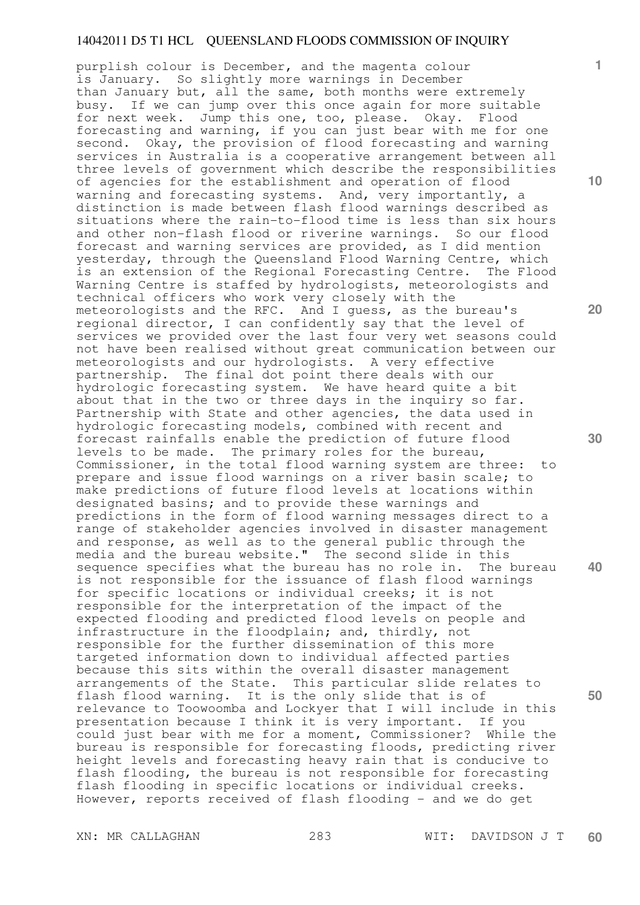purplish colour is December, and the magenta colour is January. So slightly more warnings in December than January but, all the same, both months were extremely busy. If we can jump over this once again for more suitable for next week. Jump this one, too, please. Okay. Flood forecasting and warning, if you can just bear with me for one second. Okay, the provision of flood forecasting and warning services in Australia is a cooperative arrangement between all three levels of government which describe the responsibilities of agencies for the establishment and operation of flood warning and forecasting systems. And, very importantly, a distinction is made between flash flood warnings described as situations where the rain-to-flood time is less than six hours and other non-flash flood or riverine warnings. So our flood forecast and warning services are provided, as I did mention yesterday, through the Queensland Flood Warning Centre, which is an extension of the Regional Forecasting Centre. The Flood Warning Centre is staffed by hydrologists, meteorologists and technical officers who work very closely with the meteorologists and the RFC. And I guess, as the bureau's regional director, I can confidently say that the level of services we provided over the last four very wet seasons could not have been realised without great communication between our meteorologists and our hydrologists. A very effective partnership. The final dot point there deals with our hydrologic forecasting system. We have heard quite a bit about that in the two or three days in the inquiry so far. Partnership with State and other agencies, the data used in hydrologic forecasting models, combined with recent and forecast rainfalls enable the prediction of future flood levels to be made. The primary roles for the bureau, Commissioner, in the total flood warning system are three: to prepare and issue flood warnings on a river basin scale; to make predictions of future flood levels at locations within designated basins; and to provide these warnings and predictions in the form of flood warning messages direct to a range of stakeholder agencies involved in disaster management and response, as well as to the general public through the media and the bureau website." The second slide in this sequence specifies what the bureau has no role in. The bureau is not responsible for the issuance of flash flood warnings for specific locations or individual creeks; it is not responsible for the interpretation of the impact of the expected flooding and predicted flood levels on people and infrastructure in the floodplain; and, thirdly, not responsible for the further dissemination of this more targeted information down to individual affected parties because this sits within the overall disaster management arrangements of the State. This particular slide relates to flash flood warning. It is the only slide that is of relevance to Toowoomba and Lockyer that I will include in this presentation because I think it is very important. If you could just bear with me for a moment, Commissioner? While the bureau is responsible for forecasting floods, predicting river height levels and forecasting heavy rain that is conducive to flash flooding, the bureau is not responsible for forecasting flash flooding in specific locations or individual creeks. However, reports received of flash flooding - and we do get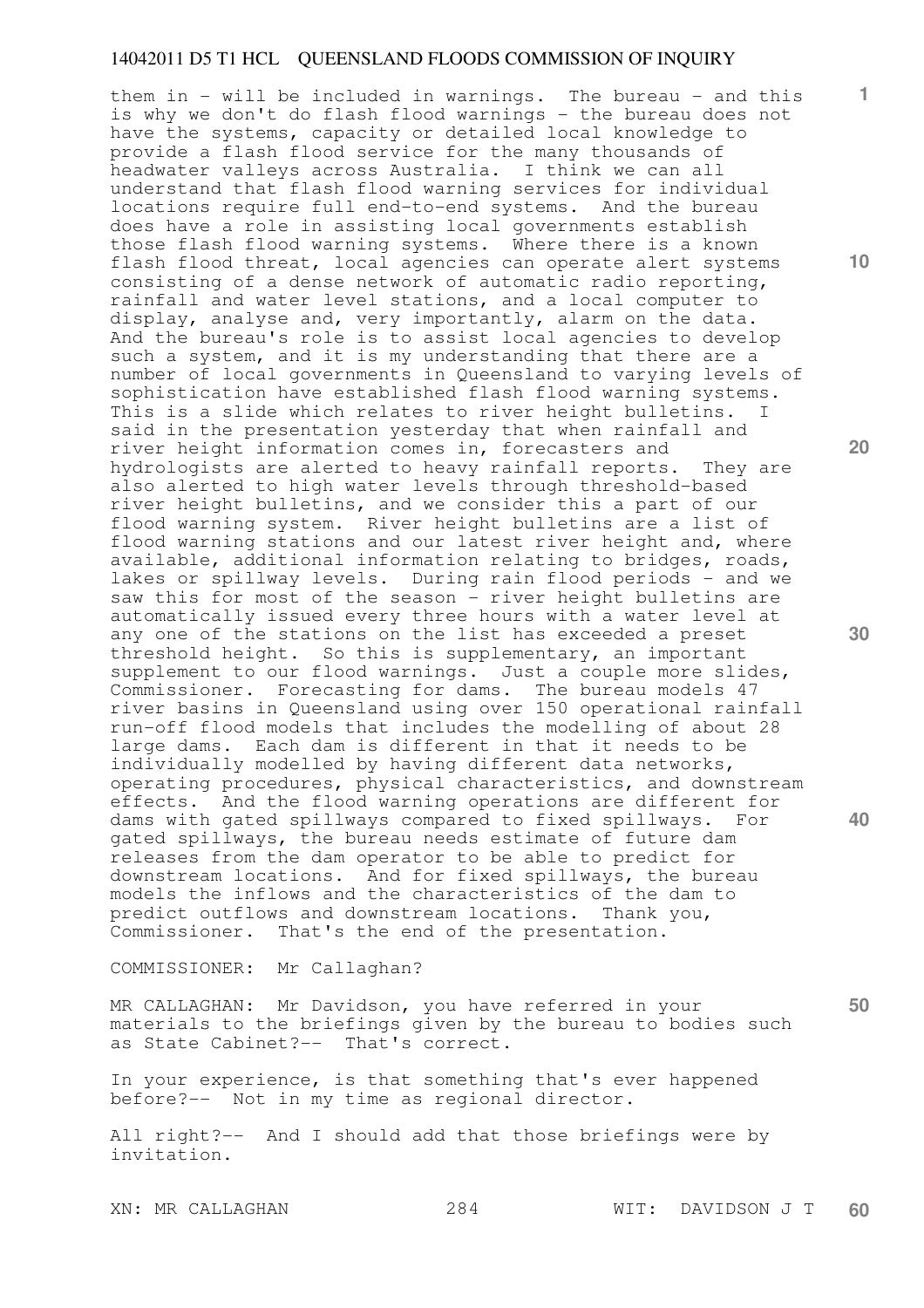them in - will be included in warnings. The bureau - and this is why we don't do flash flood warnings - the bureau does not have the systems, capacity or detailed local knowledge to provide a flash flood service for the many thousands of headwater valleys across Australia. I think we can all understand that flash flood warning services for individual locations require full end-to-end systems. And the bureau does have a role in assisting local governments establish those flash flood warning systems. Where there is a known flash flood threat, local agencies can operate alert systems consisting of a dense network of automatic radio reporting, rainfall and water level stations, and a local computer to display, analyse and, very importantly, alarm on the data. And the bureau's role is to assist local agencies to develop such a system, and it is my understanding that there are a number of local governments in Queensland to varying levels of sophistication have established flash flood warning systems. This is a slide which relates to river height bulletins. I said in the presentation yesterday that when rainfall and river height information comes in, forecasters and hydrologists are alerted to heavy rainfall reports. They are also alerted to high water levels through threshold-based river height bulletins, and we consider this a part of our flood warning system. River height bulletins are a list of flood warning stations and our latest river height and, where available, additional information relating to bridges, roads, lakes or spillway levels. During rain flood periods - and we saw this for most of the season - river height bulletins are automatically issued every three hours with a water level at any one of the stations on the list has exceeded a preset threshold height. So this is supplementary, an important supplement to our flood warnings. Just a couple more slides, Commissioner. Forecasting for dams. The bureau models 47 river basins in Queensland using over 150 operational rainfall run-off flood models that includes the modelling of about 28 large dams. Each dam is different in that it needs to be individually modelled by having different data networks, operating procedures, physical characteristics, and downstream effects. And the flood warning operations are different for dams with gated spillways compared to fixed spillways. For gated spillways, the bureau needs estimate of future dam releases from the dam operator to be able to predict for downstream locations. And for fixed spillways, the bureau models the inflows and the characteristics of the dam to predict outflows and downstream locations. Thank you, Commissioner. That's the end of the presentation.

COMMISSIONER: Mr Callaghan?

MR CALLAGHAN: Mr Davidson, you have referred in your materials to the briefings given by the bureau to bodies such as State Cabinet?-- That's correct.

In your experience, is that something that's ever happened before?-- Not in my time as regional director.

All right?-- And I should add that those briefings were by invitation.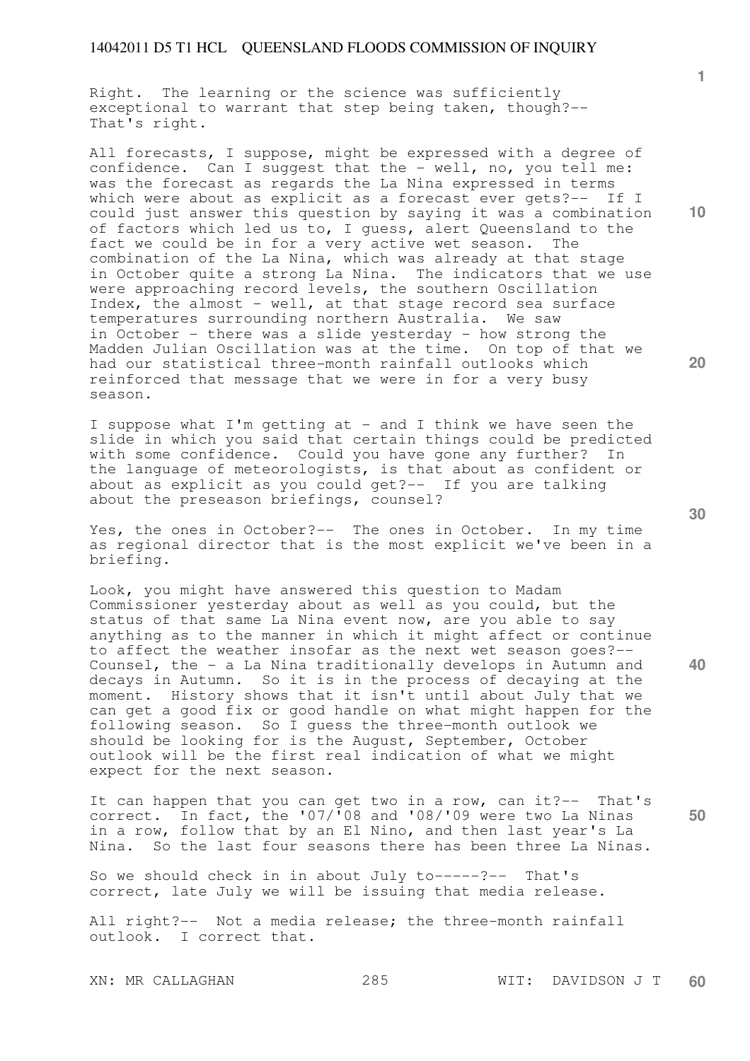Right. The learning or the science was sufficiently exceptional to warrant that step being taken, though?-- That's right.

All forecasts, I suppose, might be expressed with a degree of confidence. Can I suggest that the - well, no, you tell me: was the forecast as regards the La Nina expressed in terms which were about as explicit as a forecast ever gets?-- If I could just answer this question by saying it was a combination of factors which led us to, I guess, alert Queensland to the fact we could be in for a very active wet season. The combination of the La Nina, which was already at that stage in October quite a strong La Nina. The indicators that we use were approaching record levels, the southern Oscillation Index, the almost - well, at that stage record sea surface temperatures surrounding northern Australia. We saw in October - there was a slide yesterday - how strong the Madden Julian Oscillation was at the time. On top of that we had our statistical three-month rainfall outlooks which reinforced that message that we were in for a very busy season.

I suppose what I'm getting at - and I think we have seen the slide in which you said that certain things could be predicted with some confidence. Could you have gone any further? In the language of meteorologists, is that about as confident or about as explicit as you could get?-- If you are talking about the preseason briefings, counsel?

Yes, the ones in October?-- The ones in October. In my time as regional director that is the most explicit we've been in a briefing.

Look, you might have answered this question to Madam Commissioner yesterday about as well as you could, but the status of that same La Nina event now, are you able to say anything as to the manner in which it might affect or continue to affect the weather insofar as the next wet season goes?-- Counsel, the - a La Nina traditionally develops in Autumn and decays in Autumn. So it is in the process of decaying at the moment. History shows that it isn't until about July that we can get a good fix or good handle on what might happen for the following season. So I guess the three-month outlook we should be looking for is the August, September, October outlook will be the first real indication of what we might expect for the next season.

It can happen that you can get two in a row, can it?-- That's correct. In fact, the '07/'08 and '08/'09 were two La Ninas in a row, follow that by an El Nino, and then last year's La Nina. So the last four seasons there has been three La Ninas.

So we should check in in about July to-----?-- That's correct, late July we will be issuing that media release.

All right?-- Not a media release; the three-month rainfall outlook. I correct that.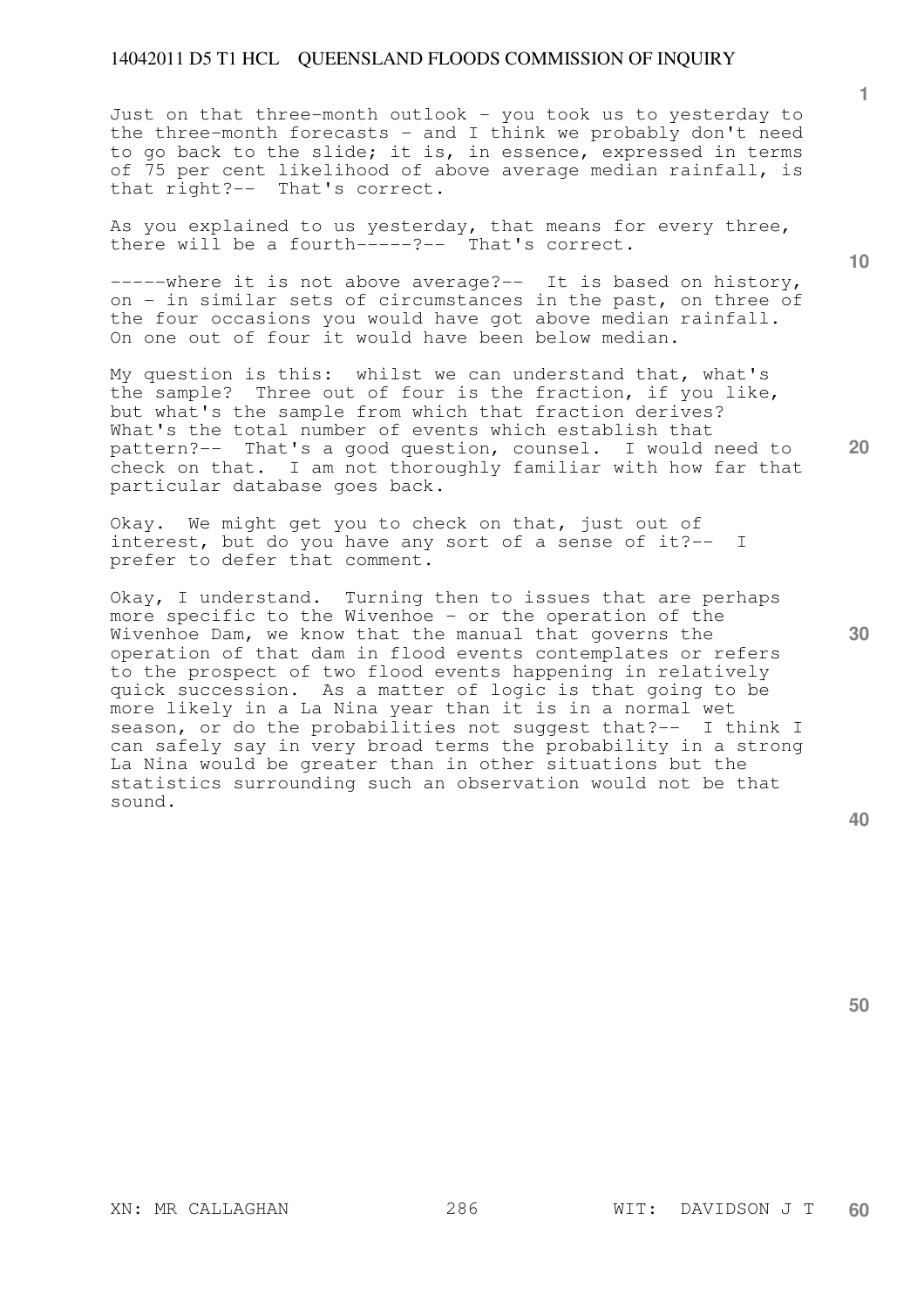Just on that three-month outlook - you took us to yesterday to the three-month forecasts - and I think we probably don't need to go back to the slide; it is, in essence, expressed in terms of 75 per cent likelihood of above average median rainfall, is that right?-- That's correct.

As you explained to us yesterday, that means for every three, there will be a fourth-----?-- That's correct.

-----where it is not above average?-- It is based on history, on - in similar sets of circumstances in the past, on three of the four occasions you would have got above median rainfall. On one out of four it would have been below median.

My question is this: whilst we can understand that, what's the sample? Three out of four is the fraction, if you like, but what's the sample from which that fraction derives? What's the total number of events which establish that pattern?-- That's a good question, counsel. I would need to check on that. I am not thoroughly familiar with how far that particular database goes back.

Okay. We might get you to check on that, just out of interest, but do you have any sort of a sense of it?-- I prefer to defer that comment.

Okay, I understand. Turning then to issues that are perhaps more specific to the Wivenhoe - or the operation of the Wivenhoe Dam, we know that the manual that governs the operation of that dam in flood events contemplates or refers to the prospect of two flood events happening in relatively quick succession. As a matter of logic is that going to be more likely in a La Nina year than it is in a normal wet season, or do the probabilities not suggest that?-- I think I can safely say in very broad terms the probability in a strong La Nina would be greater than in other situations but the statistics surrounding such an observation would not be that sound.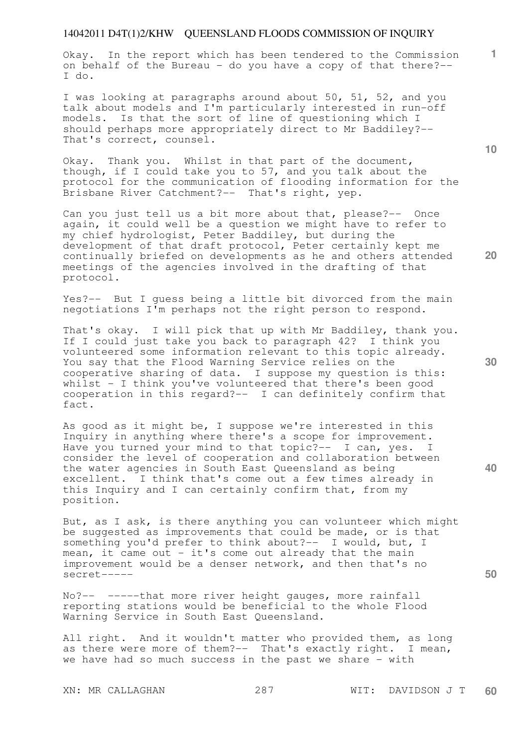Okay. In the report which has been tendered to the Commission on behalf of the Bureau - do you have a copy of that there?-- I do.

I was looking at paragraphs around about 50, 51, 52, and you talk about models and I'm particularly interested in run-off models. Is that the sort of line of questioning which I should perhaps more appropriately direct to Mr Baddiley?-- That's correct, counsel.

Okay. Thank you. Whilst in that part of the document, though, if I could take you to 57, and you talk about the protocol for the communication of flooding information for the Brisbane River Catchment?-- That's right, yep.

Can you just tell us a bit more about that, please?-- Once again, it could well be a question we might have to refer to my chief hydrologist, Peter Baddiley, but during the development of that draft protocol, Peter certainly kept me continually briefed on developments as he and others attended meetings of the agencies involved in the drafting of that protocol.

Yes?-- But I guess being a little bit divorced from the main negotiations I'm perhaps not the right person to respond.

That's okay. I will pick that up with Mr Baddiley, thank you. If I could just take you back to paragraph 42? I think you volunteered some information relevant to this topic already. You say that the Flood Warning Service relies on the cooperative sharing of data. I suppose my question is this: whilst - I think you've volunteered that there's been good cooperation in this regard?-- I can definitely confirm that fact.

As good as it might be, I suppose we're interested in this Inquiry in anything where there's a scope for improvement. Have you turned your mind to that topic?-- I can, yes. I consider the level of cooperation and collaboration between the water agencies in South East Queensland as being excellent. I think that's come out a few times already in this Inquiry and I can certainly confirm that, from my position.

But, as I ask, is there anything you can volunteer which might be suggested as improvements that could be made, or is that something you'd prefer to think about?-- I would, but, I mean, it came out - it's come out already that the main improvement would be a denser network, and then that's no secret-----

No?-- -----that more river height gauges, more rainfall reporting stations would be beneficial to the whole Flood Warning Service in South East Queensland.

All right. And it wouldn't matter who provided them, as long as there were more of them?-- That's exactly right. I mean, we have had so much success in the past we share - with

XN: MR CALLAGHAN WIT: DAVIDSON J T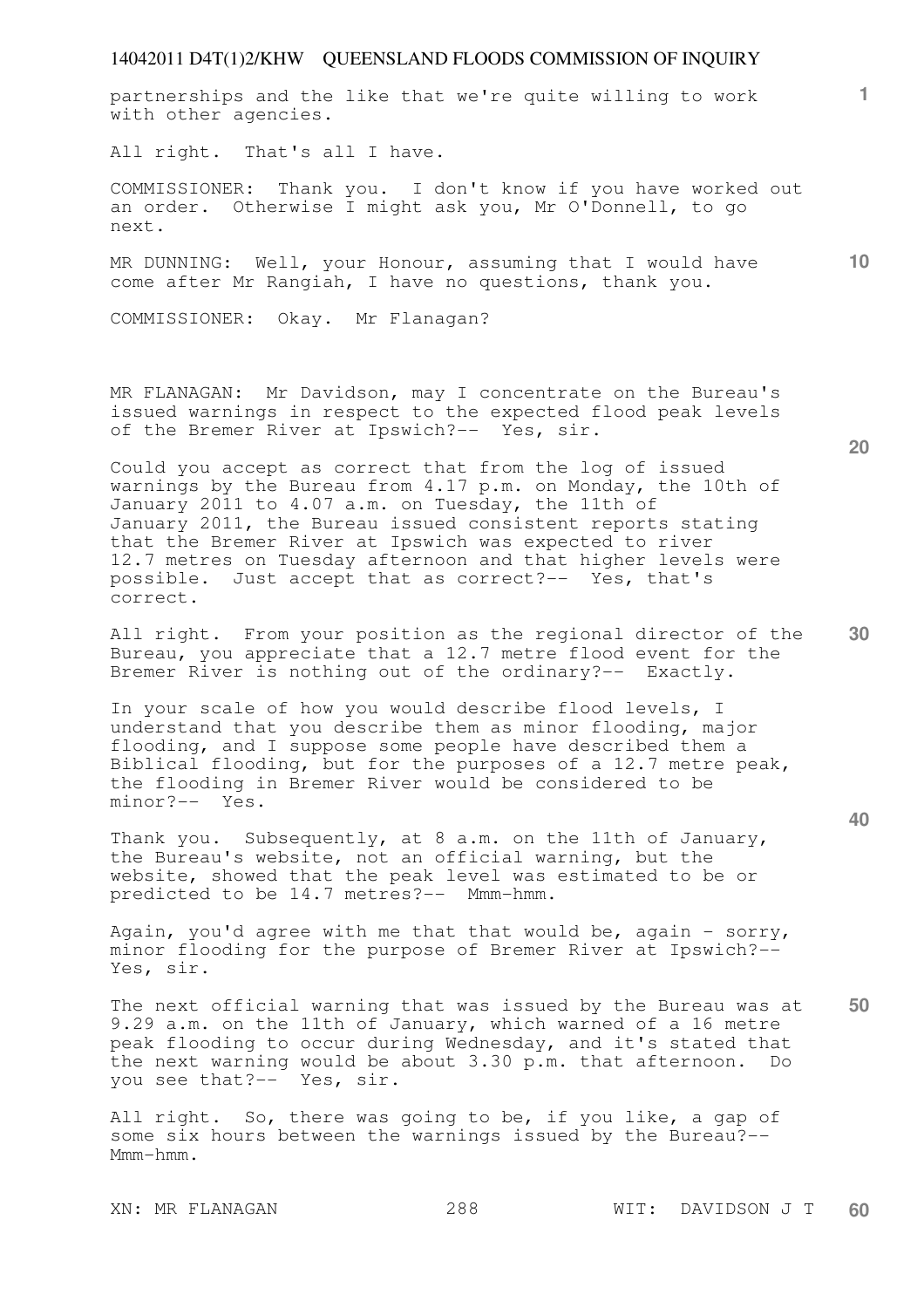partnerships and the like that we're quite willing to work with other agencies.

All right. That's all I have.

COMMISSIONER: Thank you. I don't know if you have worked out an order. Otherwise I might ask you, Mr O'Donnell, to go next.

MR DUNNING: Well, your Honour, assuming that I would have come after Mr Rangiah, I have no questions, thank you.

COMMISSIONER: Okay. Mr Flanagan?

MR FLANAGAN: Mr Davidson, may I concentrate on the Bureau's issued warnings in respect to the expected flood peak levels of the Bremer River at Ipswich?-- Yes, sir.

Could you accept as correct that from the log of issued warnings by the Bureau from 4.17 p.m. on Monday, the 10th of January 2011 to 4.07 a.m. on Tuesday, the 11th of January 2011, the Bureau issued consistent reports stating that the Bremer River at Ipswich was expected to river 12.7 metres on Tuesday afternoon and that higher levels were possible. Just accept that as correct?-- Yes, that's correct.

All right. From your position as the regional director of the Bureau, you appreciate that a 12.7 metre flood event for the Bremer River is nothing out of the ordinary?-- Exactly.

In your scale of how you would describe flood levels, I understand that you describe them as minor flooding, major flooding, and I suppose some people have described them a Biblical flooding, but for the purposes of a 12.7 metre peak, the flooding in Bremer River would be considered to be minor?-- Yes.

Thank you. Subsequently, at 8 a.m. on the 11th of January, the Bureau's website, not an official warning, but the website, showed that the peak level was estimated to be or predicted to be 14.7 metres?-- Mmm-hmm.

Again, you'd agree with me that that would be, again - sorry, minor flooding for the purpose of Bremer River at Ipswich?-- Yes, sir.

The next official warning that was issued by the Bureau was at 9.29 a.m. on the 11th of January, which warned of a 16 metre peak flooding to occur during Wednesday, and it's stated that the next warning would be about 3.30 p.m. that afternoon. Do you see that?-- Yes, sir.

All right. So, there was going to be, if you like, a gap of some six hours between the warnings issued by the Bureau?-- Mmm-hmm.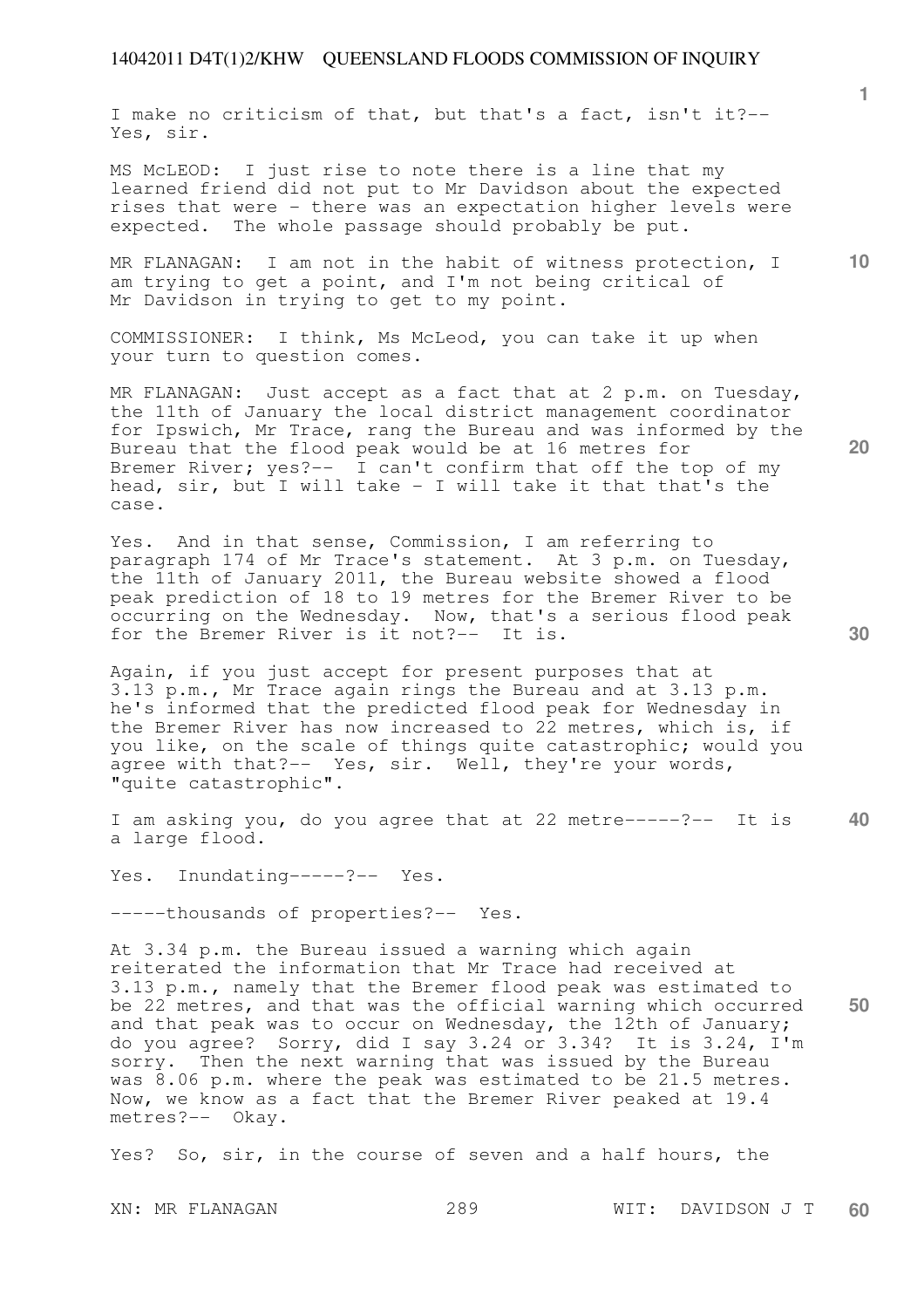I make no criticism of that, but that's a fact, isn't it?-- Yes, sir.

MS McLEOD: I just rise to note there is a line that my learned friend did not put to Mr Davidson about the expected rises that were - there was an expectation higher levels were expected. The whole passage should probably be put.

MR FLANAGAN: I am not in the habit of witness protection, I am trying to get a point, and I'm not being critical of Mr Davidson in trying to get to my point.

COMMISSIONER: I think, Ms McLeod, you can take it up when your turn to question comes.

MR FLANAGAN: Just accept as a fact that at 2 p.m. on Tuesday, the 11th of January the local district management coordinator for Ipswich, Mr Trace, rang the Bureau and was informed by the Bureau that the flood peak would be at 16 metres for Bremer River; yes?-- I can't confirm that off the top of my head, sir, but I will take - I will take it that that's the case.

Yes. And in that sense, Commission, I am referring to paragraph 174 of Mr Trace's statement. At 3 p.m. on Tuesday, the 11th of January 2011, the Bureau website showed a flood peak prediction of 18 to 19 metres for the Bremer River to be occurring on the Wednesday. Now, that's a serious flood peak for the Bremer River is it not?-- It is.

Again, if you just accept for present purposes that at 3.13 p.m., Mr Trace again rings the Bureau and at 3.13 p.m. he's informed that the predicted flood peak for Wednesday in the Bremer River has now increased to 22 metres, which is, if you like, on the scale of things quite catastrophic; would you agree with that?-- Yes, sir. Well, they're your words, "quite catastrophic".

I am asking you, do you agree that at 22 metre-----?-- It is a large flood.

Yes. Inundating-----?-- Yes.

-----thousands of properties?-- Yes.

At 3.34 p.m. the Bureau issued a warning which again reiterated the information that Mr Trace had received at 3.13 p.m., namely that the Bremer flood peak was estimated to be 22 metres, and that was the official warning which occurred and that peak was to occur on Wednesday, the 12th of January; do you agree? Sorry, did I say 3.24 or 3.34? It is 3.24, I'm sorry. Then the next warning that was issued by the Bureau was 8.06 p.m. where the peak was estimated to be 21.5 metres. Now, we know as a fact that the Bremer River peaked at 19.4 metres?-- Okay.

Yes? So, sir, in the course of seven and a half hours, the

XN: MR FLANAGAN WIT: DAVIDSON J T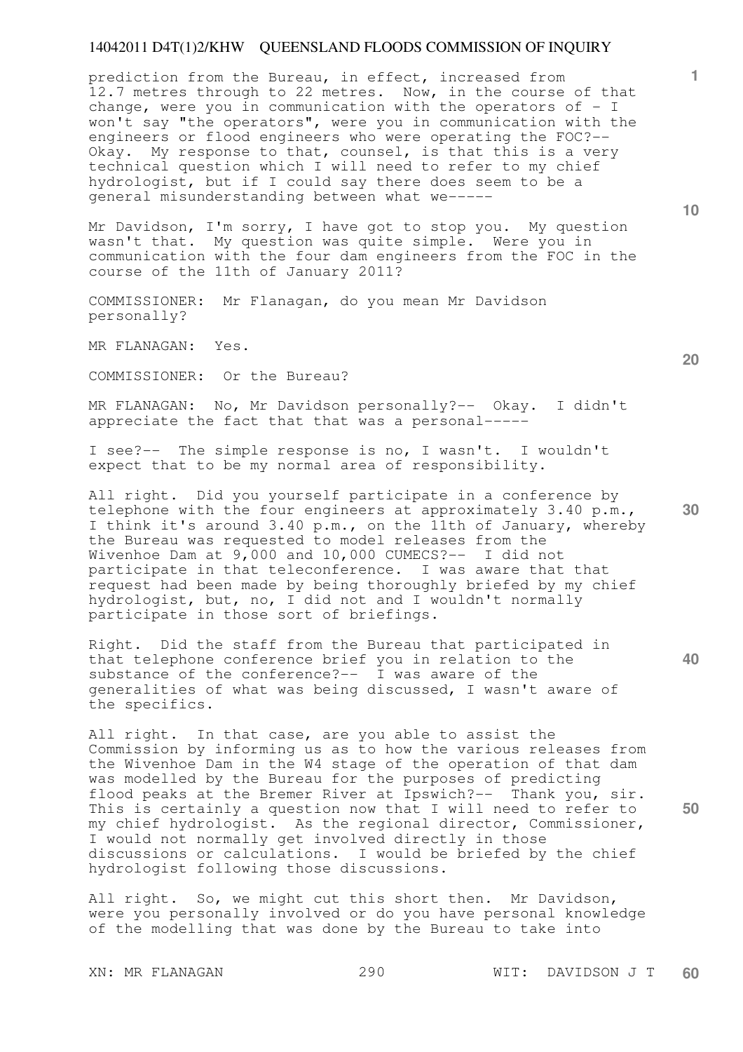prediction from the Bureau, in effect, increased from 12.7 metres through to 22 metres. Now, in the course of that change, were you in communication with the operators of - I won't say "the operators", were you in communication with the engineers or flood engineers who were operating the FOC?-- Okay. My response to that, counsel, is that this is a very technical question which I will need to refer to my chief hydrologist, but if I could say there does seem to be a general misunderstanding between what we-----

Mr Davidson, I'm sorry, I have got to stop you. My question wasn't that. My question was quite simple. Were you in communication with the four dam engineers from the FOC in the course of the 11th of January 2011?

COMMISSIONER: Mr Flanagan, do you mean Mr Davidson personally?

MR FLANAGAN: Yes.

COMMISSIONER: Or the Bureau?

MR FLANAGAN: No, Mr Davidson personally?-- Okay. I didn't appreciate the fact that that was a personal-----

I see?-- The simple response is no, I wasn't. I wouldn't expect that to be my normal area of responsibility.

All right. Did you yourself participate in a conference by telephone with the four engineers at approximately 3.40 p.m., I think it's around 3.40 p.m., on the 11th of January, whereby the Bureau was requested to model releases from the Wivenhoe Dam at 9,000 and 10,000 CUMECS?-- I did not participate in that teleconference. I was aware that that request had been made by being thoroughly briefed by my chief hydrologist, but, no, I did not and I wouldn't normally participate in those sort of briefings.

Right. Did the staff from the Bureau that participated in that telephone conference brief you in relation to the substance of the conference?-- I was aware of the generalities of what was being discussed, I wasn't aware of the specifics.

All right. In that case, are you able to assist the Commission by informing us as to how the various releases from the Wivenhoe Dam in the W4 stage of the operation of that dam was modelled by the Bureau for the purposes of predicting flood peaks at the Bremer River at Ipswich?-- Thank you, sir. This is certainly a question now that I will need to refer to my chief hydrologist. As the regional director, Commissioner, I would not normally get involved directly in those discussions or calculations. I would be briefed by the chief hydrologist following those discussions.

All right. So, we might cut this short then. Mr Davidson, were you personally involved or do you have personal knowledge of the modelling that was done by the Bureau to take into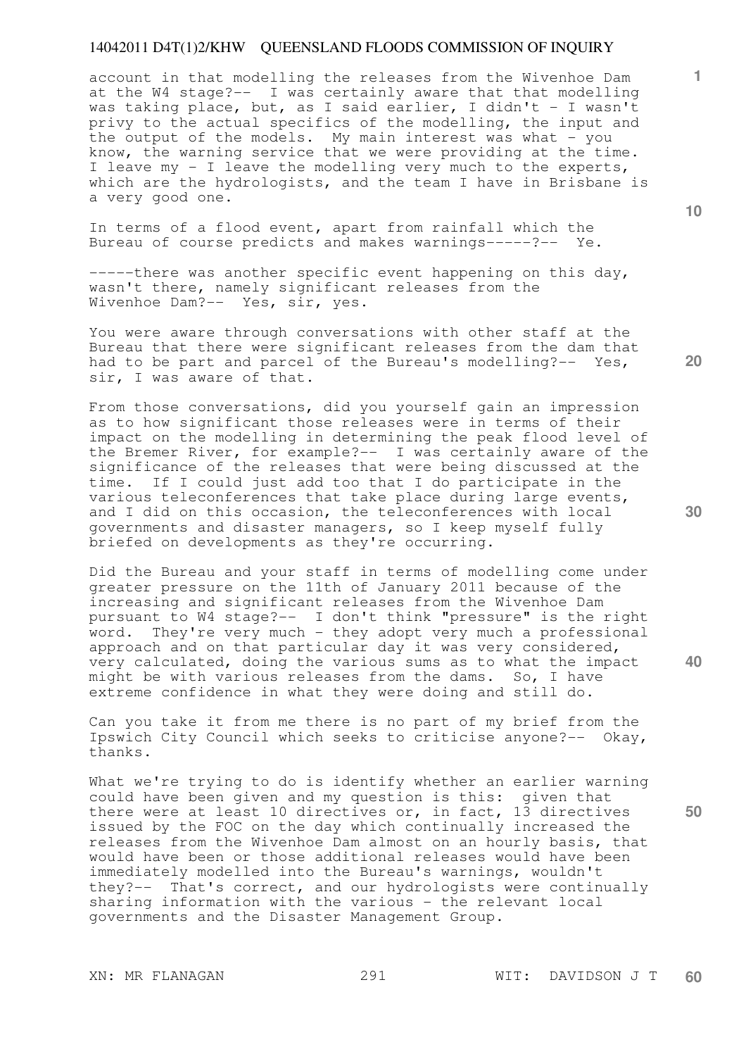account in that modelling the releases from the Wivenhoe Dam at the W4 stage?-- I was certainly aware that that modelling was taking place, but, as I said earlier, I didn't - I wasn't privy to the actual specifics of the modelling, the input and the output of the models. My main interest was what - you know, the warning service that we were providing at the time. I leave my - I leave the modelling very much to the experts, which are the hydrologists, and the team I have in Brisbane is a very good one.

In terms of a flood event, apart from rainfall which the Bureau of course predicts and makes warnings-----?-- Ye.

-----there was another specific event happening on this day, wasn't there, namely significant releases from the Wivenhoe Dam?-- Yes, sir, yes.

You were aware through conversations with other staff at the Bureau that there were significant releases from the dam that had to be part and parcel of the Bureau's modelling?-- Yes, sir, I was aware of that.

From those conversations, did you yourself gain an impression as to how significant those releases were in terms of their impact on the modelling in determining the peak flood level of the Bremer River, for example?-- I was certainly aware of the significance of the releases that were being discussed at the time. If I could just add too that I do participate in the various teleconferences that take place during large events, and I did on this occasion, the teleconferences with local governments and disaster managers, so I keep myself fully briefed on developments as they're occurring.

Did the Bureau and your staff in terms of modelling come under greater pressure on the 11th of January 2011 because of the increasing and significant releases from the Wivenhoe Dam pursuant to W4 stage?-- I don't think "pressure" is the right word. They're very much - they adopt very much a professional approach and on that particular day it was very considered, very calculated, doing the various sums as to what the impact might be with various releases from the dams. So, I have extreme confidence in what they were doing and still do.

Can you take it from me there is no part of my brief from the Ipswich City Council which seeks to criticise anyone?-- Okay, thanks.

What we're trying to do is identify whether an earlier warning could have been given and my question is this: given that there were at least 10 directives or, in fact, 13 directives issued by the FOC on the day which continually increased the releases from the Wivenhoe Dam almost on an hourly basis, that would have been or those additional releases would have been immediately modelled into the Bureau's warnings, wouldn't they?-- That's correct, and our hydrologists were continually sharing information with the various - the relevant local governments and the Disaster Management Group.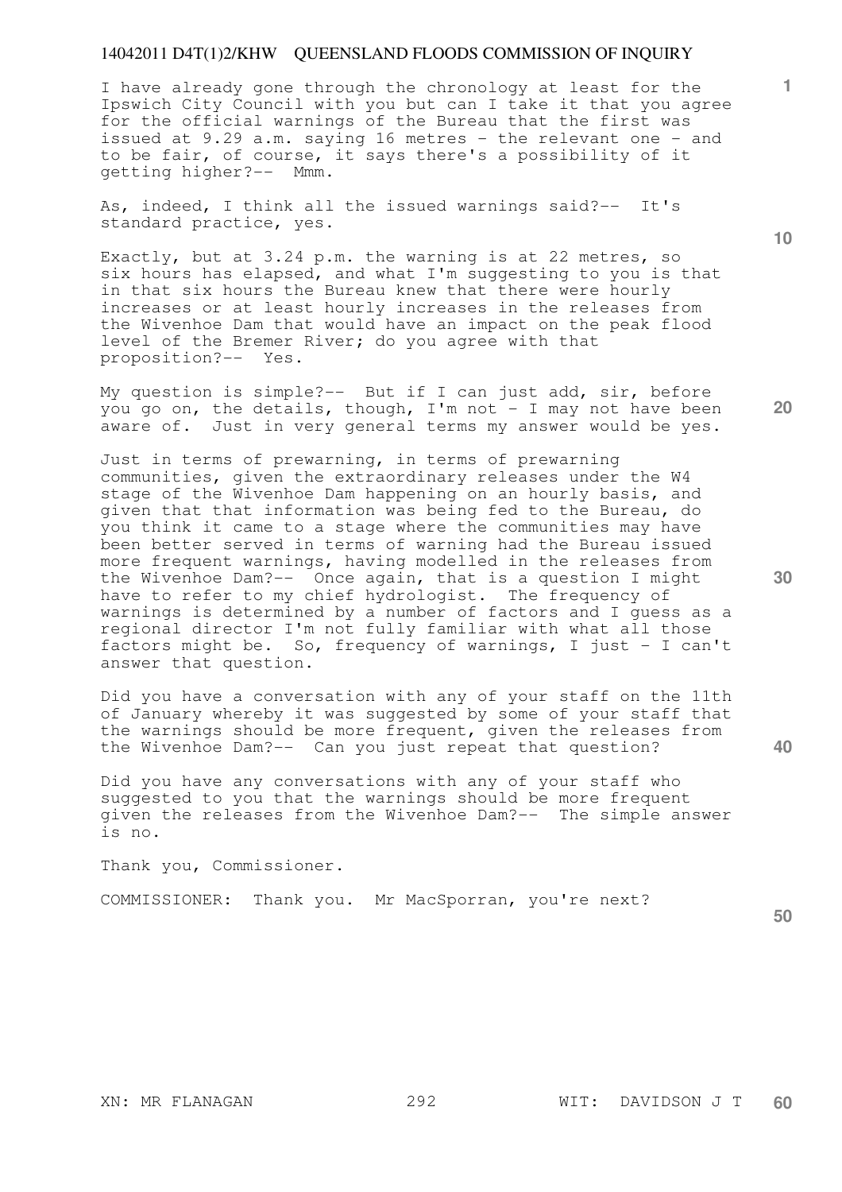I have already gone through the chronology at least for the Ipswich City Council with you but can I take it that you agree for the official warnings of the Bureau that the first was issued at 9.29 a.m. saying 16 metres - the relevant one - and to be fair, of course, it says there's a possibility of it getting higher?-- Mmm.

As, indeed, I think all the issued warnings said?-- It's standard practice, yes.

Exactly, but at 3.24 p.m. the warning is at 22 metres, so six hours has elapsed, and what I'm suggesting to you is that in that six hours the Bureau knew that there were hourly increases or at least hourly increases in the releases from the Wivenhoe Dam that would have an impact on the peak flood level of the Bremer River; do you agree with that proposition?-- Yes.

My question is simple?-- But if I can just add, sir, before you go on, the details, though, I'm not - I may not have been aware of. Just in very general terms my answer would be yes.

Just in terms of prewarning, in terms of prewarning communities, given the extraordinary releases under the W4 stage of the Wivenhoe Dam happening on an hourly basis, and given that that information was being fed to the Bureau, do you think it came to a stage where the communities may have been better served in terms of warning had the Bureau issued more frequent warnings, having modelled in the releases from the Wivenhoe Dam?-- Once again, that is a question I might have to refer to my chief hydrologist. The frequency of warnings is determined by a number of factors and I guess as a regional director I'm not fully familiar with what all those factors might be. So, frequency of warnings, I just - I can't answer that question.

Did you have a conversation with any of your staff on the 11th of January whereby it was suggested by some of your staff that the warnings should be more frequent, given the releases from the Wivenhoe Dam?-- Can you just repeat that question?

Did you have any conversations with any of your staff who suggested to you that the warnings should be more frequent given the releases from the Wivenhoe Dam?-- The simple answer is no.

Thank you, Commissioner.

COMMISSIONER: Thank you. Mr MacSporran, you're next?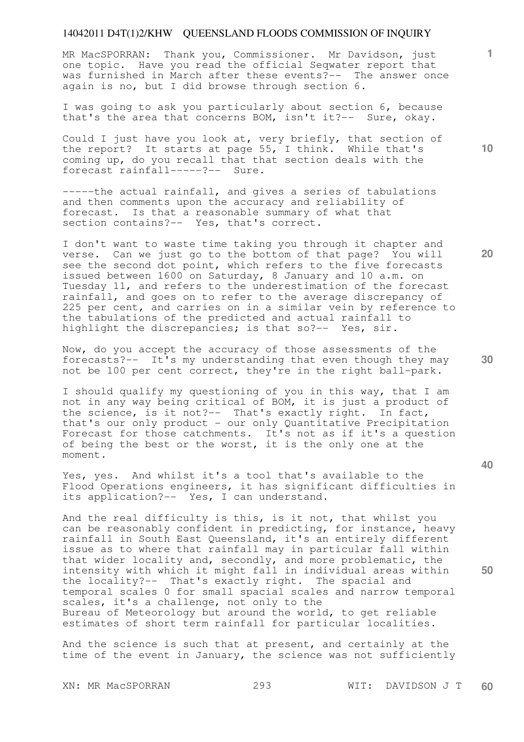MR MacSPORRAN: Thank you, Commissioner. Mr Davidson, just one topic. Have you read the official Seqwater report that was furnished in March after these events?-- The answer once again is no, but I did browse through section 6.

I was going to ask you particularly about section 6, because that's the area that concerns BOM, isn't it?-- Sure, okay.

Could I just have you look at, very briefly, that section of the report? It starts at page 55, I think. While that's coming up, do you recall that that section deals with the forecast rainfall-----?-- Sure.

-----the actual rainfall, and gives a series of tabulations and then comments upon the accuracy and reliability of forecast. Is that a reasonable summary of what that section contains?-- Yes, that's correct.

I don't want to waste time taking you through it chapter and verse. Can we just go to the bottom of that page? You will see the second dot point, which refers to the five forecasts issued between 1600 on Saturday, 8 January and 10 a.m. on Tuesday 11, and refers to the underestimation of the forecast rainfall, and goes on to refer to the average discrepancy of 225 per cent, and carries on in a similar vein by reference to the tabulations of the predicted and actual rainfall to highlight the discrepancies; is that so?-- Yes, sir.

Now, do you accept the accuracy of those assessments of the forecasts?-- It's my understanding that even though they may not be 100 per cent correct, they're in the right ball-park.

I should qualify my questioning of you in this way, that I am not in any way being critical of BOM, it is just a product of the science, is it not?-- That's exactly right. In fact, that's our only product - our only Quantitative Precipitation Forecast for those catchments. It's not as if it's a question of being the best or the worst, it is the only one at the moment.

Yes, yes. And whilst it's a tool that's available to the Flood Operations engineers, it has significant difficulties in its application?-- Yes, I can understand.

And the real difficulty is this, is it not, that whilst you can be reasonably confident in predicting, for instance, heavy rainfall in South East Queensland, it's an entirely different issue as to where that rainfall may in particular fall within that wider locality and, secondly, and more problematic, the intensity with which it might fall in individual areas within the locality?-- That's exactly right. The spacial and temporal scales 0 for small spacial scales and narrow temporal scales, it's a challenge, not only to the Bureau of Meteorology but around the world, to get reliable estimates of short term rainfall for particular localities.

And the science is such that at present, and certainly at the time of the event in January, the science was not sufficiently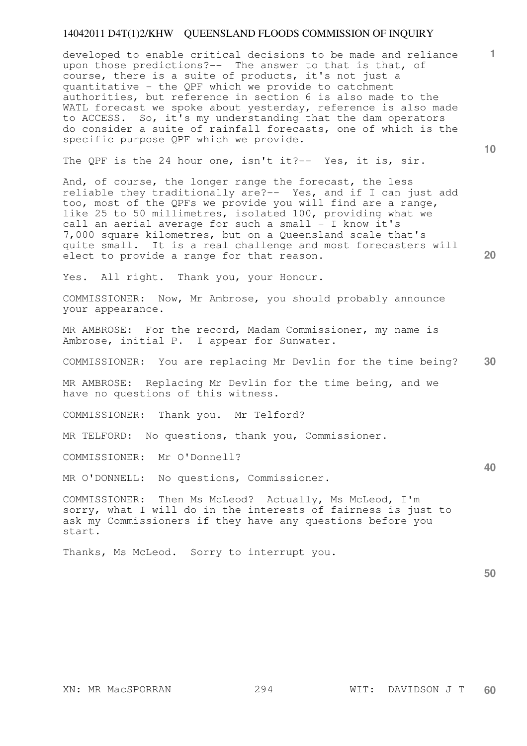developed to enable critical decisions to be made and reliance upon those predictions?-- The answer to that is that, of course, there is a suite of products, it's not just a quantitative - the QPF which we provide to catchment authorities, but reference in section 6 is also made to the WATL forecast we spoke about yesterday, reference is also made to ACCESS. So, it's my understanding that the dam operators do consider a suite of rainfall forecasts, one of which is the specific purpose QPF which we provide.

The QPF is the 24 hour one, isn't it?-- Yes, it is, sir.

And, of course, the longer range the forecast, the less reliable they traditionally are?-- Yes, and if I can just add too, most of the QPFs we provide you will find are a range, like 25 to 50 millimetres, isolated 100, providing what we call an aerial average for such a small - I know it's 7,000 square kilometres, but on a Queensland scale that's quite small. It is a real challenge and most forecasters will elect to provide a range for that reason.

Yes. All right. Thank you, your Honour.

COMMISSIONER: Now, Mr Ambrose, you should probably announce your appearance.

MR AMBROSE: For the record, Madam Commissioner, my name is Ambrose, initial P. I appear for Sunwater.

COMMISSIONER: You are replacing Mr Devlin for the time being?

MR AMBROSE: Replacing Mr Devlin for the time being, and we have no questions of this witness.

COMMISSIONER: Thank you. Mr Telford?

MR TELFORD: No questions, thank you, Commissioner.

COMMISSIONER: Mr O'Donnell?

MR O'DONNELL: No questions, Commissioner.

COMMISSIONER: Then Ms McLeod? Actually, Ms McLeod, I'm sorry, what I will do in the interests of fairness is just to ask my Commissioners if they have any questions before you start.

Thanks, Ms McLeod. Sorry to interrupt you.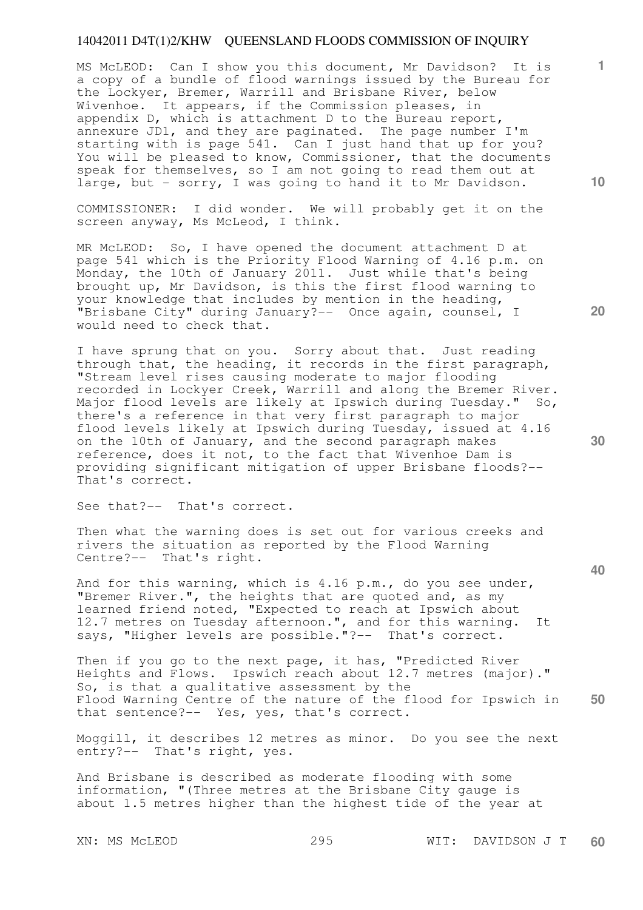MS McLEOD: Can I show you this document, Mr Davidson? It is a copy of a bundle of flood warnings issued by the Bureau for the Lockyer, Bremer, Warrill and Brisbane River, below Wivenhoe. It appears, if the Commission pleases, in appendix D, which is attachment D to the Bureau report, annexure JD1, and they are paginated. The page number I'm starting with is page 541. Can I just hand that up for you? You will be pleased to know, Commissioner, that the documents speak for themselves, so I am not going to read them out at large, but - sorry, I was going to hand it to Mr Davidson.

COMMISSIONER: I did wonder. We will probably get it on the screen anyway, Ms McLeod, I think.

MR McLEOD: So, I have opened the document attachment D at page 541 which is the Priority Flood Warning of 4.16 p.m. on Monday, the 10th of January 2011. Just while that's being brought up, Mr Davidson, is this the first flood warning to your knowledge that includes by mention in the heading, "Brisbane City" during January?-- Once again, counsel, I would need to check that.

I have sprung that on you. Sorry about that. Just reading through that, the heading, it records in the first paragraph, "Stream level rises causing moderate to major flooding recorded in Lockyer Creek, Warrill and along the Bremer River. Major flood levels are likely at Ipswich during Tuesday." So, there's a reference in that very first paragraph to major flood levels likely at Ipswich during Tuesday, issued at 4.16 on the 10th of January, and the second paragraph makes reference, does it not, to the fact that Wivenhoe Dam is providing significant mitigation of upper Brisbane floods?-- That's correct.

See that?-- That's correct.

Then what the warning does is set out for various creeks and rivers the situation as reported by the Flood Warning Centre?-- That's right.

And for this warning, which is 4.16 p.m., do you see under, "Bremer River.", the heights that are quoted and, as my learned friend noted, "Expected to reach at Ipswich about 12.7 metres on Tuesday afternoon.", and for this warning. It says, "Higher levels are possible."?-- That's correct.

Then if you go to the next page, it has, "Predicted River Heights and Flows. Ipswich reach about 12.7 metres (major)." So, is that a qualitative assessment by the Flood Warning Centre of the nature of the flood for Ipswich in that sentence?-- Yes, yes, that's correct.

Moggill, it describes 12 metres as minor. Do you see the next entry?-- That's right, yes.

And Brisbane is described as moderate flooding with some information, "(Three metres at the Brisbane City gauge is about 1.5 metres higher than the highest tide of the year at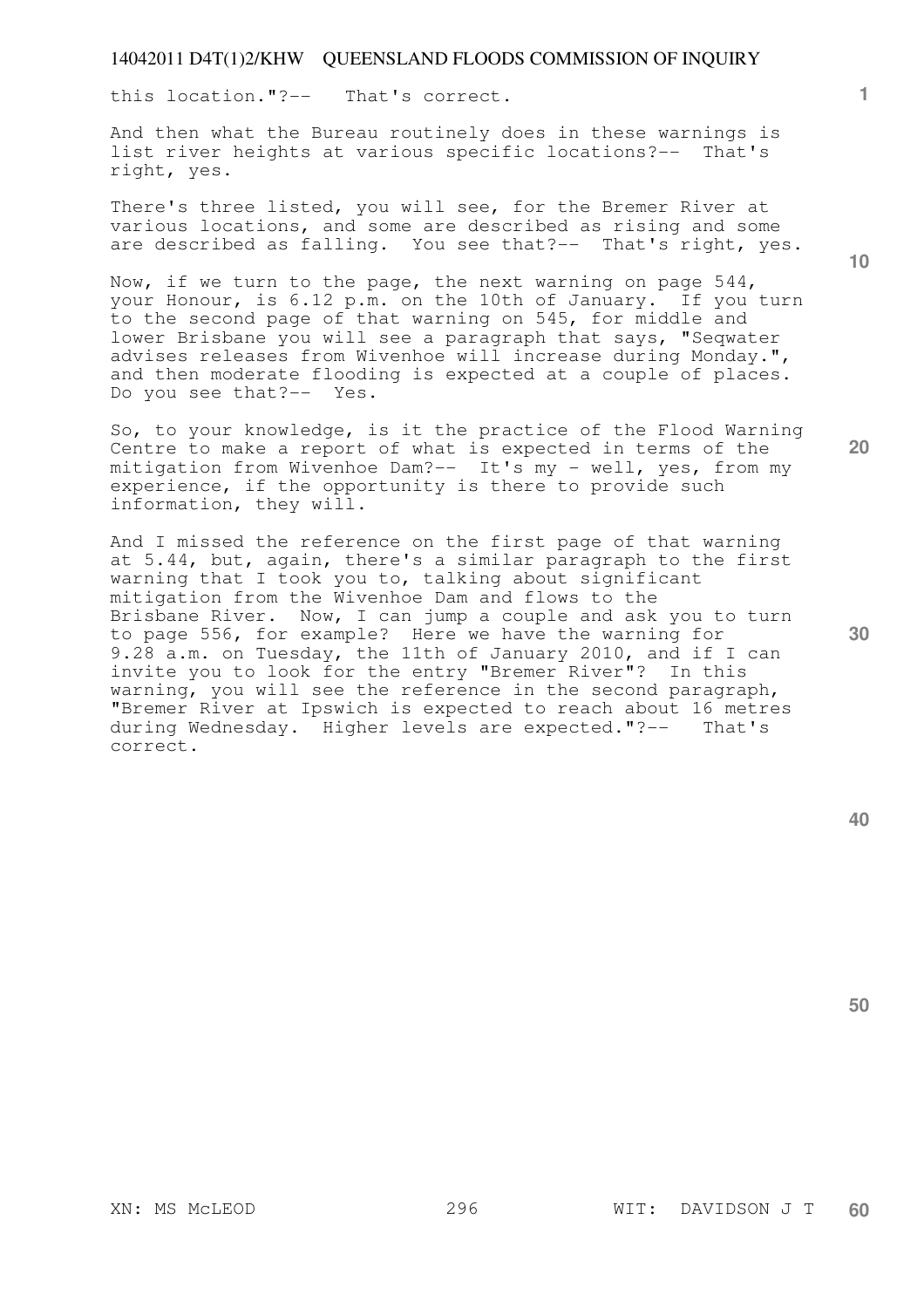this location."?-- That's correct.

And then what the Bureau routinely does in these warnings is list river heights at various specific locations?-- That's right, yes.

There's three listed, you will see, for the Bremer River at various locations, and some are described as rising and some are described as falling. You see that?-- That's right, yes.

Now, if we turn to the page, the next warning on page 544, your Honour, is 6.12 p.m. on the 10th of January. If you turn to the second page of that warning on 545, for middle and lower Brisbane you will see a paragraph that says, "Seqwater advises releases from Wivenhoe will increase during Monday.", and then moderate flooding is expected at a couple of places. Do you see that?-- Yes.

So, to your knowledge, is it the practice of the Flood Warning Centre to make a report of what is expected in terms of the mitigation from Wivenhoe Dam?-- It's my - well, yes, from my experience, if the opportunity is there to provide such information, they will.

And I missed the reference on the first page of that warning at 5.44, but, again, there's a similar paragraph to the first warning that I took you to, talking about significant mitigation from the Wivenhoe Dam and flows to the Brisbane River. Now, I can jump a couple and ask you to turn to page 556, for example? Here we have the warning for 9.28 a.m. on Tuesday, the 11th of January 2010, and if I can invite you to look for the entry "Bremer River"? In this warning, you will see the reference in the second paragraph, "Bremer River at Ipswich is expected to reach about 16 metres during Wednesday. Higher levels are expected."?-- That's correct.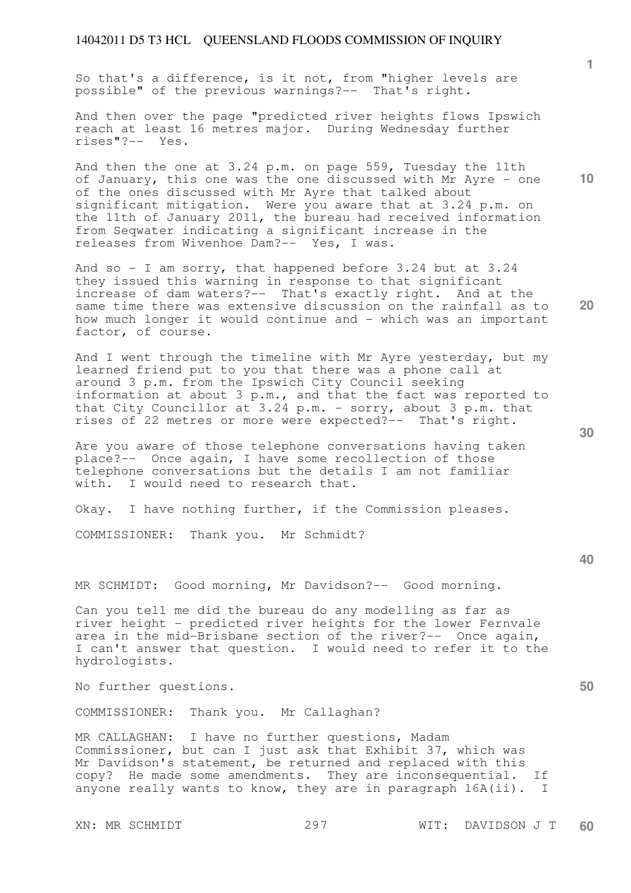So that's a difference, is it not, from "higher levels are possible" of the previous warnings?-- That's right.

And then over the page "predicted river heights flows Ipswich reach at least 16 metres major. During Wednesday further rises"?-- Yes.

And then the one at 3.24 p.m. on page 559, Tuesday the 11th of January, this one was the one discussed with Mr Ayre - one of the ones discussed with Mr Ayre that talked about significant mitigation. Were you aware that at 3.24 p.m. on the 11th of January 2011, the bureau had received information from Seqwater indicating a significant increase in the releases from Wivenhoe Dam?-- Yes, I was.

And so - I am sorry, that happened before 3.24 but at 3.24 they issued this warning in response to that significant increase of dam waters?-- That's exactly right. And at the same time there was extensive discussion on the rainfall as to how much longer it would continue and - which was an important factor, of course.

And I went through the timeline with Mr Ayre yesterday, but my learned friend put to you that there was a phone call at around 3 p.m. from the Ipswich City Council seeking information at about 3 p.m., and that the fact was reported to that City Councillor at 3.24 p.m. - sorry, about 3 p.m. that rises of 22 metres or more were expected?-- That's right.

Are you aware of those telephone conversations having taken place?-- Once again, I have some recollection of those telephone conversations but the details I am not familiar with. I would need to research that.

Okay. I have nothing further, if the Commission pleases.

COMMISSIONER: Thank you. Mr Schmidt?

MR SCHMIDT: Good morning, Mr Davidson?-- Good morning.

Can you tell me did the bureau do any modelling as far as river height - predicted river heights for the lower Fernvale area in the mid-Brisbane section of the river?-- Once again, I can't answer that question. I would need to refer it to the hydrologists.

No further questions.

COMMISSIONER: Thank you. Mr Callaghan?

MR CALLAGHAN: I have no further questions, Madam Commissioner, but can I just ask that Exhibit 37, which was Mr Davidson's statement, be returned and replaced with this copy? He made some amendments. They are inconsequential. If anyone really wants to know, they are in paragraph 16A(ii). I

XN: MR SCHMIDT WIT: DAVIDSON J T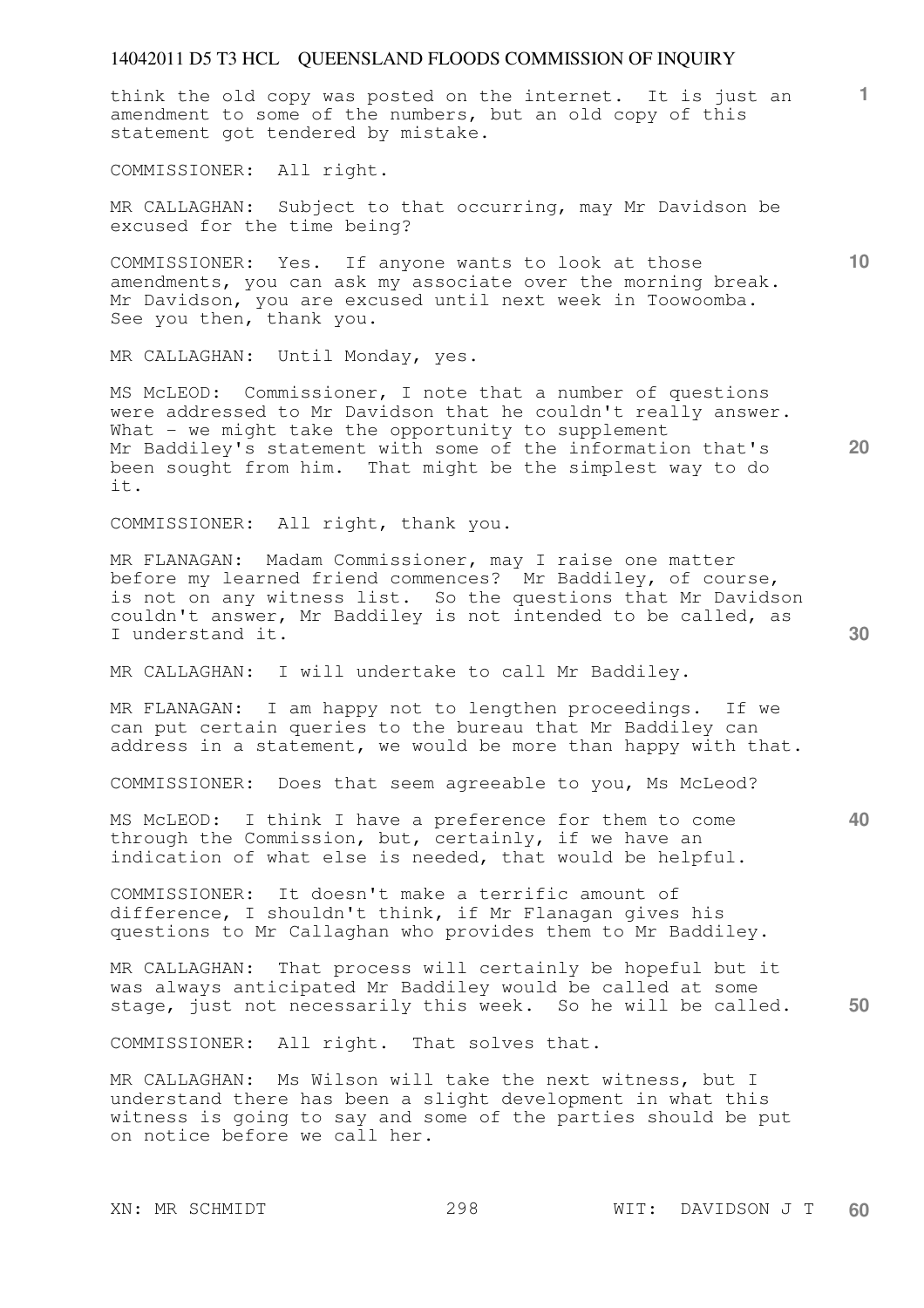think the old copy was posted on the internet. It is just an amendment to some of the numbers, but an old copy of this statement got tendered by mistake.

COMMISSIONER: All right.

MR CALLAGHAN: Subject to that occurring, may Mr Davidson be excused for the time being?

COMMISSIONER: Yes. If anyone wants to look at those amendments, you can ask my associate over the morning break. Mr Davidson, you are excused until next week in Toowoomba. See you then, thank you.

MR CALLAGHAN: Until Monday, yes.

MS McLEOD: Commissioner, I note that a number of questions were addressed to Mr Davidson that he couldn't really answer. What - we might take the opportunity to supplement Mr Baddiley's statement with some of the information that's been sought from him. That might be the simplest way to do it.

COMMISSIONER: All right, thank you.

MR FLANAGAN: Madam Commissioner, may I raise one matter before my learned friend commences? Mr Baddiley, of course, is not on any witness list. So the questions that Mr Davidson couldn't answer, Mr Baddiley is not intended to be called, as I understand it.

MR CALLAGHAN: I will undertake to call Mr Baddiley.

MR FLANAGAN: I am happy not to lengthen proceedings. If we can put certain queries to the bureau that Mr Baddiley can address in a statement, we would be more than happy with that.

COMMISSIONER: Does that seem agreeable to you, Ms McLeod?

MS McLEOD: I think I have a preference for them to come through the Commission, but, certainly, if we have an indication of what else is needed, that would be helpful.

COMMISSIONER: It doesn't make a terrific amount of difference, I shouldn't think, if Mr Flanagan gives his questions to Mr Callaghan who provides them to Mr Baddiley.

MR CALLAGHAN: That process will certainly be hopeful but it was always anticipated Mr Baddiley would be called at some stage, just not necessarily this week. So he will be called.

COMMISSIONER: All right. That solves that.

MR CALLAGHAN: Ms Wilson will take the next witness, but I understand there has been a slight development in what this witness is going to say and some of the parties should be put on notice before we call her.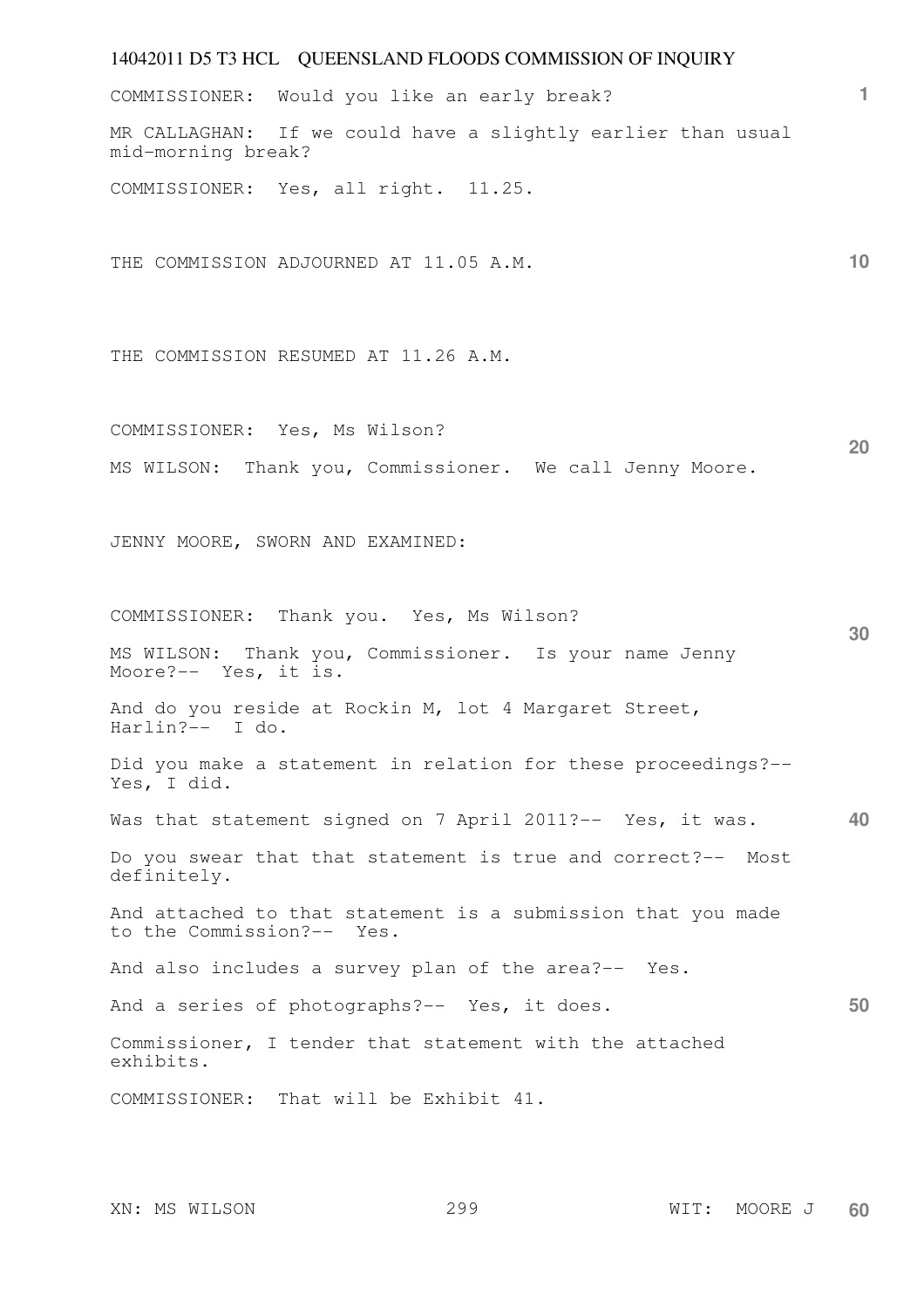COMMISSIONER: Would you like an early break?

MR CALLAGHAN: If we could have a slightly earlier than usual mid-morning break?

COMMISSIONER: Yes, all right. 11.25.

THE COMMISSION ADJOURNED AT 11.05 A.M.

THE COMMISSION RESUMED AT 11.26 A.M.

COMMISSIONER: Yes, Ms Wilson?

MS WILSON: Thank you, Commissioner. We call Jenny Moore.

JENNY MOORE, SWORN AND EXAMINED:

COMMISSIONER: Thank you. Yes, Ms Wilson?

MS WILSON: Thank you, Commissioner. Is your name Jenny Moore?-- Yes, it is.

And do you reside at Rockin M, lot 4 Margaret Street, Harlin?-- I do.

Did you make a statement in relation for these proceedings?-- Yes, I did.

Was that statement signed on 7 April 2011?-- Yes, it was.

Do you swear that that statement is true and correct?-- Most definitely.

And attached to that statement is a submission that you made to the Commission?-- Yes.

And also includes a survey plan of the area?-- Yes.

And a series of photographs?-- Yes, it does.

Commissioner, I tender that statement with the attached exhibits.

COMMISSIONER: That will be Exhibit 41.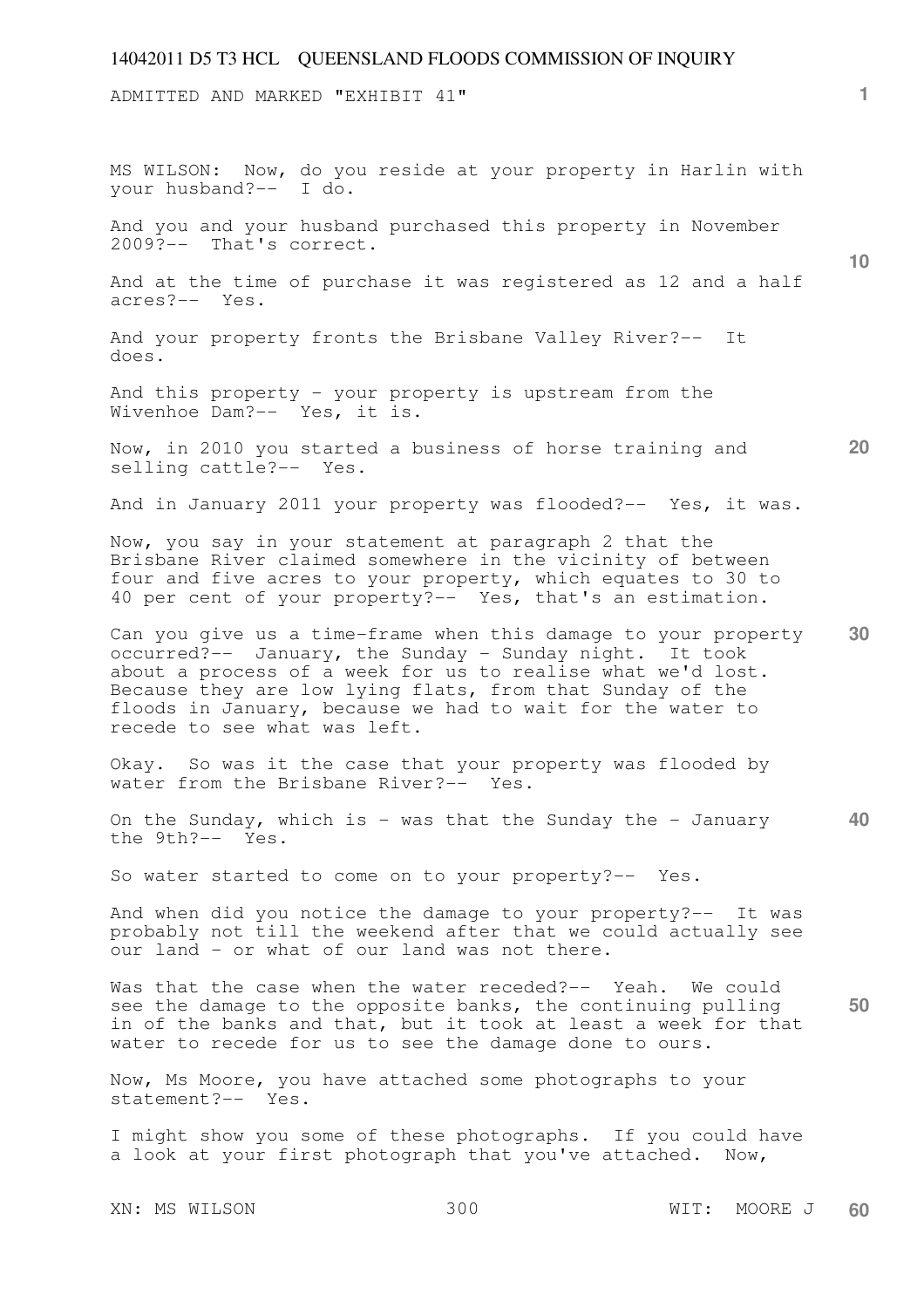ADMITTED AND MARKED "EXHIBIT 41"

MS WILSON: Now, do you reside at your property in Harlin with your husband?-- I do.

And you and your husband purchased this property in November 2009?-- That's correct.

And at the time of purchase it was registered as 12 and a half acres?-- Yes.

And your property fronts the Brisbane Valley River?-- It does.

And this property - your property is upstream from the Wivenhoe Dam?-- Yes, it is.

Now, in 2010 you started a business of horse training and selling cattle?-- Yes.

And in January 2011 your property was flooded?-- Yes, it was.

Now, you say in your statement at paragraph 2 that the Brisbane River claimed somewhere in the vicinity of between four and five acres to your property, which equates to 30 to 40 per cent of your property?-- Yes, that's an estimation.

Can you give us a time-frame when this damage to your property occurred?-- January, the Sunday - Sunday night. It took about a process of a week for us to realise what we'd lost. Because they are low lying flats, from that Sunday of the floods in January, because we had to wait for the water to recede to see what was left.

Okay. So was it the case that your property was flooded by water from the Brisbane River?-- Yes.

On the Sunday, which is - was that the Sunday the - January the 9th?-- Yes.

So water started to come on to your property?-- Yes.

And when did you notice the damage to your property?-- It was probably not till the weekend after that we could actually see our land - or what of our land was not there.

Was that the case when the water receded?-- Yeah. We could see the damage to the opposite banks, the continuing pulling in of the banks and that, but it took at least a week for that water to recede for us to see the damage done to ours.

Now, Ms Moore, you have attached some photographs to your statement?-- Yes.

I might show you some of these photographs. If you could have a look at your first photograph that you've attached. Now,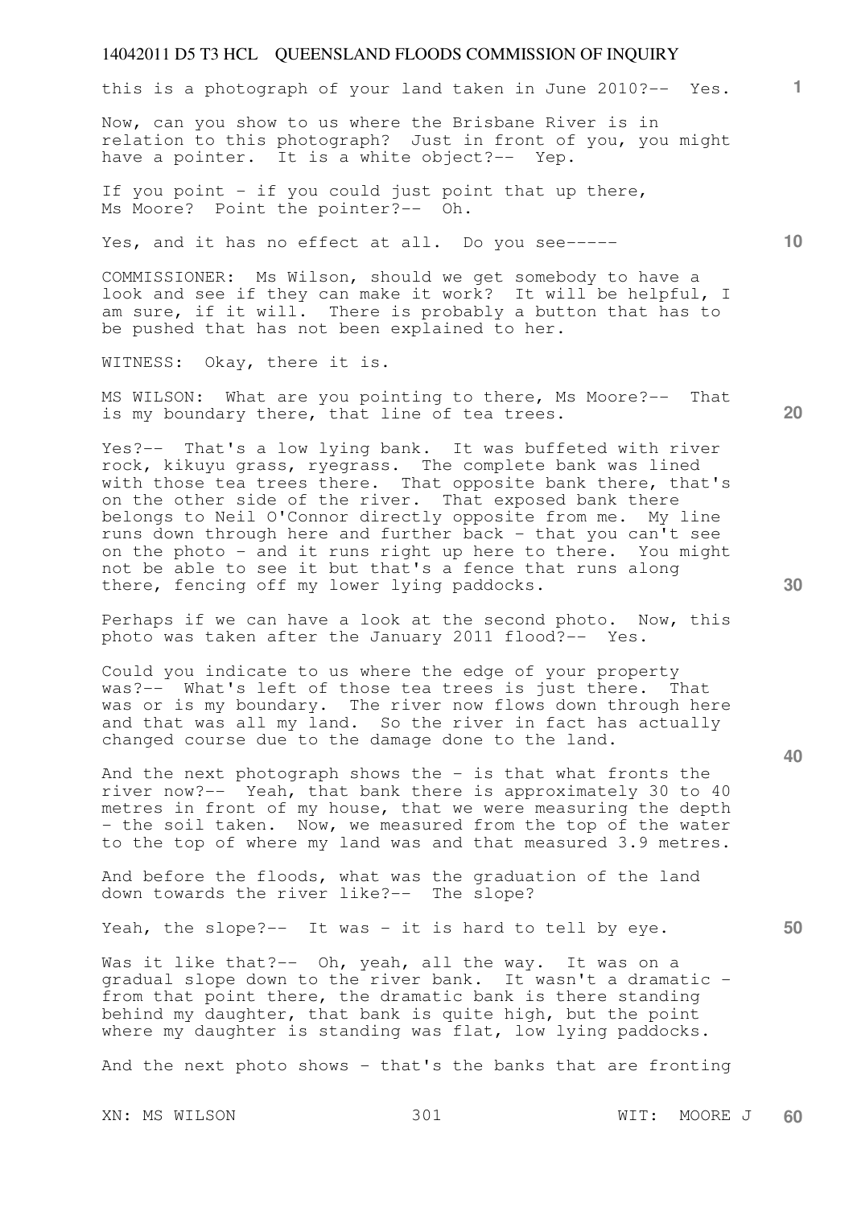this is a photograph of your land taken in June 2010?-- Yes.

Now, can you show to us where the Brisbane River is in relation to this photograph? Just in front of you, you might have a pointer. It is a white object?-- Yep.

If you point - if you could just point that up there, Ms Moore? Point the pointer?-- Oh.

Yes, and it has no effect at all. Do you see-----

COMMISSIONER: Ms Wilson, should we get somebody to have a look and see if they can make it work? It will be helpful, I am sure, if it will. There is probably a button that has to be pushed that has not been explained to her.

WITNESS: Okay, there it is.

MS WILSON: What are you pointing to there, Ms Moore?-- That is my boundary there, that line of tea trees.

Yes?-- That's a low lying bank. It was buffeted with river rock, kikuyu grass, ryegrass. The complete bank was lined with those tea trees there. That opposite bank there, that's on the other side of the river. That exposed bank there belongs to Neil O'Connor directly opposite from me. My line runs down through here and further back - that you can't see on the photo - and it runs right up here to there. You might not be able to see it but that's a fence that runs along there, fencing off my lower lying paddocks.

Perhaps if we can have a look at the second photo. Now, this photo was taken after the January 2011 flood?-- Yes.

Could you indicate to us where the edge of your property was?-- What's left of those tea trees is just there. That was or is my boundary. The river now flows down through here and that was all my land. So the river in fact has actually changed course due to the damage done to the land.

And the next photograph shows the - is that what fronts the river now?-- Yeah, that bank there is approximately 30 to 40 metres in front of my house, that we were measuring the depth - the soil taken. Now, we measured from the top of the water to the top of where my land was and that measured 3.9 metres.

And before the floods, what was the graduation of the land down towards the river like?-- The slope?

Yeah, the slope?-- It was - it is hard to tell by eye.

Was it like that?-- Oh, yeah, all the way. It was on a gradual slope down to the river bank. It wasn't a dramatic - from that point there, the dramatic bank is there standing behind my daughter, that bank is quite high, but the point where my daughter is standing was flat, low lying paddocks.

And the next photo shows - that's the banks that are fronting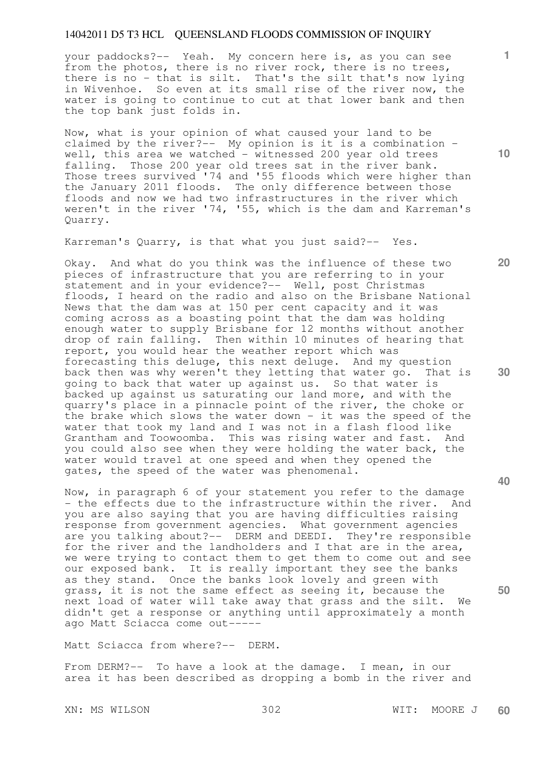your paddocks?-- Yeah. My concern here is, as you can see from the photos, there is no river rock, there is no trees, there is no - that is silt. That's the silt that's now lying in Wivenhoe. So even at its small rise of the river now, the water is going to continue to cut at that lower bank and then the top bank just folds in.

Now, what is your opinion of what caused your land to be claimed by the river?-- My opinion is it is a combination - well, this area we watched - witnessed 200 year old trees falling. Those 200 year old trees sat in the river bank. Those trees survived '74 and '55 floods which were higher than the January 2011 floods. The only difference between those floods and now we had two infrastructures in the river which weren't in the river '74, '55, which is the dam and Karreman's Quarry.

Karreman's Quarry, is that what you just said?-- Yes.

Okay. And what do you think was the influence of these two pieces of infrastructure that you are referring to in your statement and in your evidence?-- Well, post Christmas floods, I heard on the radio and also on the Brisbane National News that the dam was at 150 per cent capacity and it was coming across as a boasting point that the dam was holding enough water to supply Brisbane for 12 months without another drop of rain falling. Then within 10 minutes of hearing that report, you would hear the weather report which was forecasting this deluge, this next deluge. And my question back then was why weren't they letting that water go. That is going to back that water up against us. So that water is backed up against us saturating our land more, and with the quarry's place in a pinnacle point of the river, the choke or the brake which slows the water down - it was the speed of the water that took my land and I was not in a flash flood like Grantham and Toowoomba. This was rising water and fast. And you could also see when they were holding the water back, the water would travel at one speed and when they opened the gates, the speed of the water was phenomenal.

Now, in paragraph 6 of your statement you refer to the damage - the effects due to the infrastructure within the river. And you are also saying that you are having difficulties raising response from government agencies. What government agencies are you talking about?-- DERM and DEEDI. They're responsible for the river and the landholders and I that are in the area, we were trying to contact them to get them to come out and see our exposed bank. It is really important they see the banks as they stand. Once the banks look lovely and green with grass, it is not the same effect as seeing it, because the next load of water will take away that grass and the silt. We didn't get a response or anything until approximately a month ago Matt Sciacca come out-----

Matt Sciacca from where?-- DERM.

From DERM?-- To have a look at the damage. I mean, in our area it has been described as dropping a bomb in the river and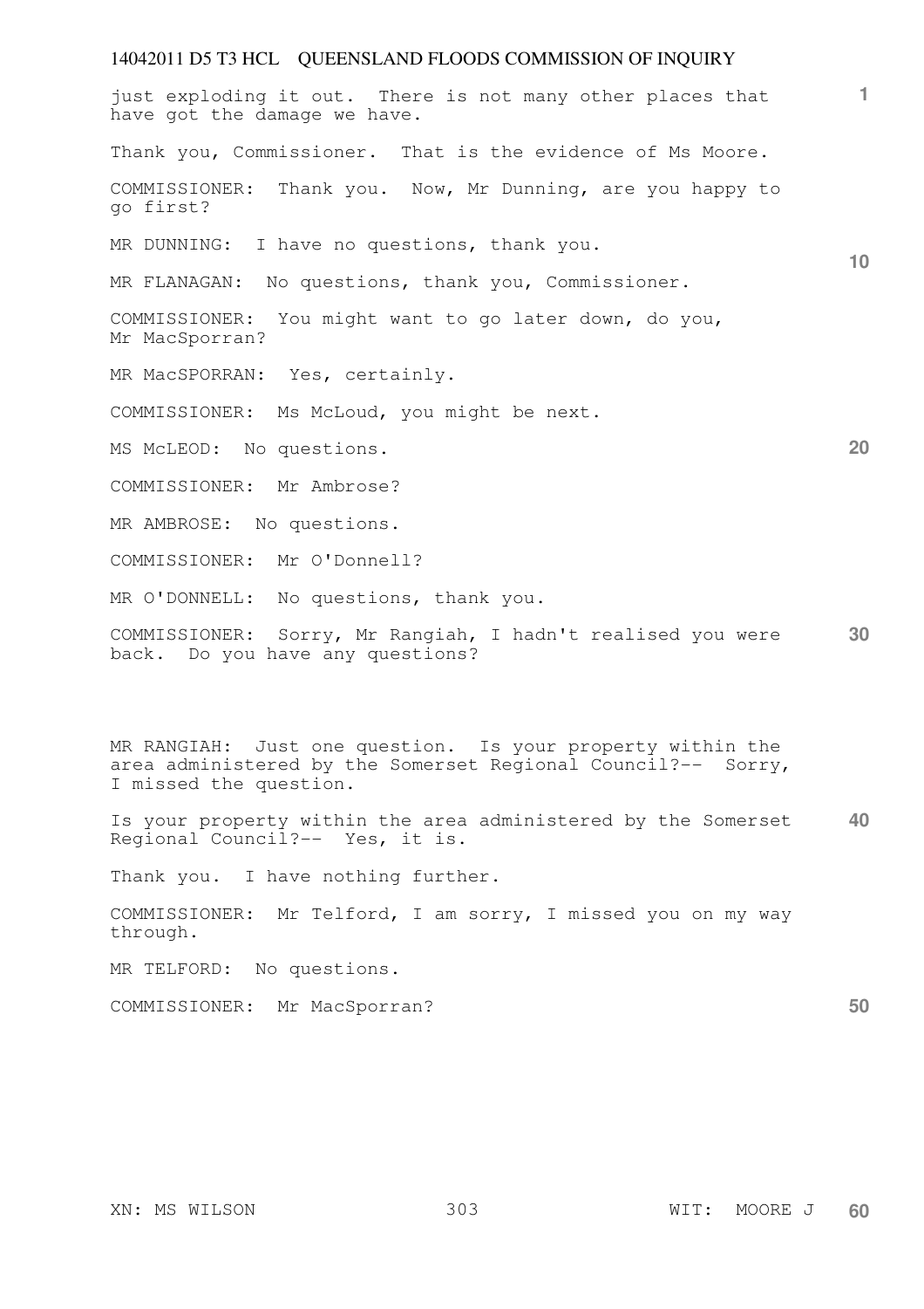just exploding it out. There is not many other places that have got the damage we have.

Thank you, Commissioner. That is the evidence of Ms Moore.

COMMISSIONER: Thank you. Now, Mr Dunning, are you happy to go first?

MR DUNNING: I have no questions, thank you.

MR FLANAGAN: No questions, thank you, Commissioner.

COMMISSIONER: You might want to go later down, do you, Mr MacSporran?

MR MacSPORRAN: Yes, certainly.

COMMISSIONER: Ms McLoud, you might be next.

MS McLEOD: No questions.

COMMISSIONER: Mr Ambrose?

MR AMBROSE: No questions.

COMMISSIONER: Mr O'Donnell?

MR O'DONNELL: No questions, thank you.

COMMISSIONER: Sorry, Mr Rangiah, I hadn't realised you were back. Do you have any questions?

MR RANGIAH: Just one question. Is your property within the area administered by the Somerset Regional Council?-- Sorry, I missed the question.

Is your property within the area administered by the Somerset Regional Council?-- Yes, it is.

Thank you. I have nothing further.

COMMISSIONER: Mr Telford, I am sorry, I missed you on my way through.

MR TELFORD: No questions.

COMMISSIONER: Mr MacSporran?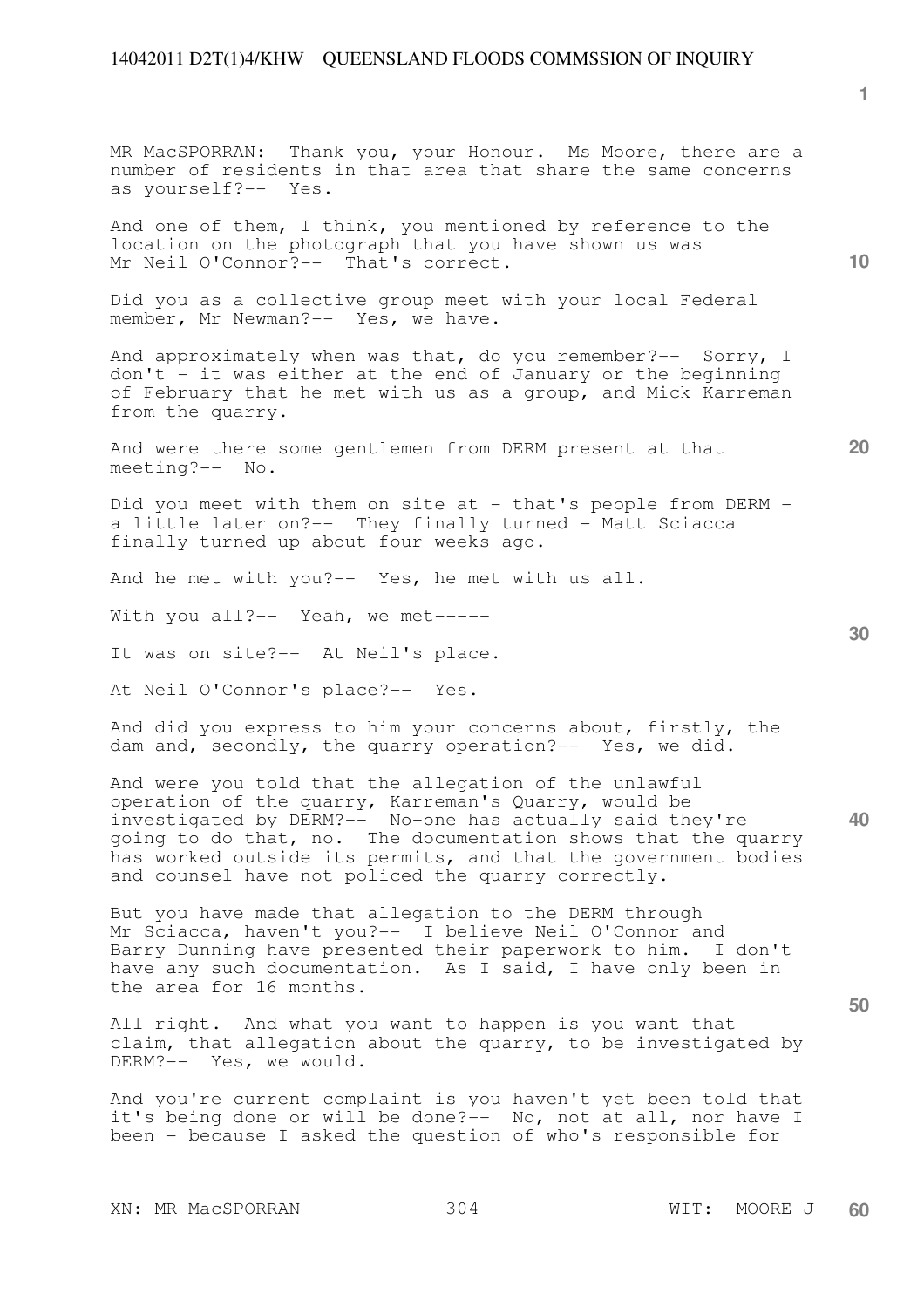MR MacSPORRAN: Thank you, your Honour. Ms Moore, there are a number of residents in that area that share the same concerns as yourself?-- Yes.

And one of them, I think, you mentioned by reference to the location on the photograph that you have shown us was Mr Neil O'Connor?-- That's correct.

Did you as a collective group meet with your local Federal member, Mr Newman?-- Yes, we have.

And approximately when was that, do you remember?-- Sorry, I don't - it was either at the end of January or the beginning of February that he met with us as a group, and Mick Karreman from the quarry.

And were there some gentlemen from DERM present at that meeting?-- No.

Did you meet with them on site at - that's people from DERM - a little later on?-- They finally turned - Matt Sciacca finally turned up about four weeks ago.

And he met with you?-- Yes, he met with us all.

With you all?-- Yeah, we met-----

It was on site?-- At Neil's place.

At Neil O'Connor's place?-- Yes.

And did you express to him your concerns about, firstly, the dam and, secondly, the quarry operation?-- Yes, we did.

And were you told that the allegation of the unlawful operation of the quarry, Karreman's Quarry, would be investigated by DERM?-- No-one has actually said they're going to do that, no. The documentation shows that the quarry has worked outside its permits, and that the government bodies and counsel have not policed the quarry correctly.

But you have made that allegation to the DERM through Mr Sciacca, haven't you?-- I believe Neil O'Connor and Barry Dunning have presented their paperwork to him. I don't have any such documentation. As I said, I have only been in the area for 16 months.

All right. And what you want to happen is you want that claim, that allegation about the quarry, to be investigated by DERM?-- Yes, we would.

And you're current complaint is you haven't yet been told that it's being done or will be done?-- No, not at all, nor have I been - because I asked the question of who's responsible for

XN: MR MacSPORRAN WIT: MOORE J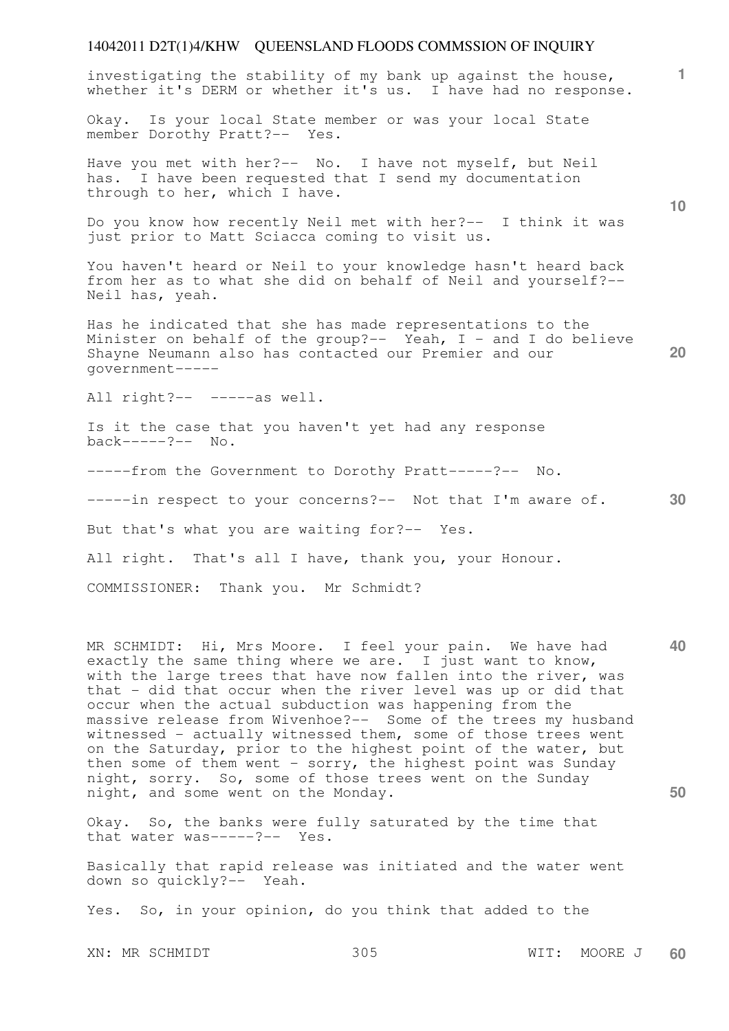investigating the stability of my bank up against the house, whether it's DERM or whether it's us. I have had no response.

Okay. Is your local State member or was your local State member Dorothy Pratt?-- Yes.

Have you met with her?-- No. I have not myself, but Neil has. I have been requested that I send my documentation through to her, which I have.

Do you know how recently Neil met with her?-- I think it was just prior to Matt Sciacca coming to visit us.

You haven't heard or Neil to your knowledge hasn't heard back from her as to what she did on behalf of Neil and yourself?-- Neil has, yeah.

Has he indicated that she has made representations to the Minister on behalf of the group?-- Yeah, I - and I do believe Shayne Neumann also has contacted our Premier and our government-----

All right?-- -----as well.

Is it the case that you haven't yet had any response back-----?-- No.

-----from the Government to Dorothy Pratt-----?-- No.

-----in respect to your concerns?-- Not that I'm aware of.

But that's what you are waiting for?-- Yes.

All right. That's all I have, thank you, your Honour.

COMMISSIONER: Thank you. Mr Schmidt?

MR SCHMIDT: Hi, Mrs Moore. I feel your pain. We have had exactly the same thing where we are. I just want to know, with the large trees that have now fallen into the river, was that - did that occur when the river level was up or did that occur when the actual subduction was happening from the massive release from Wivenhoe?-- Some of the trees my husband witnessed - actually witnessed them, some of those trees went on the Saturday, prior to the highest point of the water, but then some of them went - sorry, the highest point was Sunday night, sorry. So, some of those trees went on the Sunday night, and some went on the Monday.

Okay. So, the banks were fully saturated by the time that that water was-----?-- Yes.

Basically that rapid release was initiated and the water went down so quickly?-- Yeah.

Yes. So, in your opinion, do you think that added to the

XN: MR SCHMIDT WIT: MOORE J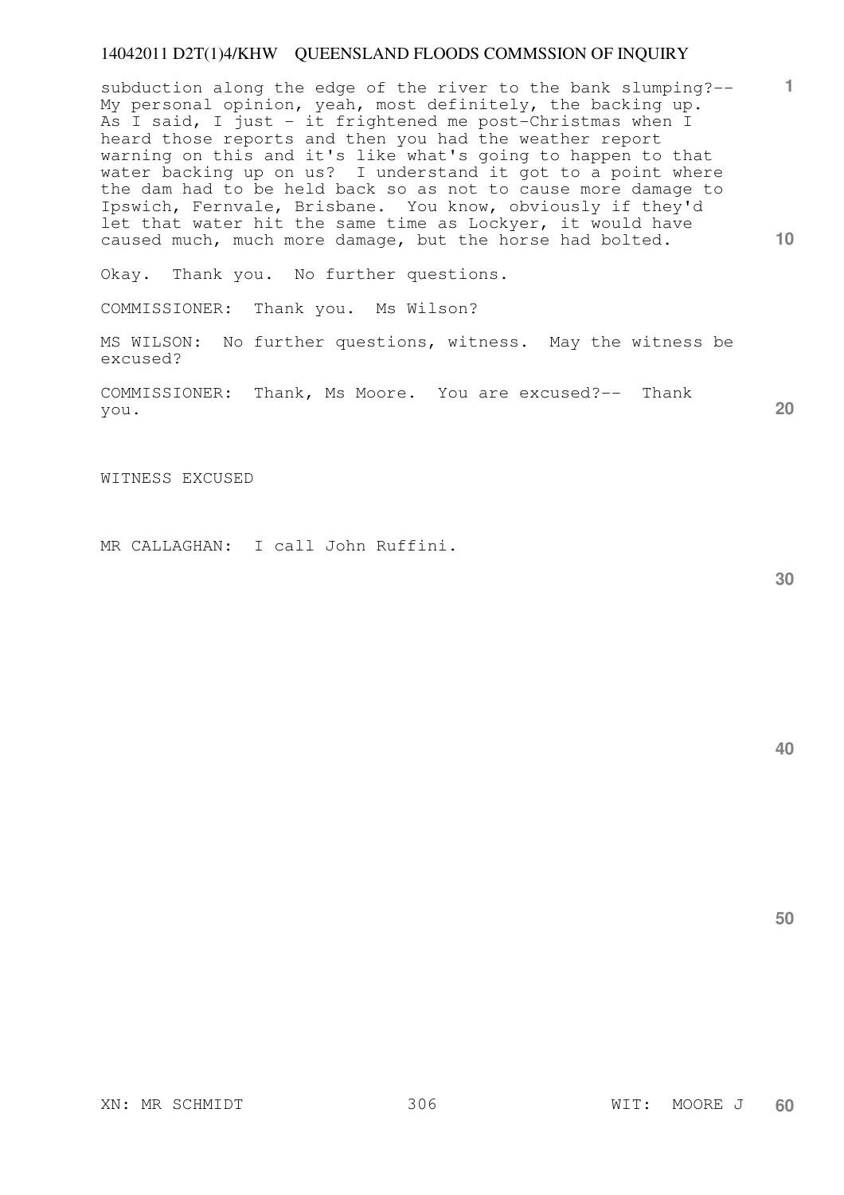subduction along the edge of the river to the bank slumping?-- My personal opinion, yeah, most definitely, the backing up. As I said, I just - it frightened me post-Christmas when I heard those reports and then you had the weather report warning on this and it's like what's going to happen to that water backing up on us? I understand it got to a point where the dam had to be held back so as not to cause more damage to Ipswich, Fernvale, Brisbane. You know, obviously if they'd let that water hit the same time as Lockyer, it would have caused much, much more damage, but the horse had bolted.

Okay. Thank you. No further questions.

COMMISSIONER: Thank you. Ms Wilson?

MS WILSON: No further questions, witness. May the witness be excused?

COMMISSIONER: Thank, Ms Moore. You are excused?-- Thank you.

WITNESS EXCUSED

MR CALLAGHAN: I call John Ruffini.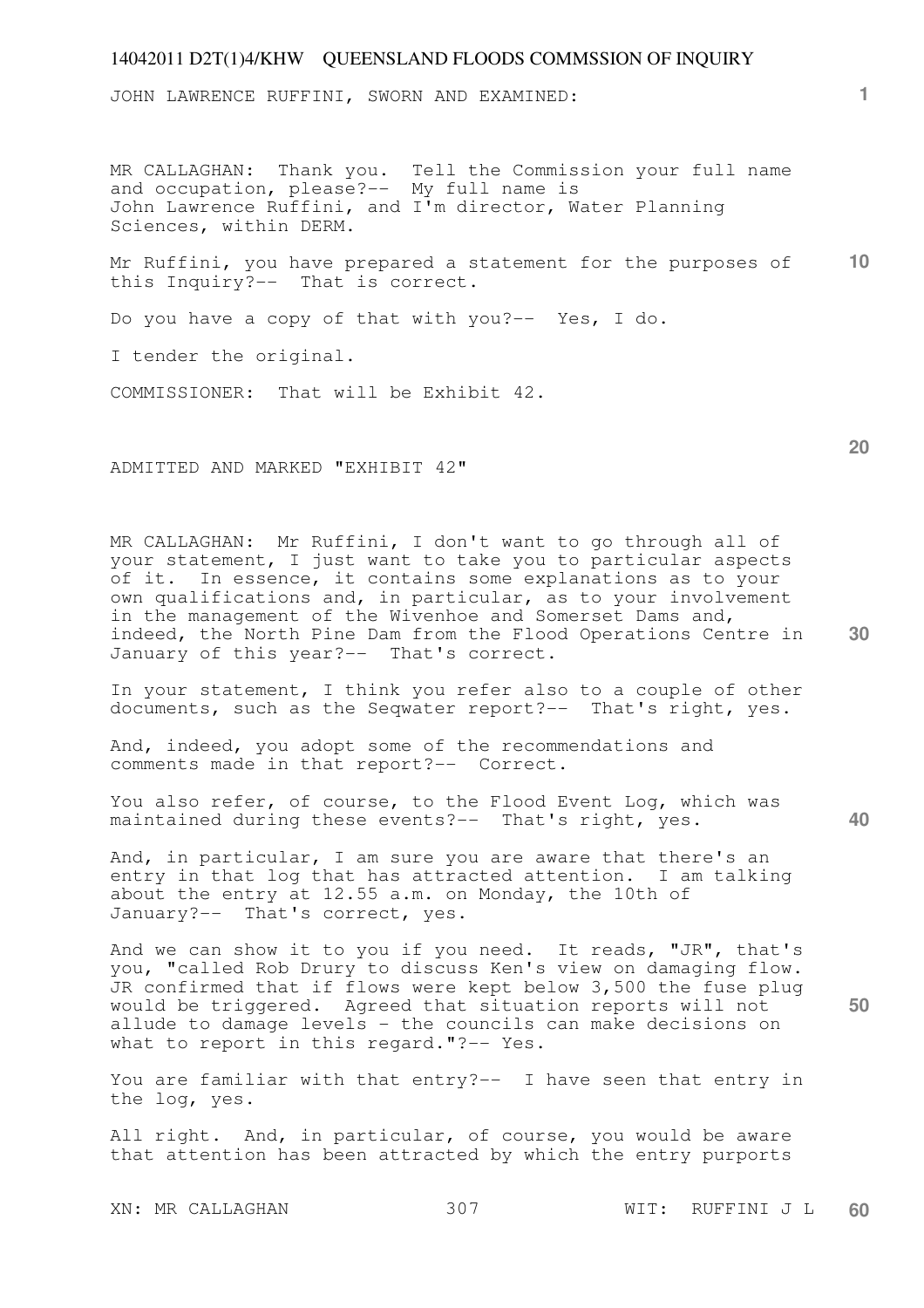JOHN LAWRENCE RUFFINI, SWORN AND EXAMINED:

MR CALLAGHAN: Thank you. Tell the Commission your full name and occupation, please?-- My full name is John Lawrence Ruffini, and I'm director, Water Planning Sciences, within DERM.

Mr Ruffini, you have prepared a statement for the purposes of this Inquiry?-- That is correct.

Do you have a copy of that with you?-- Yes, I do.

I tender the original.

COMMISSIONER: That will be Exhibit 42.

ADMITTED AND MARKED "EXHIBIT 42"

MR CALLAGHAN: Mr Ruffini, I don't want to go through all of your statement, I just want to take you to particular aspects of it. In essence, it contains some explanations as to your own qualifications and, in particular, as to your involvement in the management of the Wivenhoe and Somerset Dams and, indeed, the North Pine Dam from the Flood Operations Centre in January of this year?-- That's correct.

In your statement, I think you refer also to a couple of other documents, such as the Seqwater report?-- That's right, yes.

And, indeed, you adopt some of the recommendations and comments made in that report?-- Correct.

You also refer, of course, to the Flood Event Log, which was maintained during these events?-- That's right, yes.

And, in particular, I am sure you are aware that there's an entry in that log that has attracted attention. I am talking about the entry at 12.55 a.m. on Monday, the 10th of January?-- That's correct, yes.

And we can show it to you if you need. It reads, "JR", that's you, "called Rob Drury to discuss Ken's view on damaging flow. JR confirmed that if flows were kept below 3,500 the fuse plug would be triggered. Agreed that situation reports will not allude to damage levels - the councils can make decisions on what to report in this regard."?-- Yes.

You are familiar with that entry?-- I have seen that entry in the log, yes.

All right. And, in particular, of course, you would be aware that attention has been attracted by which the entry purports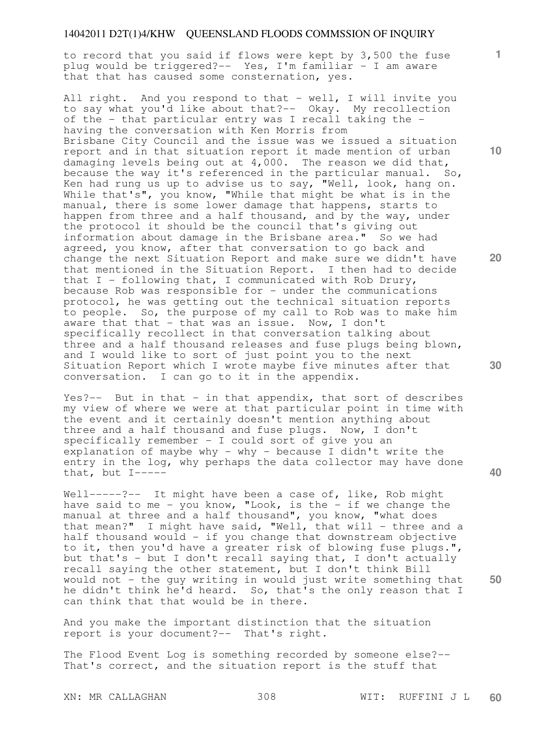to record that you said if flows were kept by 3,500 the fuse plug would be triggered?-- Yes, I'm familiar - I am aware that that has caused some consternation, yes.

All right. And you respond to that - well, I will invite you to say what you'd like about that?-- Okay. My recollection of the - that particular entry was I recall taking the - having the conversation with Ken Morris from Brisbane City Council and the issue was we issued a situation report and in that situation report it made mention of urban damaging levels being out at 4,000. The reason we did that, because the way it's referenced in the particular manual. So, Ken had rung us up to advise us to say, "Well, look, hang on. While that's", you know, "While that might be what is in the manual, there is some lower damage that happens, starts to happen from three and a half thousand, and by the way, under the protocol it should be the council that's giving out information about damage in the Brisbane area." So we had agreed, you know, after that conversation to go back and change the next Situation Report and make sure we didn't have that mentioned in the Situation Report. I then had to decide that I - following that, I communicated with Rob Drury, because Rob was responsible for - under the communications protocol, he was getting out the technical situation reports to people. So, the purpose of my call to Rob was to make him aware that that - that was an issue. Now, I don't specifically recollect in that conversation talking about three and a half thousand releases and fuse plugs being blown, and I would like to sort of just point you to the next Situation Report which I wrote maybe five minutes after that conversation. I can go to it in the appendix.

Yes?-- But in that - in that appendix, that sort of describes my view of where we were at that particular point in time with the event and it certainly doesn't mention anything about three and a half thousand and fuse plugs. Now, I don't specifically remember - I could sort of give you an explanation of maybe why - why - because I didn't write the entry in the log, why perhaps the data collector may have done that, but I-----

Well-----?-- It might have been a case of, like, Rob might have said to me - you know, "Look, is the - if we change the manual at three and a half thousand", you know, "what does that mean?" I might have said, "Well, that will - three and a half thousand would - if you change that downstream objective to it, then you'd have a greater risk of blowing fuse plugs.", but that's - but I don't recall saying that, I don't actually recall saying the other statement, but I don't think Bill would not - the guy writing in would just write something that he didn't think he'd heard. So, that's the only reason that I can think that that would be in there.

And you make the important distinction that the situation report is your document?-- That's right.

The Flood Event Log is something recorded by someone else?-- That's correct, and the situation report is the stuff that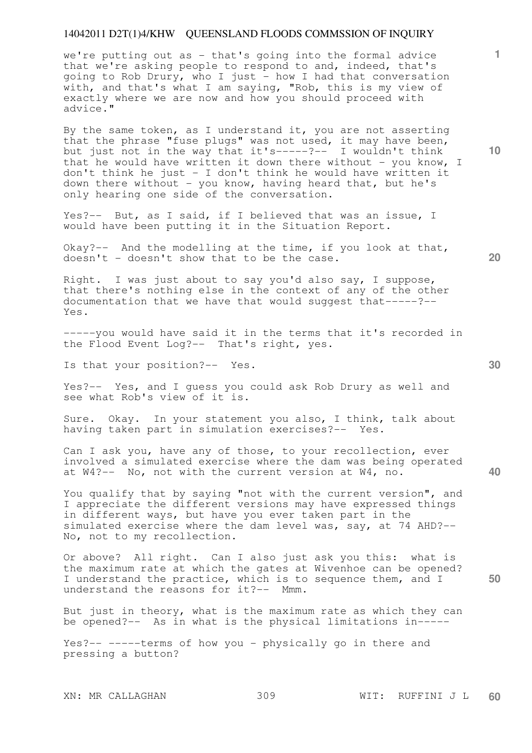we're putting out as - that's going into the formal advice that we're asking people to respond to and, indeed, that's going to Rob Drury, who I just - how I had that conversation with, and that's what I am saying, "Rob, this is my view of exactly where we are now and how you should proceed with advice."

By the same token, as I understand it, you are not asserting that the phrase "fuse plugs" was not used, it may have been, but just not in the way that it's-----?-- I wouldn't think that he would have written it down there without - you know, I don't think he just - I don't think he would have written it down there without - you know, having heard that, but he's only hearing one side of the conversation.

Yes?-- But, as I said, if I believed that was an issue, I would have been putting it in the Situation Report.

Okay?-- And the modelling at the time, if you look at that, doesn't - doesn't show that to be the case.

Right. I was just about to say you'd also say, I suppose, that there's nothing else in the context of any of the other documentation that we have that would suggest that-----?-- Yes.

-----you would have said it in the terms that it's recorded in the Flood Event Log?-- That's right, yes.

Is that your position?-- Yes.

Yes?-- Yes, and I guess you could ask Rob Drury as well and see what Rob's view of it is.

Sure. Okay. In your statement you also, I think, talk about having taken part in simulation exercises?-- Yes.

Can I ask you, have any of those, to your recollection, ever involved a simulated exercise where the dam was being operated at W4?-- No, not with the current version at W4, no.

You qualify that by saying "not with the current version", and I appreciate the different versions may have expressed things in different ways, but have you ever taken part in the simulated exercise where the dam level was, say, at 74 AHD?-- No, not to my recollection.

Or above? All right. Can I also just ask you this: what is the maximum rate at which the gates at Wivenhoe can be opened? I understand the practice, which is to sequence them, and I understand the reasons for it?-- Mmm.

But just in theory, what is the maximum rate as which they can be opened?-- As in what is the physical limitations in-----

Yes?-- -----terms of how you - physically go in there and pressing a button?

XN: MR CALLAGHAN    WIT: RUFFINI J L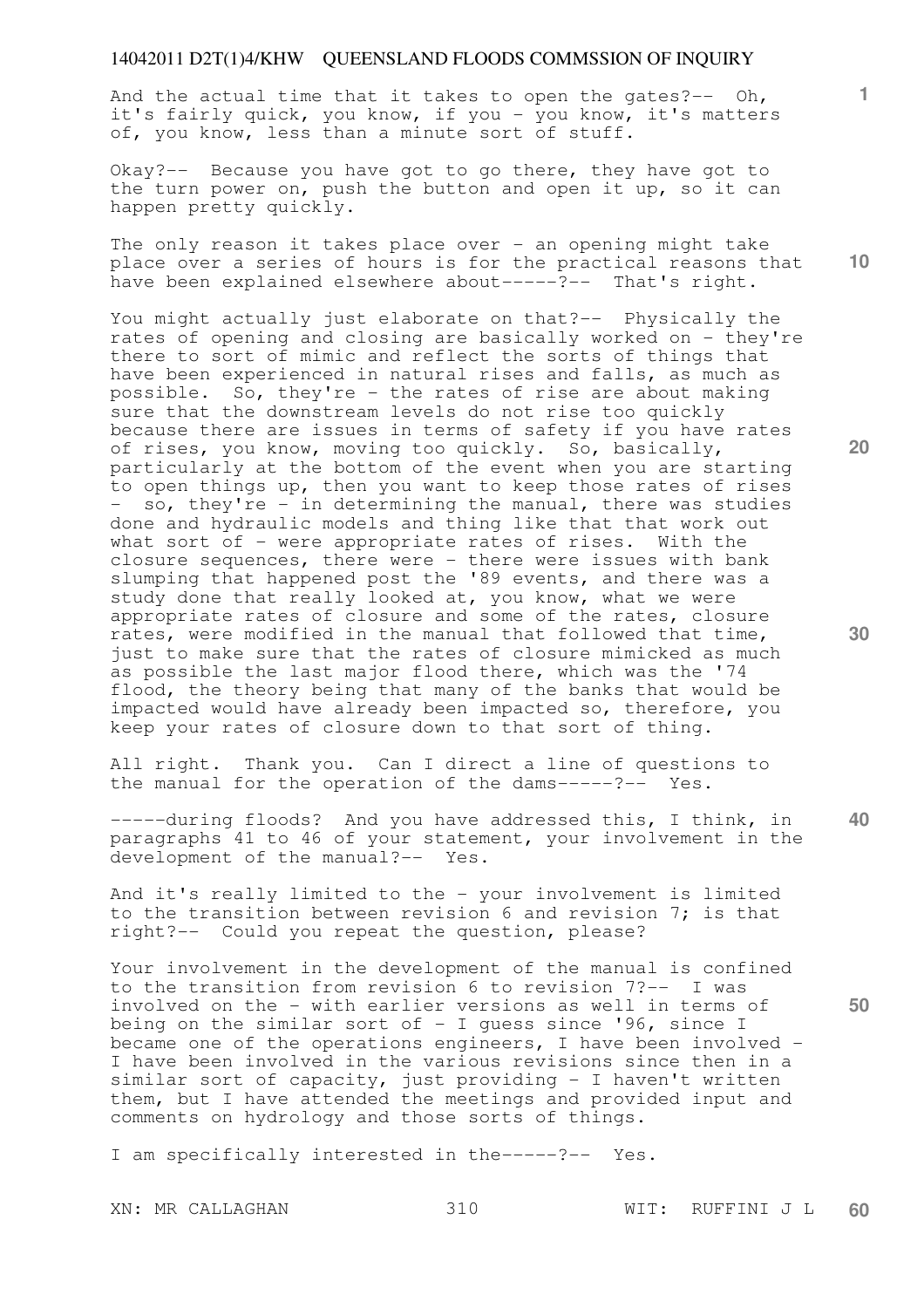And the actual time that it takes to open the gates?-- Oh, it's fairly quick, you know, if you - you know, it's matters of, you know, less than a minute sort of stuff.

Okay?-- Because you have got to go there, they have got to the turn power on, push the button and open it up, so it can happen pretty quickly.

The only reason it takes place over - an opening might take place over a series of hours is for the practical reasons that have been explained elsewhere about-----?-- That's right.

You might actually just elaborate on that?-- Physically the rates of opening and closing are basically worked on - they're there to sort of mimic and reflect the sorts of things that have been experienced in natural rises and falls, as much as possible. So, they're - the rates of rise are about making sure that the downstream levels do not rise too quickly because there are issues in terms of safety if you have rates of rises, you know, moving too quickly. So, basically, particularly at the bottom of the event when you are starting to open things up, then you want to keep those rates of rises - so, they're - in determining the manual, there was studies done and hydraulic models and thing like that that work out what sort of - were appropriate rates of rises. With the closure sequences, there were - there were issues with bank slumping that happened post the '89 events, and there was a study done that really looked at, you know, what we were appropriate rates of closure and some of the rates, closure rates, were modified in the manual that followed that time, just to make sure that the rates of closure mimicked as much as possible the last major flood there, which was the '74 flood, the theory being that many of the banks that would be impacted would have already been impacted so, therefore, you keep your rates of closure down to that sort of thing.

All right. Thank you. Can I direct a line of questions to the manual for the operation of the dams-----?-- Yes.

-----during floods? And you have addressed this, I think, in paragraphs 41 to 46 of your statement, your involvement in the development of the manual?-- Yes.

And it's really limited to the - your involvement is limited to the transition between revision 6 and revision 7; is that right?-- Could you repeat the question, please?

Your involvement in the development of the manual is confined to the transition from revision 6 to revision 7?-- I was involved on the - with earlier versions as well in terms of being on the similar sort of - I guess since '96, since I became one of the operations engineers, I have been involved - I have been involved in the various revisions since then in a similar sort of capacity, just providing - I haven't written them, but I have attended the meetings and provided input and comments on hydrology and those sorts of things.

I am specifically interested in the-----?-- Yes.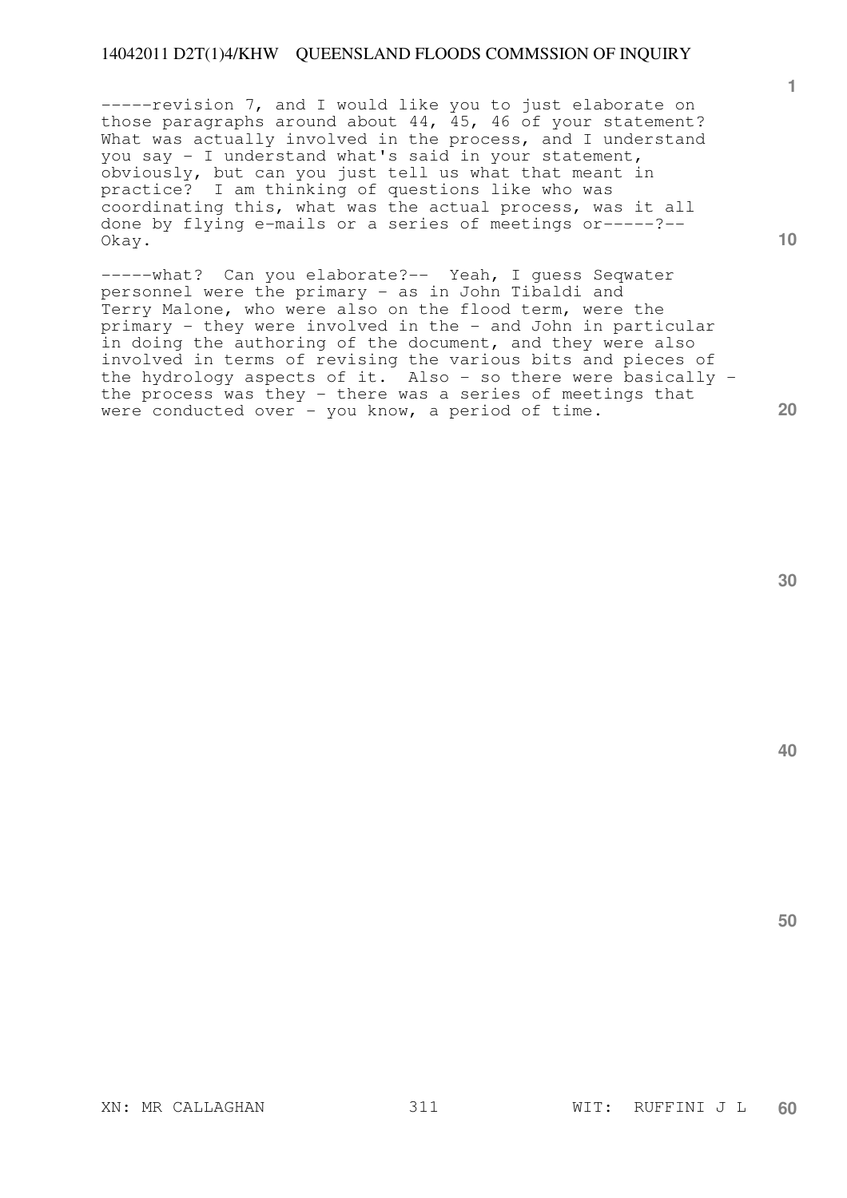-----revision 7, and I would like you to just elaborate on those paragraphs around about 44, 45, 46 of your statement? What was actually involved in the process, and I understand you say - I understand what's said in your statement, obviously, but can you just tell us what that meant in practice? I am thinking of questions like who was coordinating this, what was the actual process, was it all done by flying e-mails or a series of meetings or-----?-- Okay.

-----what? Can you elaborate?-- Yeah, I guess Seqwater personnel were the primary - as in John Tibaldi and Terry Malone, who were also on the flood term, were the primary - they were involved in the - and John in particular in doing the authoring of the document, and they were also involved in terms of revising the various bits and pieces of the hydrology aspects of it. Also - so there were basically - the process was they - there was a series of meetings that were conducted over - you know, a period of time.

XN: MR CALLAGHAN WIT: RUFFINI J L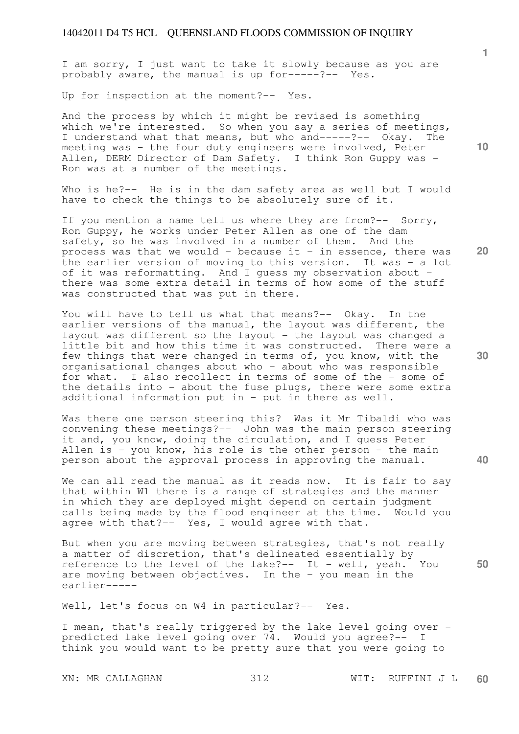I am sorry, I just want to take it slowly because as you are probably aware, the manual is up for-----?-- Yes.

Up for inspection at the moment?-- Yes.

And the process by which it might be revised is something which we're interested. So when you say a series of meetings, I understand what that means, but who and-----?-- Okay. The meeting was - the four duty engineers were involved, Peter Allen, DERM Director of Dam Safety. I think Ron Guppy was - Ron was at a number of the meetings.

Who is he?-- He is in the dam safety area as well but I would have to check the things to be absolutely sure of it.

If you mention a name tell us where they are from?-- Sorry, Ron Guppy, he works under Peter Allen as one of the dam safety, so he was involved in a number of them. And the process was that we would - because it - in essence, there was the earlier version of moving to this version. It was - a lot of it was reformatting. And I guess my observation about - there was some extra detail in terms of how some of the stuff was constructed that was put in there.

You will have to tell us what that means?-- Okay. In the earlier versions of the manual, the layout was different, the layout was different so the layout - the layout was changed a little bit and how this time it was constructed. There were a few things that were changed in terms of, you know, with the organisational changes about who - about who was responsible for what. I also recollect in terms of some of the - some of the details into - about the fuse plugs, there were some extra additional information put in - put in there as well.

Was there one person steering this? Was it Mr Tibaldi who was convening these meetings?-- John was the main person steering it and, you know, doing the circulation, and I guess Peter Allen is - you know, his role is the other person - the main person about the approval process in approving the manual.

We can all read the manual as it reads now. It is fair to say that within W1 there is a range of strategies and the manner in which they are deployed might depend on certain judgment calls being made by the flood engineer at the time. Would you agree with that?-- Yes, I would agree with that.

But when you are moving between strategies, that's not really a matter of discretion, that's delineated essentially by reference to the level of the lake?-- It - well, yeah. You are moving between objectives. In the - you mean in the earlier-----

Well, let's focus on W4 in particular?-- Yes.

I mean, that's really triggered by the lake level going over - predicted lake level going over 74. Would you agree?-- I think you would want to be pretty sure that you were going to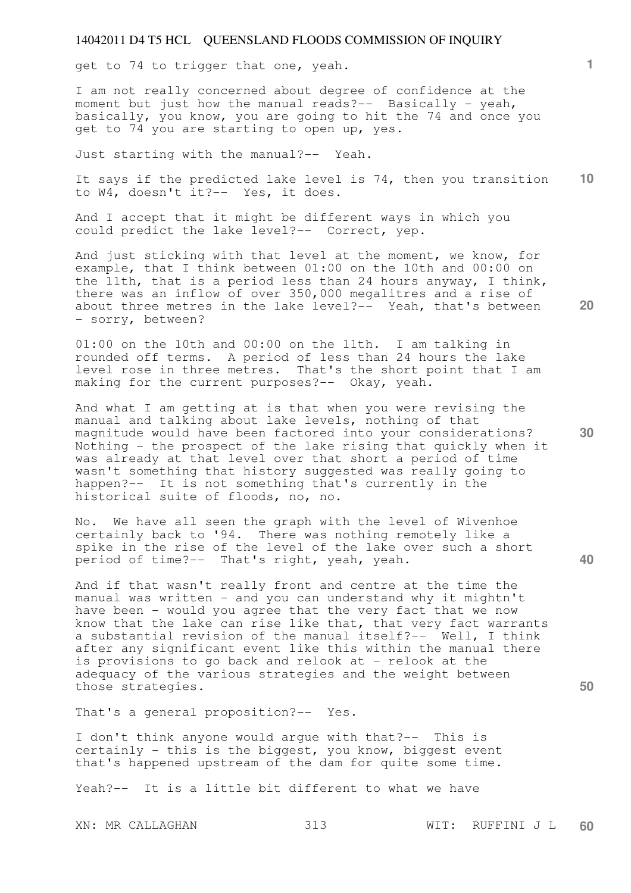get to 74 to trigger that one, yeah.

I am not really concerned about degree of confidence at the moment but just how the manual reads?-- Basically - yeah, basically, you know, you are going to hit the 74 and once you get to 74 you are starting to open up, yes.

Just starting with the manual?-- Yeah.

It says if the predicted lake level is 74, then you transition to W4, doesn't it?-- Yes, it does.

And I accept that it might be different ways in which you could predict the lake level?-- Correct, yep.

And just sticking with that level at the moment, we know, for example, that I think between 01:00 on the 10th and 00:00 on the 11th, that is a period less than 24 hours anyway, I think, there was an inflow of over 350,000 megalitres and a rise of about three metres in the lake level?-- Yeah, that's between - sorry, between?

01:00 on the 10th and 00:00 on the 11th. I am talking in rounded off terms. A period of less than 24 hours the lake level rose in three metres. That's the short point that I am making for the current purposes?-- Okay, yeah.

And what I am getting at is that when you were revising the manual and talking about lake levels, nothing of that magnitude would have been factored into your considerations? Nothing - the prospect of the lake rising that quickly when it was already at that level over that short a period of time wasn't something that history suggested was really going to happen?-- It is not something that's currently in the historical suite of floods, no, no.

No. We have all seen the graph with the level of Wivenhoe certainly back to '94. There was nothing remotely like a spike in the rise of the level of the lake over such a short period of time?-- That's right, yeah, yeah.

And if that wasn't really front and centre at the time the manual was written - and you can understand why it mightn't have been - would you agree that the very fact that we now know that the lake can rise like that, that very fact warrants a substantial revision of the manual itself?-- Well, I think after any significant event like this within the manual there is provisions to go back and relook at - relook at the adequacy of the various strategies and the weight between those strategies.

That's a general proposition?-- Yes.

I don't think anyone would argue with that?-- This is certainly - this is the biggest, you know, biggest event that's happened upstream of the dam for quite some time.

Yeah?-- It is a little bit different to what we have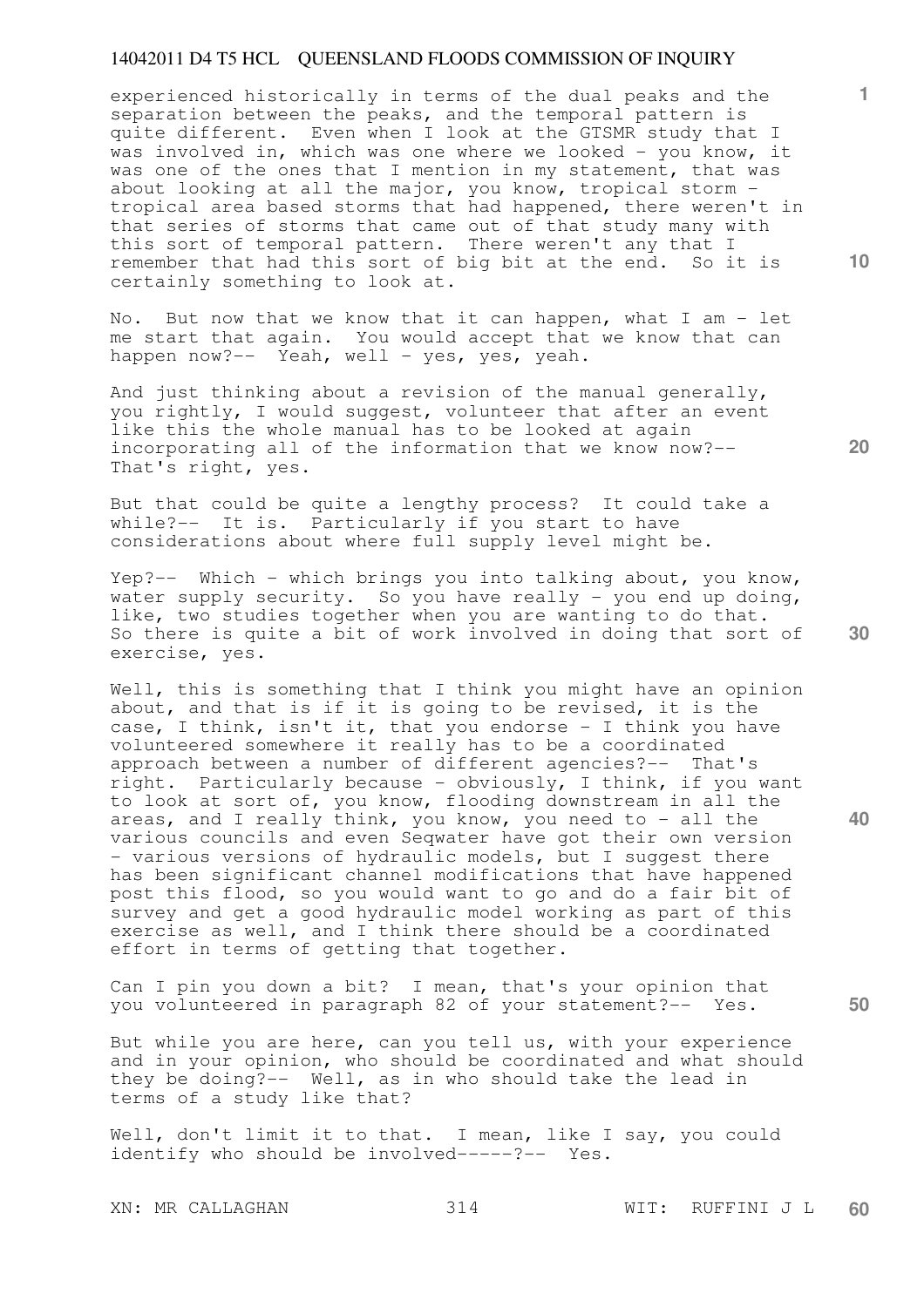experienced historically in terms of the dual peaks and the separation between the peaks, and the temporal pattern is quite different. Even when I look at the GTSMR study that I was involved in, which was one where we looked - you know, it was one of the ones that I mention in my statement, that was about looking at all the major, you know, tropical storm - tropical area based storms that had happened, there weren't in that series of storms that came out of that study many with this sort of temporal pattern. There weren't any that I remember that had this sort of big bit at the end. So it is certainly something to look at.

No. But now that we know that it can happen, what I am - let me start that again. You would accept that we know that can happen now?-- Yeah, well - yes, yes, yeah.

And just thinking about a revision of the manual generally, you rightly, I would suggest, volunteer that after an event like this the whole manual has to be looked at again incorporating all of the information that we know now?-- That's right, yes.

But that could be quite a lengthy process? It could take a while?-- It is. Particularly if you start to have considerations about where full supply level might be.

Yep?-- Which - which brings you into talking about, you know, water supply security. So you have really - you end up doing, like, two studies together when you are wanting to do that. So there is quite a bit of work involved in doing that sort of exercise, yes.

Well, this is something that I think you might have an opinion about, and that is if it is going to be revised, it is the case, I think, isn't it, that you endorse - I think you have volunteered somewhere it really has to be a coordinated approach between a number of different agencies?-- That's right. Particularly because - obviously, I think, if you want to look at sort of, you know, flooding downstream in all the areas, and I really think, you know, you need to - all the various councils and even Seqwater have got their own version - various versions of hydraulic models, but I suggest there has been significant channel modifications that have happened post this flood, so you would want to go and do a fair bit of survey and get a good hydraulic model working as part of this exercise as well, and I think there should be a coordinated effort in terms of getting that together.

Can I pin you down a bit? I mean, that's your opinion that you volunteered in paragraph 82 of your statement?-- Yes.

But while you are here, can you tell us, with your experience and in your opinion, who should be coordinated and what should they be doing?-- Well, as in who should take the lead in terms of a study like that?

Well, don't limit it to that. I mean, like I say, you could identify who should be involved-----?-- Yes.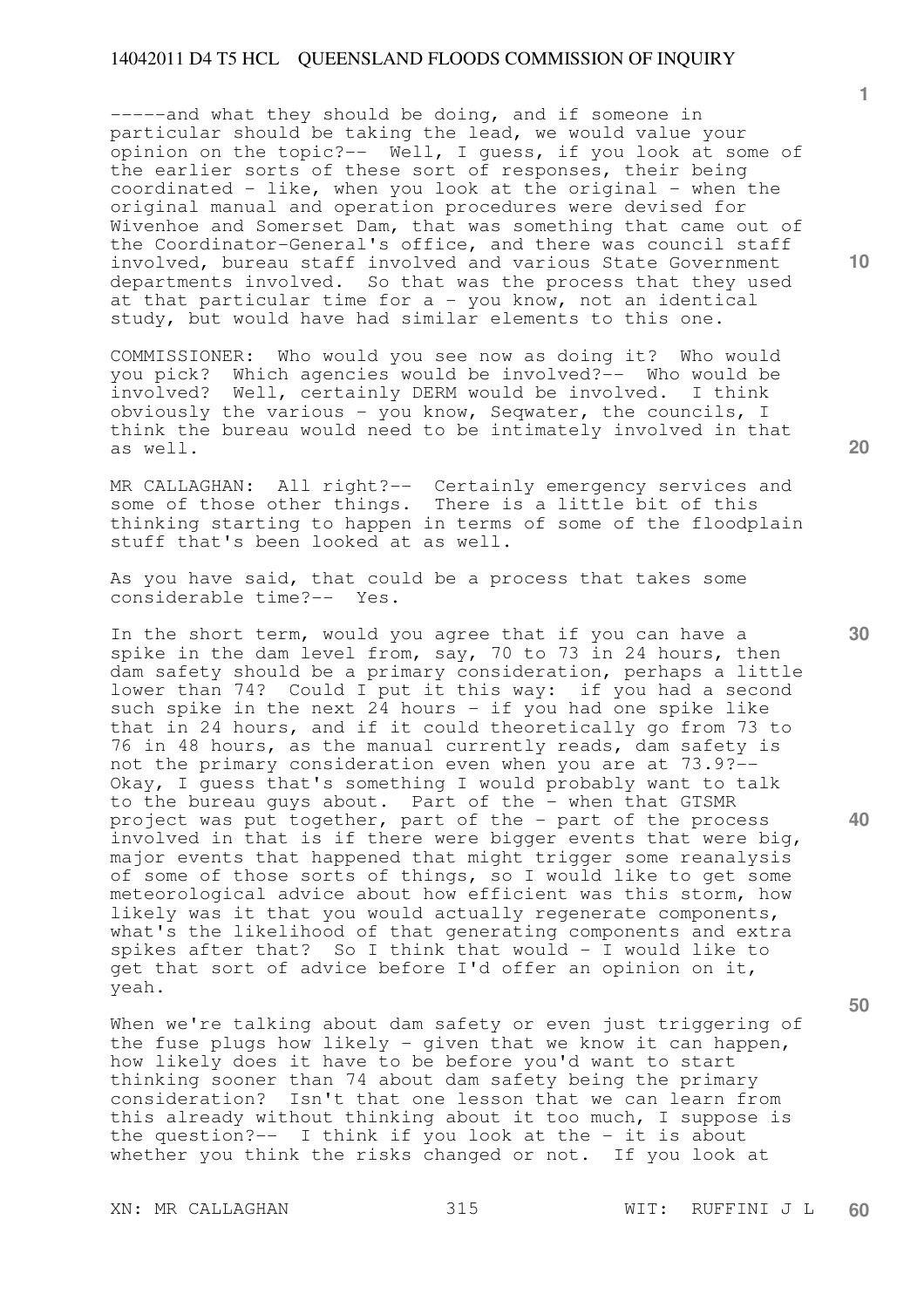-----and what they should be doing, and if someone in particular should be taking the lead, we would value your opinion on the topic?-- Well, I guess, if you look at some of the earlier sorts of these sort of responses, their being coordinated - like, when you look at the original - when the original manual and operation procedures were devised for Wivenhoe and Somerset Dam, that was something that came out of the Coordinator-General's office, and there was council staff involved, bureau staff involved and various State Government departments involved. So that was the process that they used at that particular time for a - you know, not an identical study, but would have had similar elements to this one.

COMMISSIONER: Who would you see now as doing it? Who would you pick? Which agencies would be involved?-- Who would be involved? Well, certainly DERM would be involved. I think obviously the various - you know, Seqwater, the councils, I think the bureau would need to be intimately involved in that as well.

MR CALLAGHAN: All right?-- Certainly emergency services and some of those other things. There is a little bit of this thinking starting to happen in terms of some of the floodplain stuff that's been looked at as well.

As you have said, that could be a process that takes some considerable time?-- Yes.

In the short term, would you agree that if you can have a spike in the dam level from, say, 70 to 73 in 24 hours, then dam safety should be a primary consideration, perhaps a little lower than 74? Could I put it this way: if you had a second such spike in the next 24 hours - if you had one spike like that in 24 hours, and if it could theoretically go from 73 to 76 in 48 hours, as the manual currently reads, dam safety is not the primary consideration even when you are at 73.9?-- Okay, I guess that's something I would probably want to talk to the bureau guys about. Part of the - when that GTSMR project was put together, part of the - part of the process involved in that is if there were bigger events that were big, major events that happened that might trigger some reanalysis of some of those sorts of things, so I would like to get some meteorological advice about how efficient was this storm, how likely was it that you would actually regenerate components, what's the likelihood of that generating components and extra spikes after that? So I think that would - I would like to get that sort of advice before I'd offer an opinion on it, yeah.

When we're talking about dam safety or even just triggering of the fuse plugs how likely - given that we know it can happen, how likely does it have to be before you'd want to start thinking sooner than 74 about dam safety being the primary consideration? Isn't that one lesson that we can learn from this already without thinking about it too much, I suppose is the question?-- I think if you look at the - it is about whether you think the risks changed or not. If you look at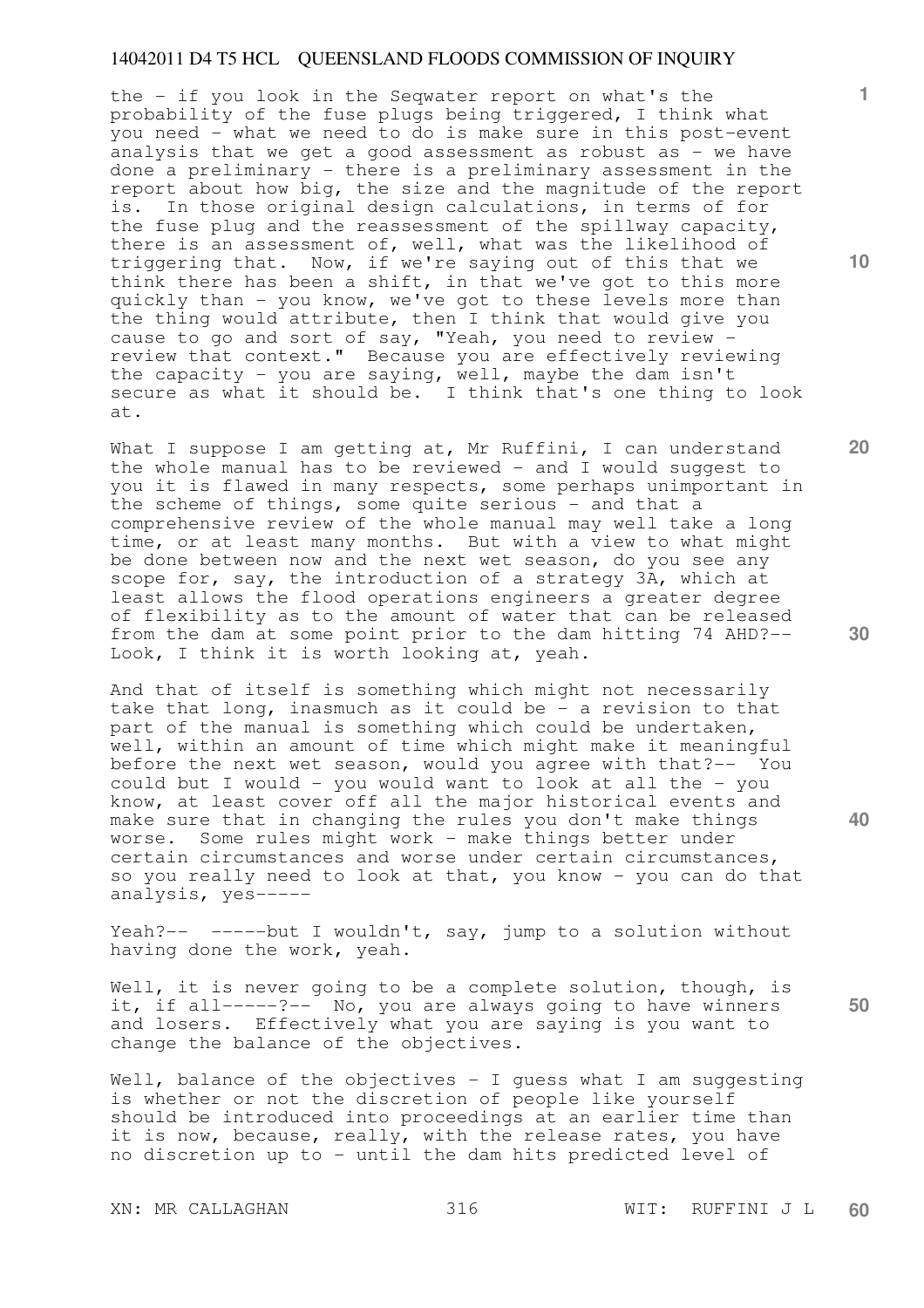the - if you look in the Seqwater report on what's the probability of the fuse plugs being triggered, I think what you need - what we need to do is make sure in this post-event analysis that we get a good assessment as robust as - we have done a preliminary - there is a preliminary assessment in the report about how big, the size and the magnitude of the report is. In those original design calculations, in terms of for the fuse plug and the reassessment of the spillway capacity, there is an assessment of, well, what was the likelihood of triggering that. Now, if we're saying out of this that we think there has been a shift, in that we've got to this more quickly than - you know, we've got to these levels more than the thing would attribute, then I think that would give you cause to go and sort of say, "Yeah, you need to review - review that context." Because you are effectively reviewing the capacity - you are saying, well, maybe the dam isn't secure as what it should be. I think that's one thing to look at.

What I suppose I am getting at, Mr Ruffini, I can understand the whole manual has to be reviewed - and I would suggest to you it is flawed in many respects, some perhaps unimportant in the scheme of things, some quite serious - and that a comprehensive review of the whole manual may well take a long time, or at least many months. But with a view to what might be done between now and the next wet season, do you see any scope for, say, the introduction of a strategy 3A, which at least allows the flood operations engineers a greater degree of flexibility as to the amount of water that can be released from the dam at some point prior to the dam hitting 74 AHD?-- Look, I think it is worth looking at, yeah.

And that of itself is something which might not necessarily take that long, inasmuch as it could be - a revision to that part of the manual is something which could be undertaken, well, within an amount of time which might make it meaningful before the next wet season, would you agree with that?-- You could but I would - you would want to look at all the - you know, at least cover off all the major historical events and make sure that in changing the rules you don't make things worse. Some rules might work - make things better under certain circumstances and worse under certain circumstances, so you really need to look at that, you know - you can do that analysis, yes-----

Yeah?-- -----but I wouldn't, say, jump to a solution without having done the work, yeah.

Well, it is never going to be a complete solution, though, is it, if all-----?-- No, you are always going to have winners and losers. Effectively what you are saying is you want to change the balance of the objectives.

Well, balance of the objectives - I guess what I am suggesting is whether or not the discretion of people like yourself should be introduced into proceedings at an earlier time than it is now, because, really, with the release rates, you have no discretion up to - until the dam hits predicted level of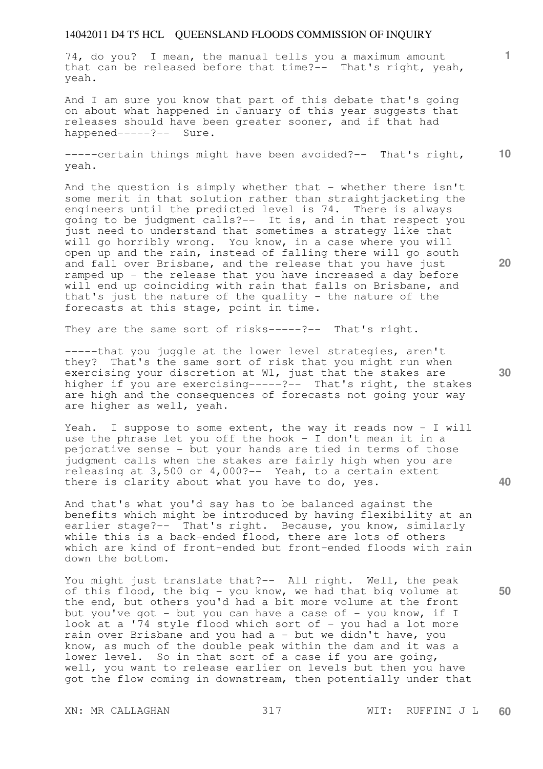74, do you? I mean, the manual tells you a maximum amount that can be released before that time?-- That's right, yeah, yeah.

And I am sure you know that part of this debate that's going on about what happened in January of this year suggests that releases should have been greater sooner, and if that had happened-----?-- Sure.

-----certain things might have been avoided?-- That's right, yeah.

And the question is simply whether that - whether there isn't some merit in that solution rather than straightjacketing the engineers until the predicted level is 74. There is always going to be judgment calls?-- It is, and in that respect you just need to understand that sometimes a strategy like that will go horribly wrong. You know, in a case where you will open up and the rain, instead of falling there will go south and fall over Brisbane, and the release that you have just ramped up - the release that you have increased a day before will end up coinciding with rain that falls on Brisbane, and that's just the nature of the quality - the nature of the forecasts at this stage, point in time.

They are the same sort of risks-----?-- That's right.

-----that you juggle at the lower level strategies, aren't they? That's the same sort of risk that you might run when exercising your discretion at W1, just that the stakes are higher if you are exercising-----?-- That's right, the stakes are high and the consequences of forecasts not going your way are higher as well, yeah.

Yeah. I suppose to some extent, the way it reads now - I will use the phrase let you off the hook - I don't mean it in a pejorative sense - but your hands are tied in terms of those judgment calls when the stakes are fairly high when you are releasing at 3,500 or 4,000?-- Yeah, to a certain extent there is clarity about what you have to do, yes.

And that's what you'd say has to be balanced against the benefits which might be introduced by having flexibility at an earlier stage?-- That's right. Because, you know, similarly while this is a back-ended flood, there are lots of others which are kind of front-ended but front-ended floods with rain down the bottom.

You might just translate that?-- All right. Well, the peak of this flood, the big - you know, we had that big volume at the end, but others you'd had a bit more volume at the front but you've got - but you can have a case of - you know, if I look at a '74 style flood which sort of - you had a lot more rain over Brisbane and you had a - but we didn't have, you know, as much of the double peak within the dam and it was a lower level. So in that sort of a case if you are going, well, you want to release earlier on levels but then you have got the flow coming in downstream, then potentially under that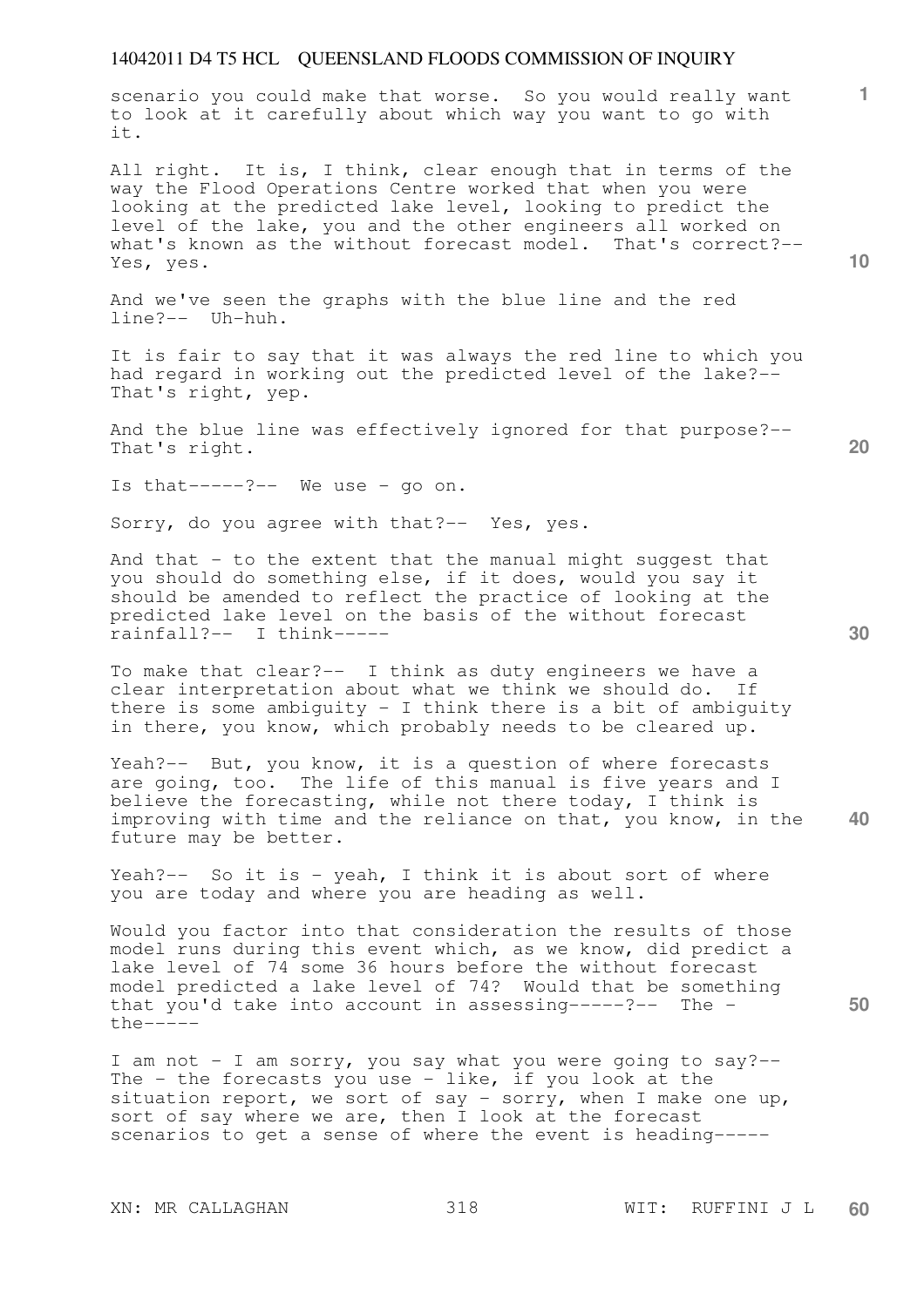scenario you could make that worse. So you would really want to look at it carefully about which way you want to go with it.

All right. It is, I think, clear enough that in terms of the way the Flood Operations Centre worked that when you were looking at the predicted lake level, looking to predict the level of the lake, you and the other engineers all worked on what's known as the without forecast model. That's correct?-- Yes, yes.

And we've seen the graphs with the blue line and the red line?-- Uh-huh.

It is fair to say that it was always the red line to which you had regard in working out the predicted level of the lake?-- That's right, yep.

And the blue line was effectively ignored for that purpose?-- That's right.

Is that-----?-- We use - go on.

Sorry, do you agree with that?-- Yes, yes.

And that - to the extent that the manual might suggest that you should do something else, if it does, would you say it should be amended to reflect the practice of looking at the predicted lake level on the basis of the without forecast rainfall?-- I think-----

To make that clear?-- I think as duty engineers we have a clear interpretation about what we think we should do. If there is some ambiguity - I think there is a bit of ambiguity in there, you know, which probably needs to be cleared up.

Yeah?-- But, you know, it is a question of where forecasts are going, too. The life of this manual is five years and I believe the forecasting, while not there today, I think is improving with time and the reliance on that, you know, in the future may be better.

Yeah?-- So it is - yeah, I think it is about sort of where you are today and where you are heading as well.

Would you factor into that consideration the results of those model runs during this event which, as we know, did predict a lake level of 74 some 36 hours before the without forecast model predicted a lake level of 74? Would that be something that you'd take into account in assessing-----?-- The - the-----

I am not - I am sorry, you say what you were going to say?-- The - the forecasts you use - like, if you look at the situation report, we sort of say - sorry, when I make one up, sort of say where we are, then I look at the forecast scenarios to get a sense of where the event is heading-----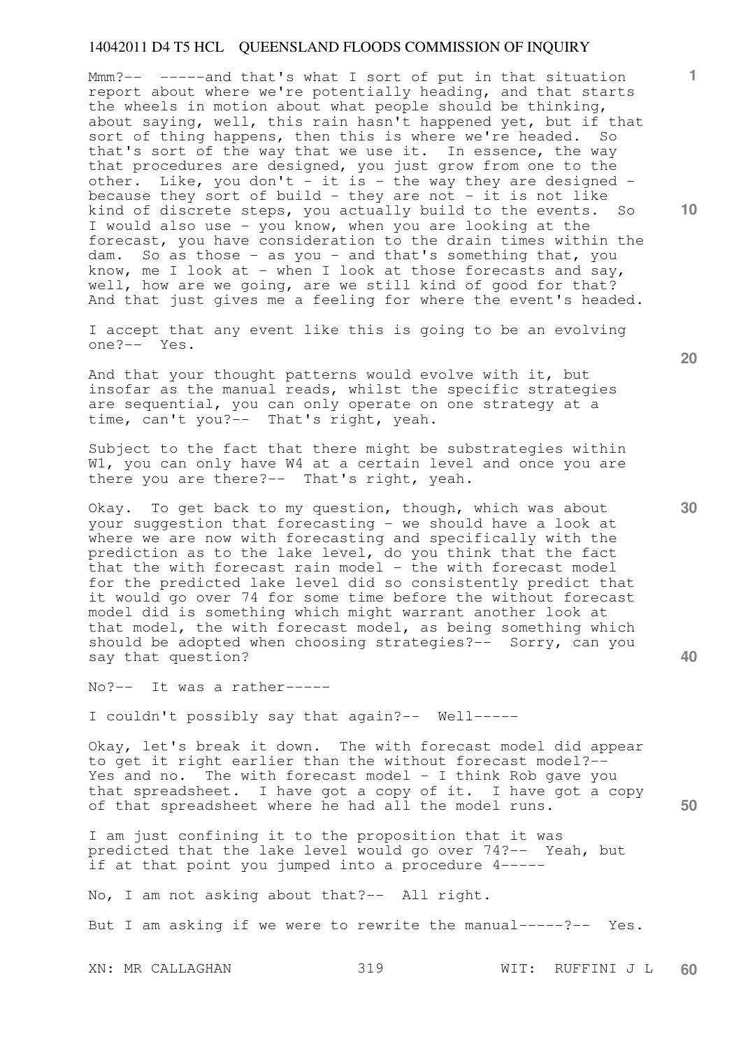Mmm?-- -----and that's what I sort of put in that situation report about where we're potentially heading, and that starts the wheels in motion about what people should be thinking, about saying, well, this rain hasn't happened yet, but if that sort of thing happens, then this is where we're headed. So that's sort of the way that we use it. In essence, the way that procedures are designed, you just grow from one to the other. Like, you don't - it is - the way they are designed - because they sort of build - they are not - it is not like kind of discrete steps, you actually build to the events. So I would also use - you know, when you are looking at the forecast, you have consideration to the drain times within the dam. So as those - as you - and that's something that, you know, me I look at - when I look at those forecasts and say, well, how are we going, are we still kind of good for that? And that just gives me a feeling for where the event's headed.

I accept that any event like this is going to be an evolving one?-- Yes.

And that your thought patterns would evolve with it, but insofar as the manual reads, whilst the specific strategies are sequential, you can only operate on one strategy at a time, can't you?-- That's right, yeah.

Subject to the fact that there might be substrategies within W1, you can only have W4 at a certain level and once you are there you are there?-- That's right, yeah.

Okay. To get back to my question, though, which was about your suggestion that forecasting - we should have a look at where we are now with forecasting and specifically with the prediction as to the lake level, do you think that the fact that the with forecast rain model - the with forecast model for the predicted lake level did so consistently predict that it would go over 74 for some time before the without forecast model did is something which might warrant another look at that model, the with forecast model, as being something which should be adopted when choosing strategies?-- Sorry, can you say that question?

No?-- It was a rather-----

I couldn't possibly say that again?-- Well-----

Okay, let's break it down. The with forecast model did appear to get it right earlier than the without forecast model?-- Yes and no. The with forecast model - I think Rob gave you that spreadsheet. I have got a copy of it. I have got a copy of that spreadsheet where he had all the model runs.

I am just confining it to the proposition that it was predicted that the lake level would go over 74?-- Yeah, but if at that point you jumped into a procedure 4-----

No, I am not asking about that?-- All right.

But I am asking if we were to rewrite the manual-----?-- Yes.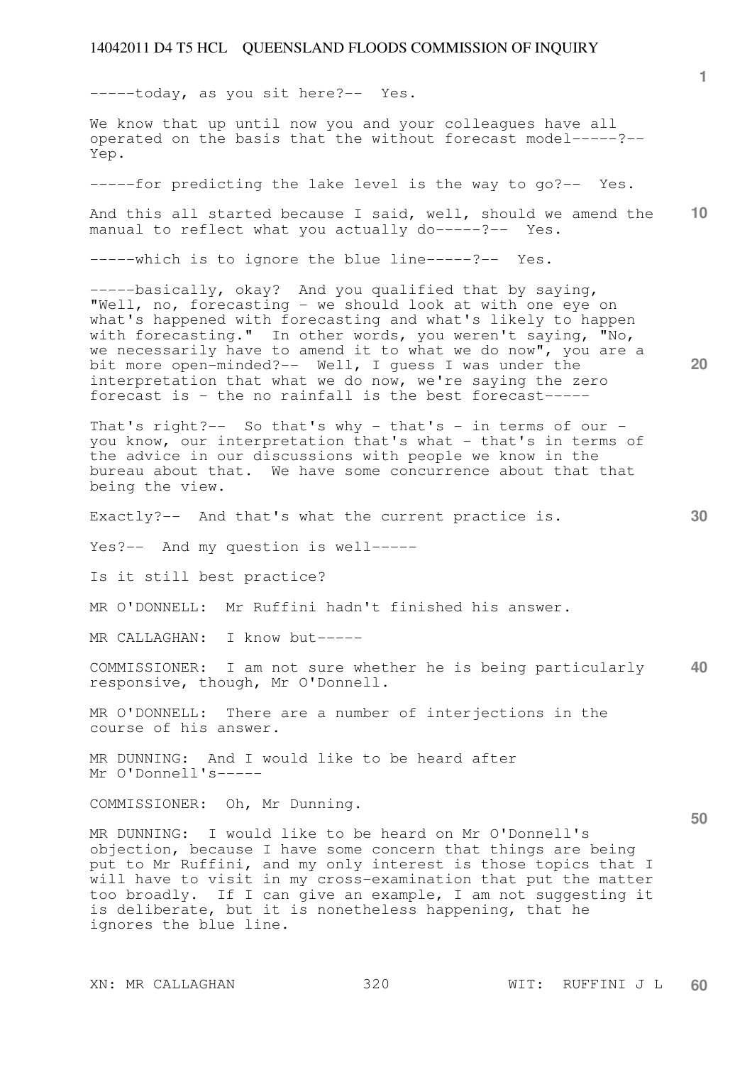-----today, as you sit here?-- Yes.

We know that up until now you and your colleagues have all operated on the basis that the without forecast model-----?-- Yep.

-----for predicting the lake level is the way to go?-- Yes.

And this all started because I said, well, should we amend the manual to reflect what you actually do-----?-- Yes.

-----which is to ignore the blue line-----?-- Yes.

-----basically, okay? And you qualified that by saying, "Well, no, forecasting - we should look at with one eye on what's happened with forecasting and what's likely to happen with forecasting." In other words, you weren't saying, "No, we necessarily have to amend it to what we do now", you are a bit more open-minded?-- Well, I guess I was under the interpretation that what we do now, we're saying the zero forecast is - the no rainfall is the best forecast-----

That's right?-- So that's why - that's - in terms of our - you know, our interpretation that's what - that's in terms of the advice in our discussions with people we know in the bureau about that. We have some concurrence about that that being the view.

Exactly?-- And that's what the current practice is.

Yes?-- And my question is well-----

Is it still best practice?

MR O'DONNELL: Mr Ruffini hadn't finished his answer.

MR CALLAGHAN: I know but-----

COMMISSIONER: I am not sure whether he is being particularly responsive, though, Mr O'Donnell.

MR O'DONNELL: There are a number of interjections in the course of his answer.

MR DUNNING: And I would like to be heard after Mr O'Donnell's-----

COMMISSIONER: Oh, Mr Dunning.

MR DUNNING: I would like to be heard on Mr O'Donnell's objection, because I have some concern that things are being put to Mr Ruffini, and my only interest is those topics that I will have to visit in my cross-examination that put the matter too broadly. If I can give an example, I am not suggesting it is deliberate, but it is nonetheless happening, that he ignores the blue line.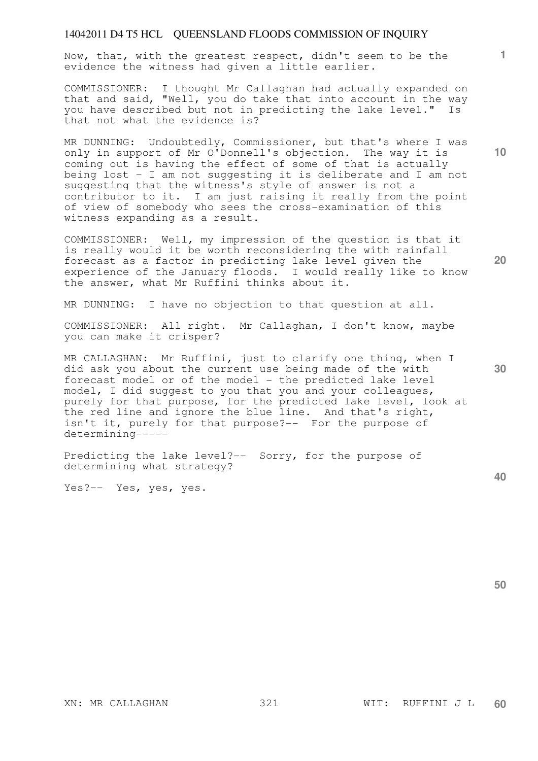Now, that, with the greatest respect, didn't seem to be the evidence the witness had given a little earlier.

COMMISSIONER: I thought Mr Callaghan had actually expanded on that and said, "Well, you do take that into account in the way you have described but not in predicting the lake level." Is that not what the evidence is?

MR DUNNING: Undoubtedly, Commissioner, but that's where I was only in support of Mr O'Donnell's objection. The way it is coming out is having the effect of some of that is actually being lost - I am not suggesting it is deliberate and I am not suggesting that the witness's style of answer is not a contributor to it. I am just raising it really from the point of view of somebody who sees the cross-examination of this witness expanding as a result.

COMMISSIONER: Well, my impression of the question is that it is really would it be worth reconsidering the with rainfall forecast as a factor in predicting lake level given the experience of the January floods. I would really like to know the answer, what Mr Ruffini thinks about it.

MR DUNNING: I have no objection to that question at all.

COMMISSIONER: All right. Mr Callaghan, I don't know, maybe you can make it crisper?

MR CALLAGHAN: Mr Ruffini, just to clarify one thing, when I did ask you about the current use being made of the with forecast model or of the model - the predicted lake level model, I did suggest to you that you and your colleagues, purely for that purpose, for the predicted lake level, look at the red line and ignore the blue line. And that's right, isn't it, purely for that purpose?-- For the purpose of determining-----

Predicting the lake level?-- Sorry, for the purpose of determining what strategy?

Yes?-- Yes, yes, yes.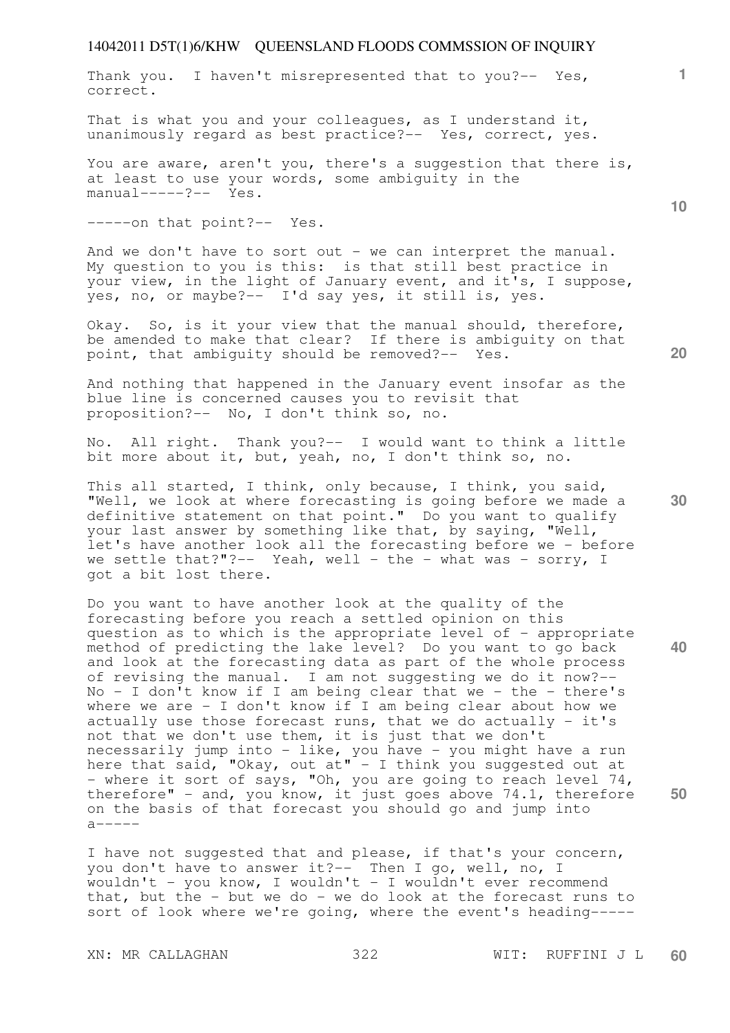Thank you. I haven't misrepresented that to you?-- Yes, correct.

That is what you and your colleagues, as I understand it, unanimously regard as best practice?-- Yes, correct, yes.

You are aware, aren't you, there's a suggestion that there is, at least to use your words, some ambiguity in the manual-----?-- Yes.

-----on that point?-- Yes.

And we don't have to sort out - we can interpret the manual. My question to you is this: is that still best practice in your view, in the light of January event, and it's, I suppose, yes, no, or maybe?-- I'd say yes, it still is, yes.

Okay. So, is it your view that the manual should, therefore, be amended to make that clear? If there is ambiguity on that point, that ambiguity should be removed?-- Yes.

And nothing that happened in the January event insofar as the blue line is concerned causes you to revisit that proposition?-- No, I don't think so, no.

No. All right. Thank you?-- I would want to think a little bit more about it, but, yeah, no, I don't think so, no.

This all started, I think, only because, I think, you said, "Well, we look at where forecasting is going before we made a definitive statement on that point." Do you want to qualify your last answer by something like that, by saying, "Well, let's have another look all the forecasting before we - before we settle that?"?-- Yeah, well - the - what was - sorry, I got a bit lost there.

Do you want to have another look at the quality of the forecasting before you reach a settled opinion on this question as to which is the appropriate level of - appropriate method of predicting the lake level? Do you want to go back and look at the forecasting data as part of the whole process of revising the manual. I am not suggesting we do it now?-- No - I don't know if I am being clear that we - the - there's where we are - I don't know if I am being clear about how we actually use those forecast runs, that we do actually - it's not that we don't use them, it is just that we don't necessarily jump into - like, you have - you might have a run here that said, "Okay, out at" - I think you suggested out at - where it sort of says, "Oh, you are going to reach level 74, therefore" - and, you know, it just goes above 74.1, therefore on the basis of that forecast you should go and jump into a-----

I have not suggested that and please, if that's your concern, you don't have to answer it?-- Then I go, well, no, I wouldn't - you know, I wouldn't - I wouldn't ever recommend that, but the - but we do - we do look at the forecast runs to sort of look where we're going, where the event's heading-----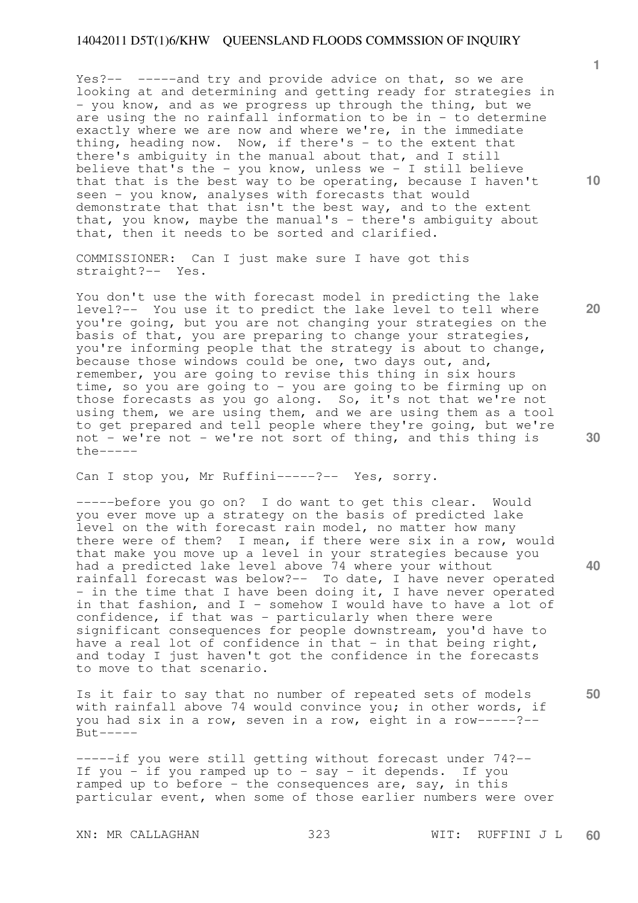Yes?-- -----and try and provide advice on that, so we are looking at and determining and getting ready for strategies in - you know, and as we progress up through the thing, but we are using the no rainfall information to be in - to determine exactly where we are now and where we're, in the immediate thing, heading now. Now, if there's - to the extent that there's ambiguity in the manual about that, and I still believe that's the - you know, unless we - I still believe that that is the best way to be operating, because I haven't seen - you know, analyses with forecasts that would demonstrate that that isn't the best way, and to the extent that, you know, maybe the manual's - there's ambiguity about that, then it needs to be sorted and clarified.

COMMISSIONER: Can I just make sure I have got this straight?-- Yes.

You don't use the with forecast model in predicting the lake level?-- You use it to predict the lake level to tell where you're going, but you are not changing your strategies on the basis of that, you are preparing to change your strategies, you're informing people that the strategy is about to change, because those windows could be one, two days out, and, remember, you are going to revise this thing in six hours time, so you are going to - you are going to be firming up on those forecasts as you go along. So, it's not that we're not using them, we are using them, and we are using them as a tool to get prepared and tell people where they're going, but we're not - we're not - we're not sort of thing, and this thing is the-----

Can I stop you, Mr Ruffini-----?-- Yes, sorry.

-----before you go on? I do want to get this clear. Would you ever move up a strategy on the basis of predicted lake level on the with forecast rain model, no matter how many there were of them? I mean, if there were six in a row, would that make you move up a level in your strategies because you had a predicted lake level above 74 where your without rainfall forecast was below?-- To date, I have never operated - in the time that I have been doing it, I have never operated in that fashion, and I - somehow I would have to have a lot of confidence, if that was - particularly when there were significant consequences for people downstream, you'd have to have a real lot of confidence in that - in that being right, and today I just haven't got the confidence in the forecasts to move to that scenario.

Is it fair to say that no number of repeated sets of models with rainfall above 74 would convince you; in other words, if you had six in a row, seven in a row, eight in a row-----?-- But-----

-----if you were still getting without forecast under 74?-- If you - if you ramped up to - say - it depends. If you ramped up to before - the consequences are, say, in this particular event, when some of those earlier numbers were over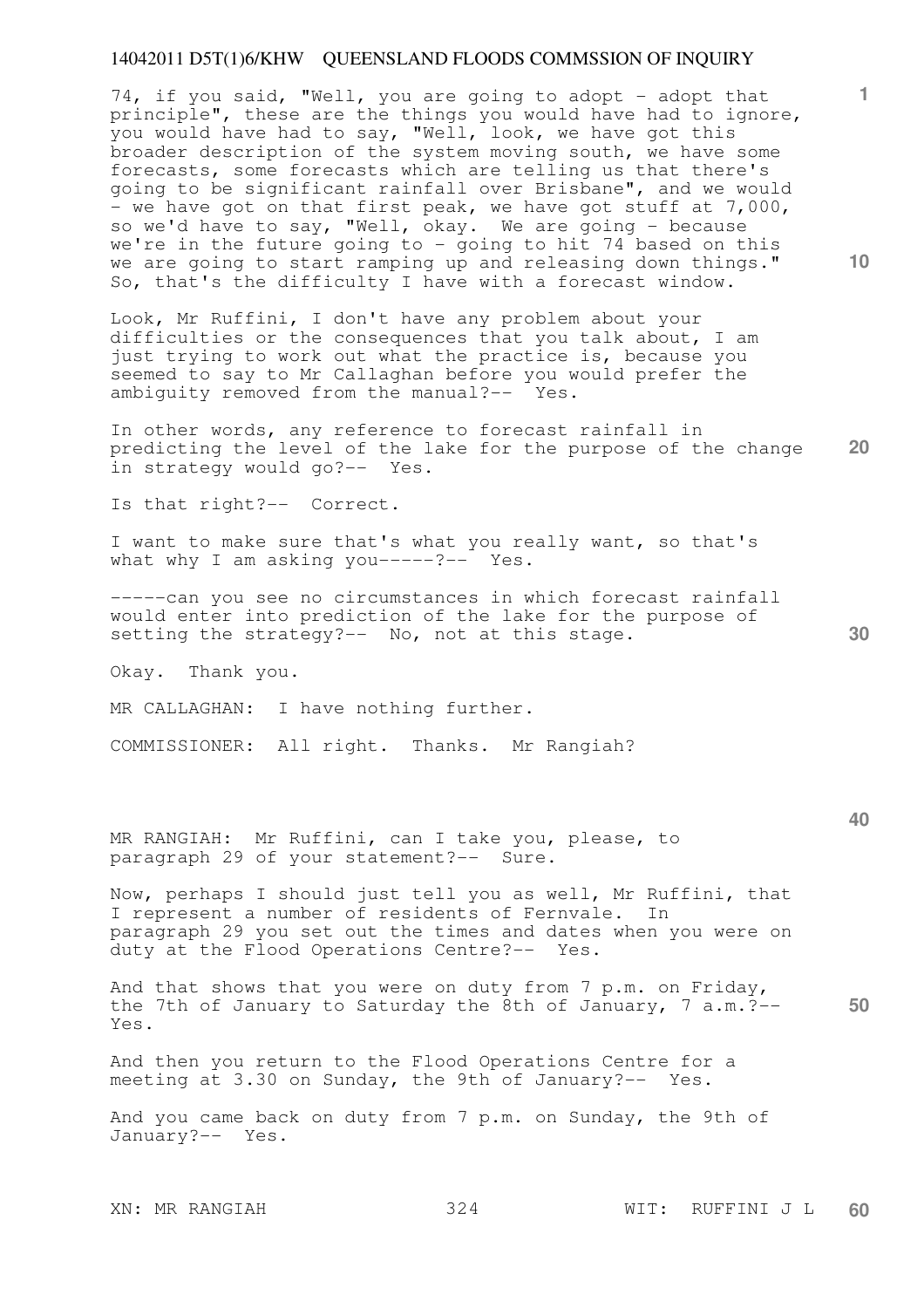74, if you said, "Well, you are going to adopt - adopt that principle", these are the things you would have had to ignore, you would have had to say, "Well, look, we have got this broader description of the system moving south, we have some forecasts, some forecasts which are telling us that there's going to be significant rainfall over Brisbane", and we would - we have got on that first peak, we have got stuff at 7,000, so we'd have to say, "Well, okay. We are going - because we're in the future going to - going to hit 74 based on this we are going to start ramping up and releasing down things." So, that's the difficulty I have with a forecast window.

Look, Mr Ruffini, I don't have any problem about your difficulties or the consequences that you talk about, I am just trying to work out what the practice is, because you seemed to say to Mr Callaghan before you would prefer the ambiguity removed from the manual?-- Yes.

In other words, any reference to forecast rainfall in predicting the level of the lake for the purpose of the change in strategy would go?-- Yes.

Is that right?-- Correct.

I want to make sure that's what you really want, so that's what why I am asking you-----?-- Yes.

-----can you see no circumstances in which forecast rainfall would enter into prediction of the lake for the purpose of setting the strategy?-- No, not at this stage.

Okay. Thank you.

MR CALLAGHAN: I have nothing further.

COMMISSIONER: All right. Thanks. Mr Rangiah?

MR RANGIAH: Mr Ruffini, can I take you, please, to paragraph 29 of your statement?-- Sure.

Now, perhaps I should just tell you as well, Mr Ruffini, that I represent a number of residents of Fernvale. In paragraph 29 you set out the times and dates when you were on duty at the Flood Operations Centre?-- Yes.

And that shows that you were on duty from 7 p.m. on Friday, the 7th of January to Saturday the 8th of January, 7 a.m.?-- Yes.

And then you return to the Flood Operations Centre for a meeting at 3.30 on Sunday, the 9th of January?-- Yes.

And you came back on duty from 7 p.m. on Sunday, the 9th of January?-- Yes.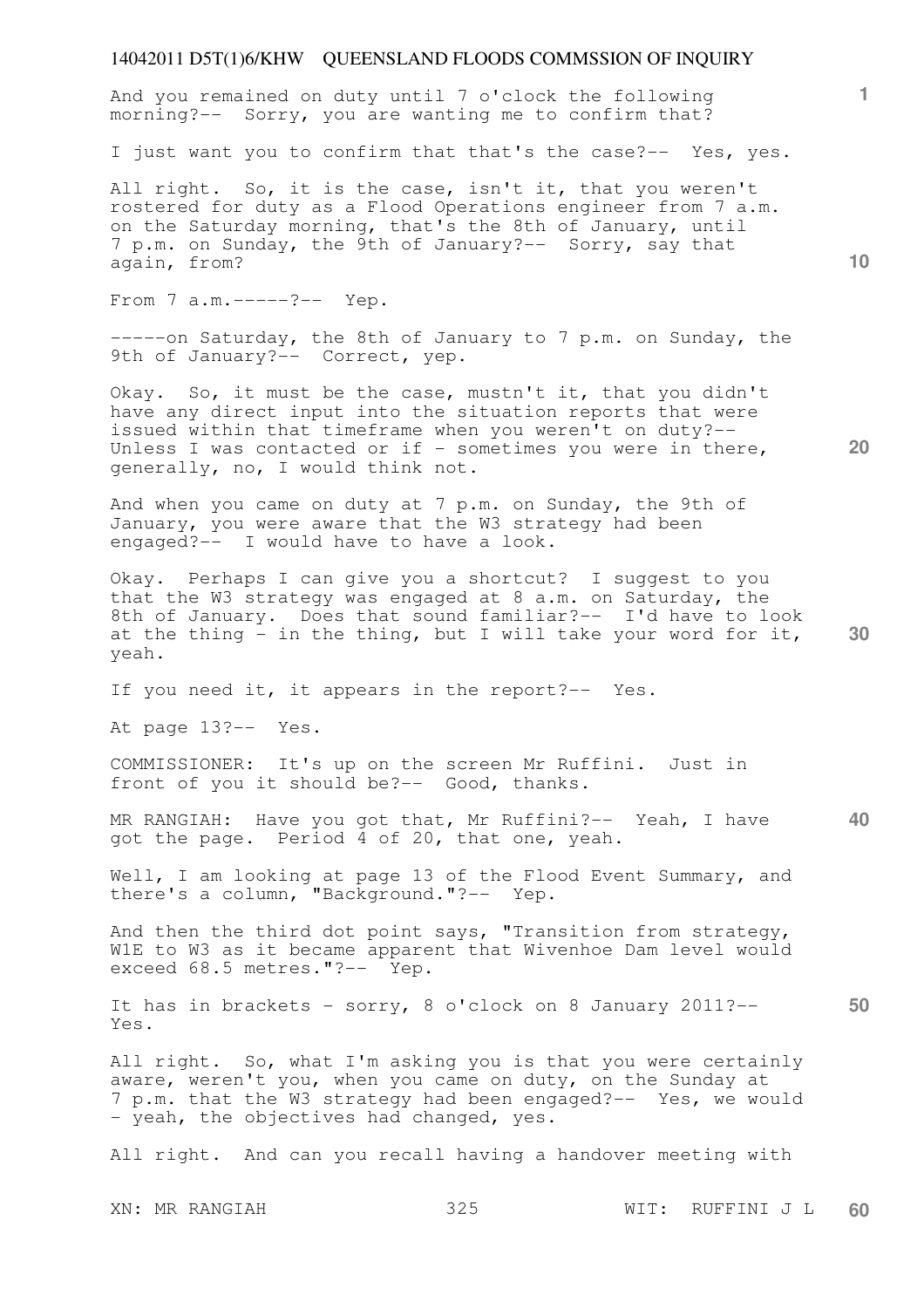And you remained on duty until 7 o'clock the following morning?-- Sorry, you are wanting me to confirm that?

I just want you to confirm that that's the case?-- Yes, yes.

All right. So, it is the case, isn't it, that you weren't rostered for duty as a Flood Operations engineer from 7 a.m. on the Saturday morning, that's the 8th of January, until 7 p.m. on Sunday, the 9th of January?-- Sorry, say that again, from?

From 7 a.m.-----?-- Yep.

-----on Saturday, the 8th of January to 7 p.m. on Sunday, the 9th of January?-- Correct, yep.

Okay. So, it must be the case, mustn't it, that you didn't have any direct input into the situation reports that were issued within that timeframe when you weren't on duty?-- Unless I was contacted or if - sometimes you were in there, generally, no, I would think not.

And when you came on duty at 7 p.m. on Sunday, the 9th of January, you were aware that the W3 strategy had been engaged?-- I would have to have a look.

Okay. Perhaps I can give you a shortcut? I suggest to you that the W3 strategy was engaged at 8 a.m. on Saturday, the 8th of January. Does that sound familiar?-- I'd have to look at the thing - in the thing, but I will take your word for it, yeah.

If you need it, it appears in the report?-- Yes.

At page 13?-- Yes.

COMMISSIONER: It's up on the screen Mr Ruffini. Just in front of you it should be?-- Good, thanks.

MR RANGIAH: Have you got that, Mr Ruffini?-- Yeah, I have got the page. Period 4 of 20, that one, yeah.

Well, I am looking at page 13 of the Flood Event Summary, and there's a column, "Background."?-- Yep.

And then the third dot point says, "Transition from strategy, W1E to W3 as it became apparent that Wivenhoe Dam level would exceed 68.5 metres."?-- Yep.

It has in brackets - sorry, 8 o'clock on 8 January 2011?-- Yes.

All right. So, what I'm asking you is that you were certainly aware, weren't you, when you came on duty, on the Sunday at 7 p.m. that the W3 strategy had been engaged?-- Yes, we would - yeah, the objectives had changed, yes.

All right. And can you recall having a handover meeting with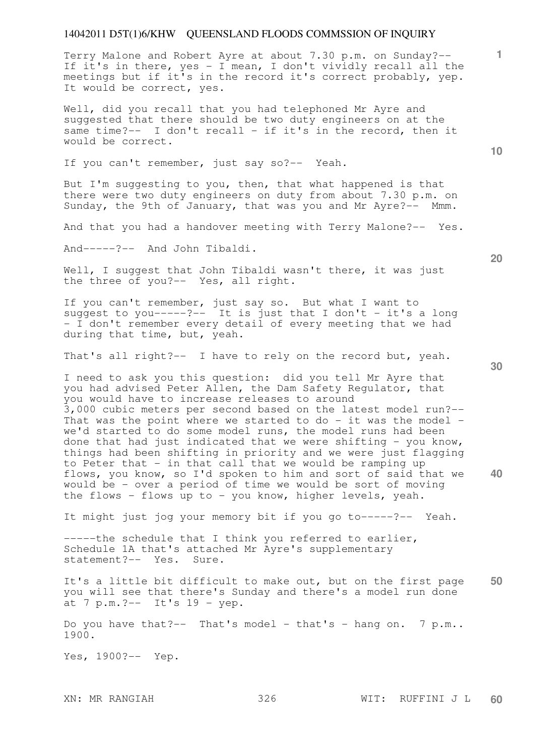Terry Malone and Robert Ayre at about 7.30 p.m. on Sunday?-- If it's in there, yes - I mean, I don't vividly recall all the meetings but if it's in the record it's correct probably, yep. It would be correct, yes.

Well, did you recall that you had telephoned Mr Ayre and suggested that there should be two duty engineers on at the same time?-- I don't recall - if it's in the record, then it would be correct.

If you can't remember, just say so?-- Yeah.

But I'm suggesting to you, then, that what happened is that there were two duty engineers on duty from about 7.30 p.m. on Sunday, the 9th of January, that was you and Mr Ayre?-- Mmm.

And that you had a handover meeting with Terry Malone?-- Yes.

And-----?-- And John Tibaldi.

Well, I suggest that John Tibaldi wasn't there, it was just the three of you?-- Yes, all right.

If you can't remember, just say so. But what I want to suggest to you-----?-- It is just that I don't - it's a long - I don't remember every detail of every meeting that we had during that time, but, yeah.

That's all right?-- I have to rely on the record but, yeah.

I need to ask you this question: did you tell Mr Ayre that you had advised Peter Allen, the Dam Safety Regulator, that you would have to increase releases to around 3,000 cubic meters per second based on the latest model run?-- That was the point where we started to do - it was the model - we'd started to do some model runs, the model runs had been done that had just indicated that we were shifting - you know, things had been shifting in priority and we were just flagging to Peter that - in that call that we would be ramping up flows, you know, so I'd spoken to him and sort of said that we would be - over a period of time we would be sort of moving the flows - flows up to - you know, higher levels, yeah.

It might just jog your memory bit if you go to-----?-- Yeah.

-----the schedule that I think you referred to earlier, Schedule 1A that's attached Mr Ayre's supplementary statement?-- Yes. Sure.

It's a little bit difficult to make out, but on the first page you will see that there's Sunday and there's a model run done at 7 p.m.?-- It's 19 - yep.

Do you have that?-- That's model - that's - hang on. 7 p.m.. 1900.

Yes, 1900?-- Yep.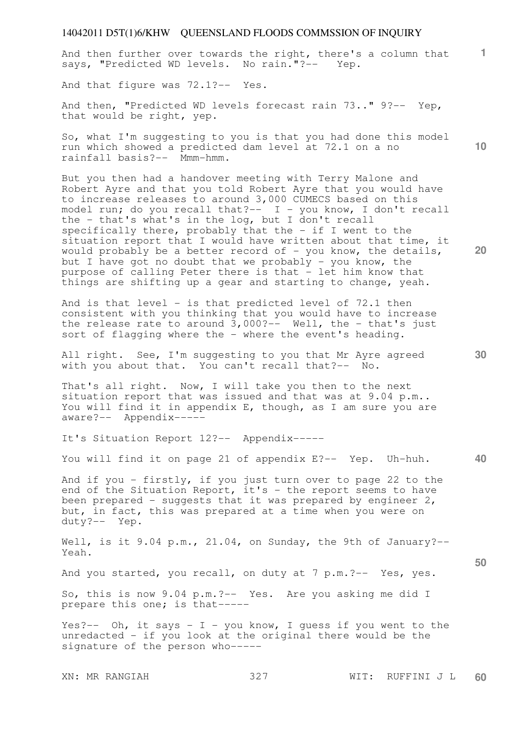And then further over towards the right, there's a column that says, "Predicted WD levels. No rain."?-- Yep.

And that figure was 72.1?-- Yes.

And then, "Predicted WD levels forecast rain 73.." 9?-- Yep, that would be right, yep.

So, what I'm suggesting to you is that you had done this model run which showed a predicted dam level at 72.1 on a no rainfall basis?-- Mmm-hmm.

But you then had a handover meeting with Terry Malone and Robert Ayre and that you told Robert Ayre that you would have to increase releases to around 3,000 CUMECS based on this model run; do you recall that?-- I - you know, I don't recall the - that's what's in the log, but I don't recall specifically there, probably that the - if I went to the situation report that I would have written about that time, it would probably be a better record of - you know, the details, but I have got no doubt that we probably - you know, the purpose of calling Peter there is that - let him know that things are shifting up a gear and starting to change, yeah.

And is that level - is that predicted level of 72.1 then consistent with you thinking that you would have to increase the release rate to around 3,000?-- Well, the - that's just sort of flagging where the - where the event's heading.

All right. See, I'm suggesting to you that Mr Ayre agreed with you about that. You can't recall that?-- No.

That's all right. Now, I will take you then to the next situation report that was issued and that was at 9.04 p.m.. You will find it in appendix E, though, as I am sure you are aware?-- Appendix-----

It's Situation Report 12?-- Appendix-----

You will find it on page 21 of appendix E?-- Yep. Uh-huh.

And if you - firstly, if you just turn over to page 22 to the end of the Situation Report, it's - the report seems to have been prepared - suggests that it was prepared by engineer 2, but, in fact, this was prepared at a time when you were on duty?-- Yep.

Well, is it 9.04 p.m., 21.04, on Sunday, the 9th of January?-- Yeah.

And you started, you recall, on duty at 7 p.m.?-- Yes, yes.

So, this is now 9.04 p.m.?-- Yes. Are you asking me did I prepare this one; is that-----

Yes?-- Oh, it says - I - you know, I guess if you went to the unredacted - if you look at the original there would be the signature of the person who-----

XN: MR RANGIAH WIT: RUFFINI J L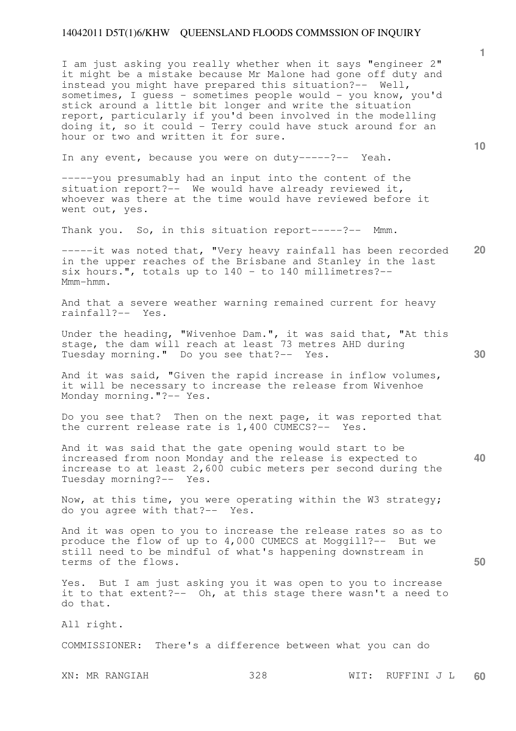I am just asking you really whether when it says "engineer 2" it might be a mistake because Mr Malone had gone off duty and instead you might have prepared this situation?-- Well, sometimes, I guess - sometimes people would - you know, you'd stick around a little bit longer and write the situation report, particularly if you'd been involved in the modelling doing it, so it could - Terry could have stuck around for an hour or two and written it for sure.

In any event, because you were on duty-----?-- Yeah.

-----you presumably had an input into the content of the situation report?-- We would have already reviewed it, whoever was there at the time would have reviewed before it went out, yes.

Thank you. So, in this situation report-----?-- Mmm.

-----it was noted that, "Very heavy rainfall has been recorded in the upper reaches of the Brisbane and Stanley in the last six hours.", totals up to 140 - to 140 millimetres?-- Mmm-hmm.

And that a severe weather warning remained current for heavy rainfall?-- Yes.

Under the heading, "Wivenhoe Dam.", it was said that, "At this stage, the dam will reach at least 73 metres AHD during Tuesday morning." Do you see that?-- Yes.

And it was said, "Given the rapid increase in inflow volumes, it will be necessary to increase the release from Wivenhoe Monday morning."?-- Yes.

Do you see that? Then on the next page, it was reported that the current release rate is 1,400 CUMECS?-- Yes.

And it was said that the gate opening would start to be increased from noon Monday and the release is expected to increase to at least 2,600 cubic meters per second during the Tuesday morning?-- Yes.

Now, at this time, you were operating within the W3 strategy; do you agree with that?-- Yes.

And it was open to you to increase the release rates so as to produce the flow of up to 4,000 CUMECS at Moggill?-- But we still need to be mindful of what's happening downstream in terms of the flows.

Yes. But I am just asking you it was open to you to increase it to that extent?-- Oh, at this stage there wasn't a need to do that.

All right.

COMMISSIONER: There's a difference between what you can do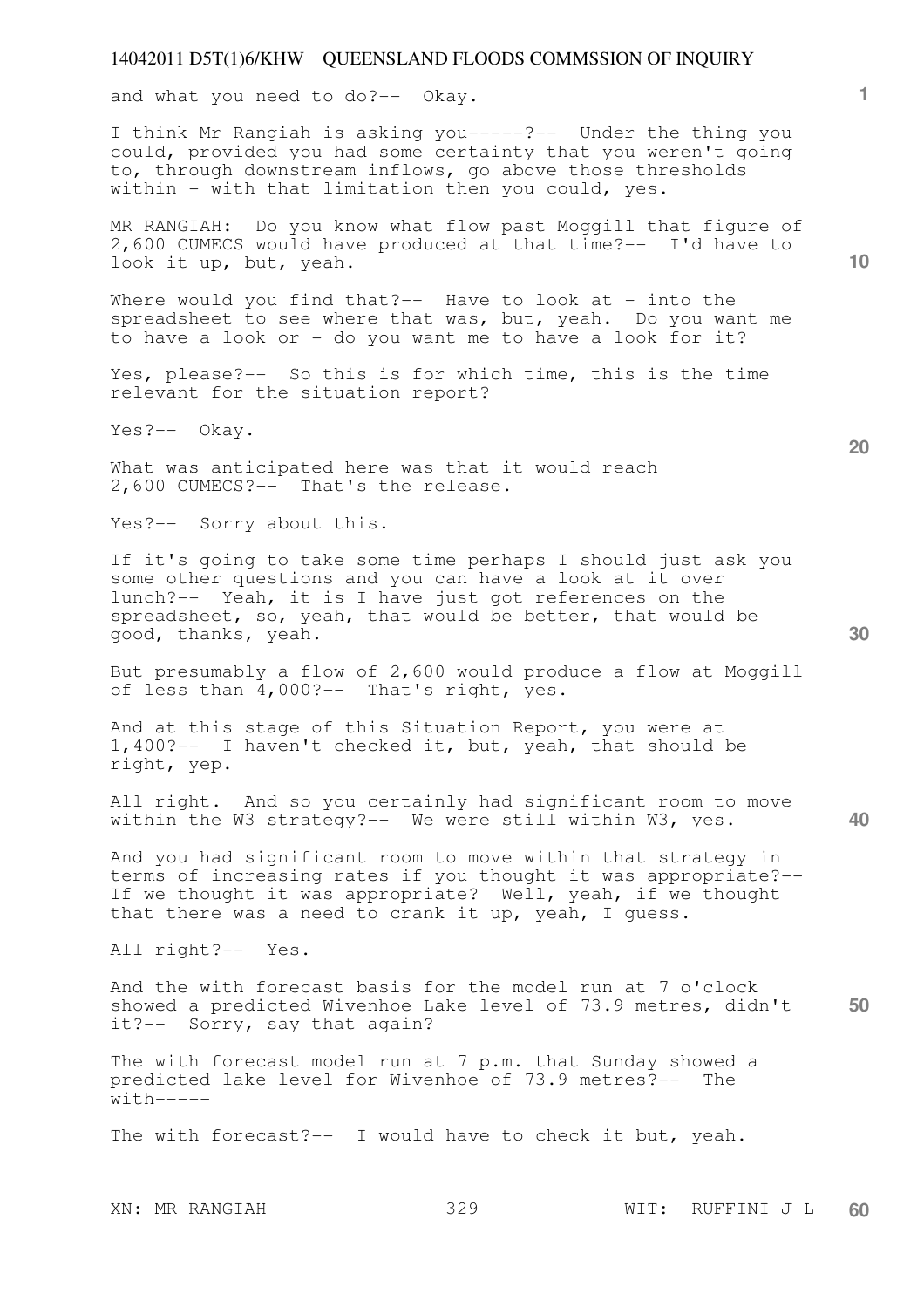and what you need to do?-- Okay.

I think Mr Rangiah is asking you-----?-- Under the thing you could, provided you had some certainty that you weren't going to, through downstream inflows, go above those thresholds within - with that limitation then you could, yes.

MR RANGIAH: Do you know what flow past Moggill that figure of 2,600 CUMECS would have produced at that time?-- I'd have to look it up, but, yeah.

Where would you find that?-- Have to look at - into the spreadsheet to see where that was, but, yeah. Do you want me to have a look or - do you want me to have a look for it?

Yes, please?-- So this is for which time, this is the time relevant for the situation report?

Yes?-- Okay.

What was anticipated here was that it would reach 2,600 CUMECS?-- That's the release.

Yes?-- Sorry about this.

If it's going to take some time perhaps I should just ask you some other questions and you can have a look at it over lunch?-- Yeah, it is I have just got references on the spreadsheet, so, yeah, that would be better, that would be good, thanks, yeah.

But presumably a flow of 2,600 would produce a flow at Moggill of less than 4,000?-- That's right, yes.

And at this stage of this Situation Report, you were at 1,400?-- I haven't checked it, but, yeah, that should be right, yep.

All right. And so you certainly had significant room to move within the W3 strategy?-- We were still within W3, yes.

And you had significant room to move within that strategy in terms of increasing rates if you thought it was appropriate?-- If we thought it was appropriate? Well, yeah, if we thought that there was a need to crank it up, yeah, I guess.

All right?-- Yes.

And the with forecast basis for the model run at 7 o'clock showed a predicted Wivenhoe Lake level of 73.9 metres, didn't it?-- Sorry, say that again?

The with forecast model run at 7 p.m. that Sunday showed a predicted lake level for Wivenhoe of 73.9 metres?-- The with-----

The with forecast?-- I would have to check it but, yeah.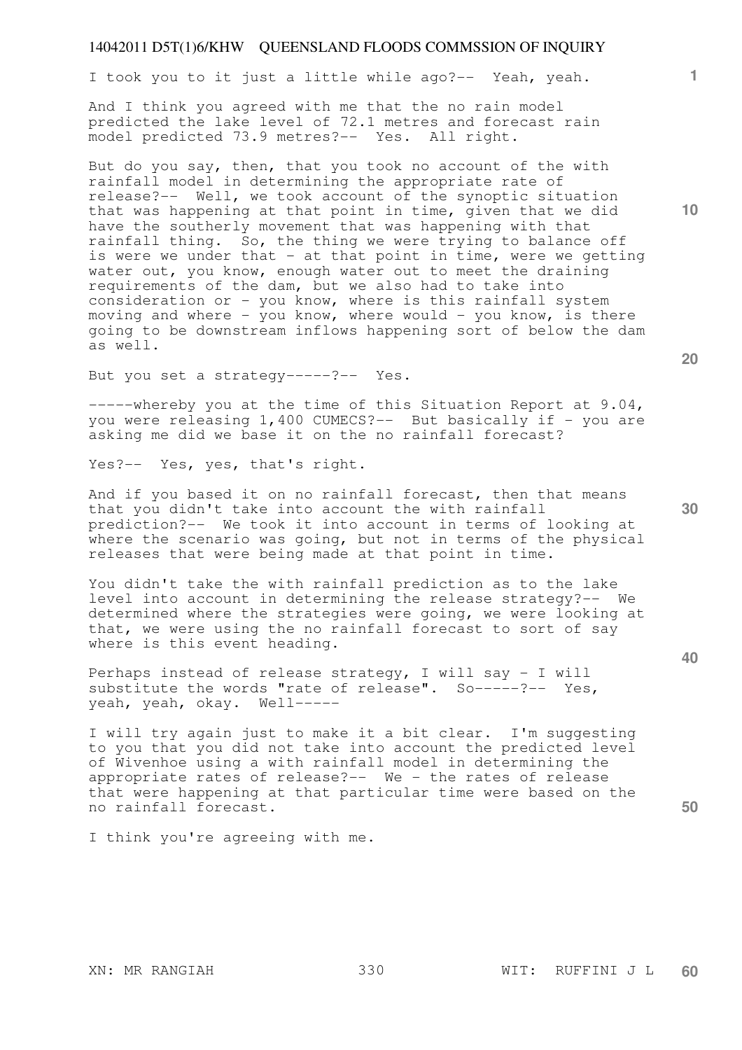I took you to it just a little while ago?-- Yeah, yeah.

And I think you agreed with me that the no rain model predicted the lake level of 72.1 metres and forecast rain model predicted 73.9 metres?-- Yes. All right.

But do you say, then, that you took no account of the with rainfall model in determining the appropriate rate of release?-- Well, we took account of the synoptic situation that was happening at that point in time, given that we did have the southerly movement that was happening with that rainfall thing. So, the thing we were trying to balance off is were we under that - at that point in time, were we getting water out, you know, enough water out to meet the draining requirements of the dam, but we also had to take into consideration or - you know, where is this rainfall system moving and where - you know, where would - you know, is there going to be downstream inflows happening sort of below the dam as well.

But you set a strategy-----?-- Yes.

-----whereby you at the time of this Situation Report at 9.04, you were releasing 1,400 CUMECS?-- But basically if - you are asking me did we base it on the no rainfall forecast?

Yes?-- Yes, yes, that's right.

And if you based it on no rainfall forecast, then that means that you didn't take into account the with rainfall prediction?-- We took it into account in terms of looking at where the scenario was going, but not in terms of the physical releases that were being made at that point in time.

You didn't take the with rainfall prediction as to the lake level into account in determining the release strategy?-- We determined where the strategies were going, we were looking at that, we were using the no rainfall forecast to sort of say where is this event heading.

Perhaps instead of release strategy, I will say - I will substitute the words "rate of release". So-----?-- Yes, yeah, yeah, okay. Well-----

I will try again just to make it a bit clear. I'm suggesting to you that you did not take into account the predicted level of Wivenhoe using a with rainfall model in determining the appropriate rates of release?-- We - the rates of release that were happening at that particular time were based on the no rainfall forecast.

I think you're agreeing with me.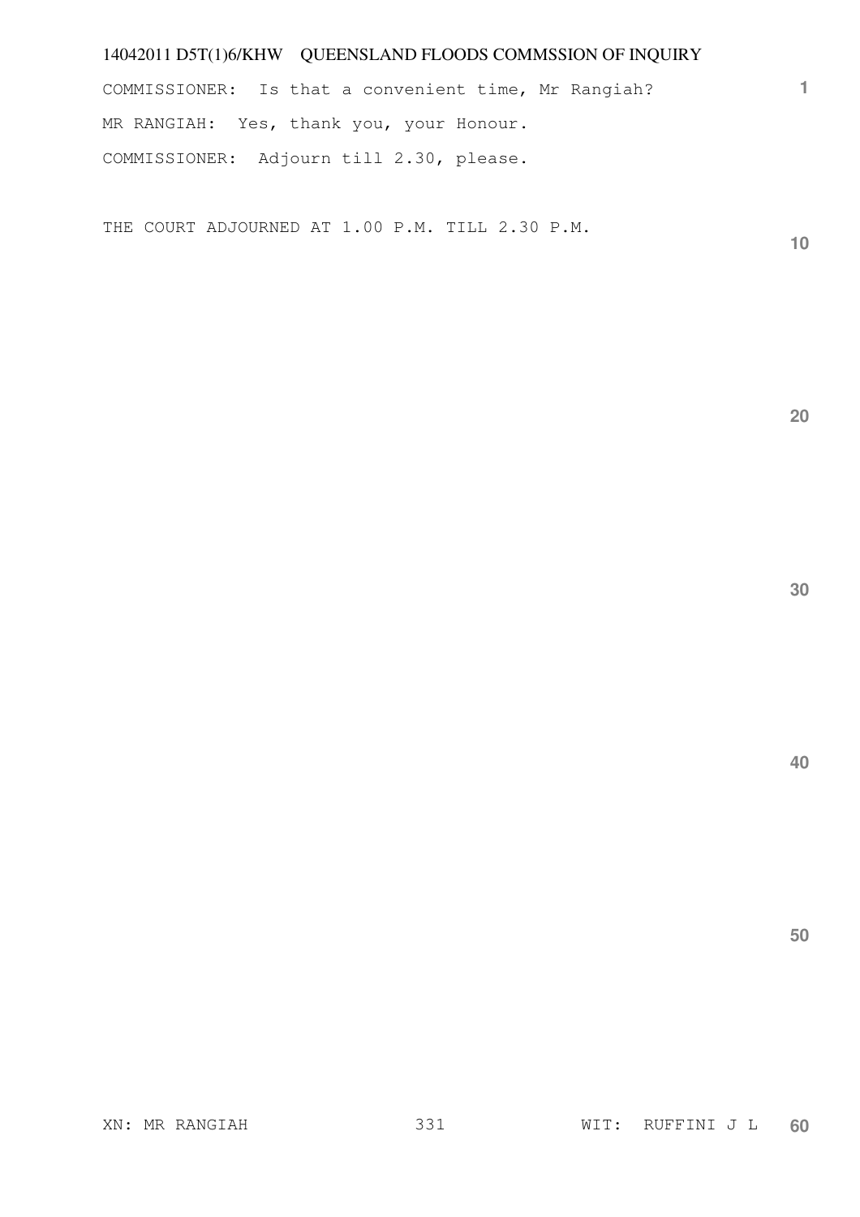COMMISSIONER: Is that a convenient time, Mr Rangiah?

MR RANGIAH: Yes, thank you, your Honour.

COMMISSIONER: Adjourn till 2.30, please.

THE COURT ADJOURNED AT 1.00 P.M. TILL 2.30 P.M.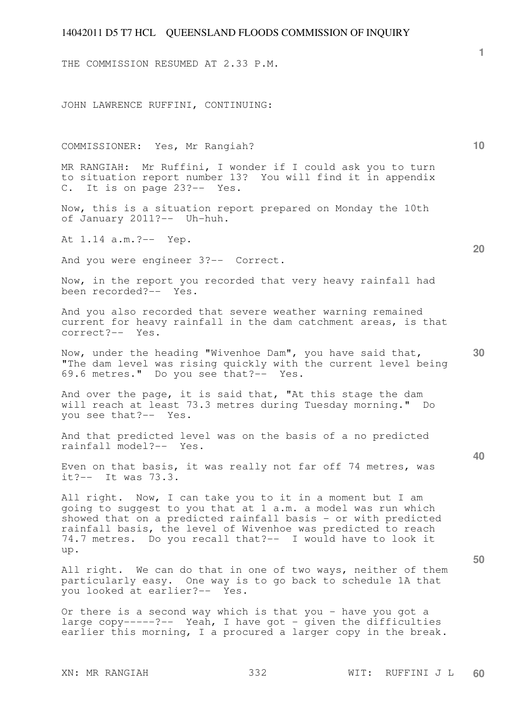THE COMMISSION RESUMED AT 2.33 P.M.

JOHN LAWRENCE RUFFINI, CONTINUING:

COMMISSIONER: Yes, Mr Rangiah?

MR RANGIAH: Mr Ruffini, I wonder if I could ask you to turn to situation report number 13? You will find it in appendix C. It is on page 23?-- Yes.

Now, this is a situation report prepared on Monday the 10th of January 2011?-- Uh-huh.

At 1.14 a.m.?-- Yep.

And you were engineer 3?-- Correct.

Now, in the report you recorded that very heavy rainfall had been recorded?-- Yes.

And you also recorded that severe weather warning remained current for heavy rainfall in the dam catchment areas, is that correct?-- Yes.

Now, under the heading "Wivenhoe Dam", you have said that, "The dam level was rising quickly with the current level being 69.6 metres." Do you see that?-- Yes.

And over the page, it is said that, "At this stage the dam will reach at least 73.3 metres during Tuesday morning." Do you see that?-- Yes.

And that predicted level was on the basis of a no predicted rainfall model?-- Yes.

Even on that basis, it was really not far off 74 metres, was it?-- It was 73.3.

All right. Now, I can take you to it in a moment but I am going to suggest to you that at 1 a.m. a model was run which showed that on a predicted rainfall basis - or with predicted rainfall basis, the level of Wivenhoe was predicted to reach 74.7 metres. Do you recall that?-- I would have to look it up.

All right. We can do that in one of two ways, neither of them particularly easy. One way is to go back to schedule 1A that you looked at earlier?-- Yes.

Or there is a second way which is that you - have you got a large copy-----?-- Yeah, I have got - given the difficulties earlier this morning, I a procured a larger copy in the break.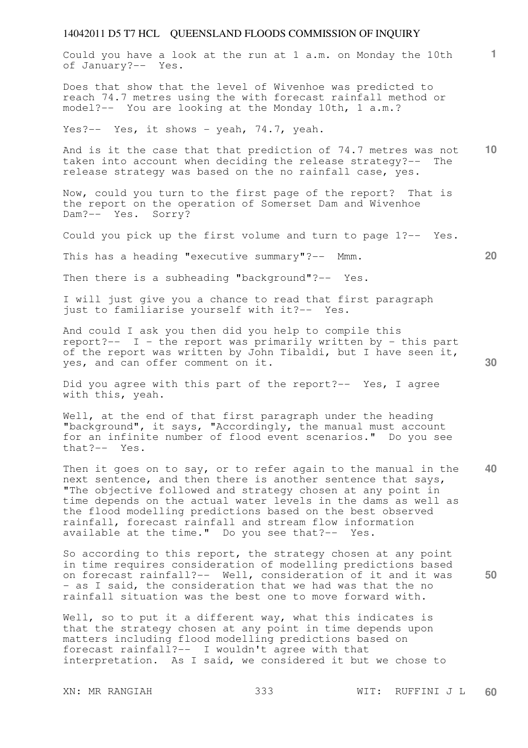Could you have a look at the run at 1 a.m. on Monday the 10th of January?-- Yes.

Does that show that the level of Wivenhoe was predicted to reach 74.7 metres using the with forecast rainfall method or model?-- You are looking at the Monday 10th, 1 a.m.?

Yes?-- Yes, it shows - yeah, 74.7, yeah.

And is it the case that that prediction of 74.7 metres was not taken into account when deciding the release strategy?-- The release strategy was based on the no rainfall case, yes.

Now, could you turn to the first page of the report? That is the report on the operation of Somerset Dam and Wivenhoe Dam?-- Yes. Sorry?

Could you pick up the first volume and turn to page 1?-- Yes.

This has a heading "executive summary"?-- Mmm.

Then there is a subheading "background"?-- Yes.

I will just give you a chance to read that first paragraph just to familiarise yourself with it?-- Yes.

And could I ask you then did you help to compile this report?-- I - the report was primarily written by - this part of the report was written by John Tibaldi, but I have seen it, yes, and can offer comment on it.

Did you agree with this part of the report?-- Yes, I agree with this, yeah.

Well, at the end of that first paragraph under the heading "background", it says, "Accordingly, the manual must account for an infinite number of flood event scenarios." Do you see that?-- Yes.

Then it goes on to say, or to refer again to the manual in the next sentence, and then there is another sentence that says, "The objective followed and strategy chosen at any point in time depends on the actual water levels in the dams as well as the flood modelling predictions based on the best observed rainfall, forecast rainfall and stream flow information available at the time." Do you see that?-- Yes.

So according to this report, the strategy chosen at any point in time requires consideration of modelling predictions based on forecast rainfall?-- Well, consideration of it and it was - as I said, the consideration that we had was that the no rainfall situation was the best one to move forward with.

Well, so to put it a different way, what this indicates is that the strategy chosen at any point in time depends upon matters including flood modelling predictions based on forecast rainfall?-- I wouldn't agree with that interpretation. As I said, we considered it but we chose to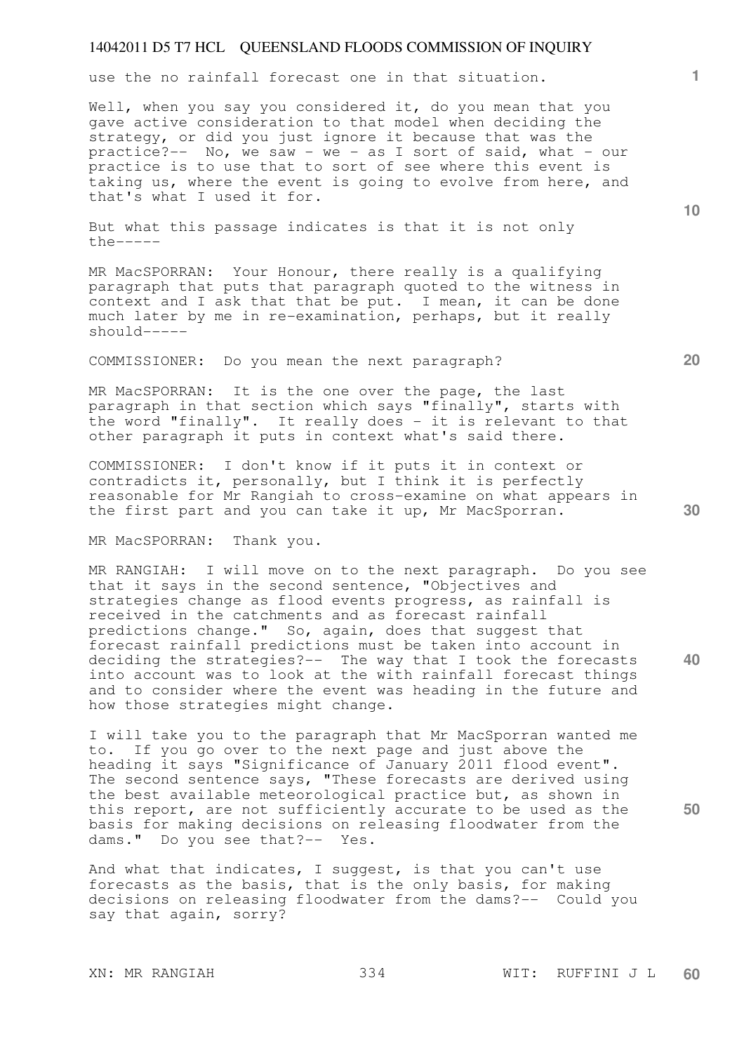use the no rainfall forecast one in that situation.

Well, when you say you considered it, do you mean that you gave active consideration to that model when deciding the strategy, or did you just ignore it because that was the practice?-- No, we saw - we - as I sort of said, what - our practice is to use that to sort of see where this event is taking us, where the event is going to evolve from here, and that's what I used it for.

But what this passage indicates is that it is not only the-----

MR MacSPORRAN: Your Honour, there really is a qualifying paragraph that puts that paragraph quoted to the witness in context and I ask that that be put. I mean, it can be done much later by me in re-examination, perhaps, but it really should-----

COMMISSIONER: Do you mean the next paragraph?

MR MacSPORRAN: It is the one over the page, the last paragraph in that section which says "finally", starts with the word "finally". It really does - it is relevant to that other paragraph it puts in context what's said there.

COMMISSIONER: I don't know if it puts it in context or contradicts it, personally, but I think it is perfectly reasonable for Mr Rangiah to cross-examine on what appears in the first part and you can take it up, Mr MacSporran.

MR MacSPORRAN: Thank you.

MR RANGIAH: I will move on to the next paragraph. Do you see that it says in the second sentence, "Objectives and strategies change as flood events progress, as rainfall is received in the catchments and as forecast rainfall predictions change." So, again, does that suggest that forecast rainfall predictions must be taken into account in deciding the strategies?-- The way that I took the forecasts into account was to look at the with rainfall forecast things and to consider where the event was heading in the future and how those strategies might change.

I will take you to the paragraph that Mr MacSporran wanted me to. If you go over to the next page and just above the heading it says "Significance of January 2011 flood event". The second sentence says, "These forecasts are derived using the best available meteorological practice but, as shown in this report, are not sufficiently accurate to be used as the basis for making decisions on releasing floodwater from the dams." Do you see that?-- Yes.

And what that indicates, I suggest, is that you can't use forecasts as the basis, that is the only basis, for making decisions on releasing floodwater from the dams?-- Could you say that again, sorry?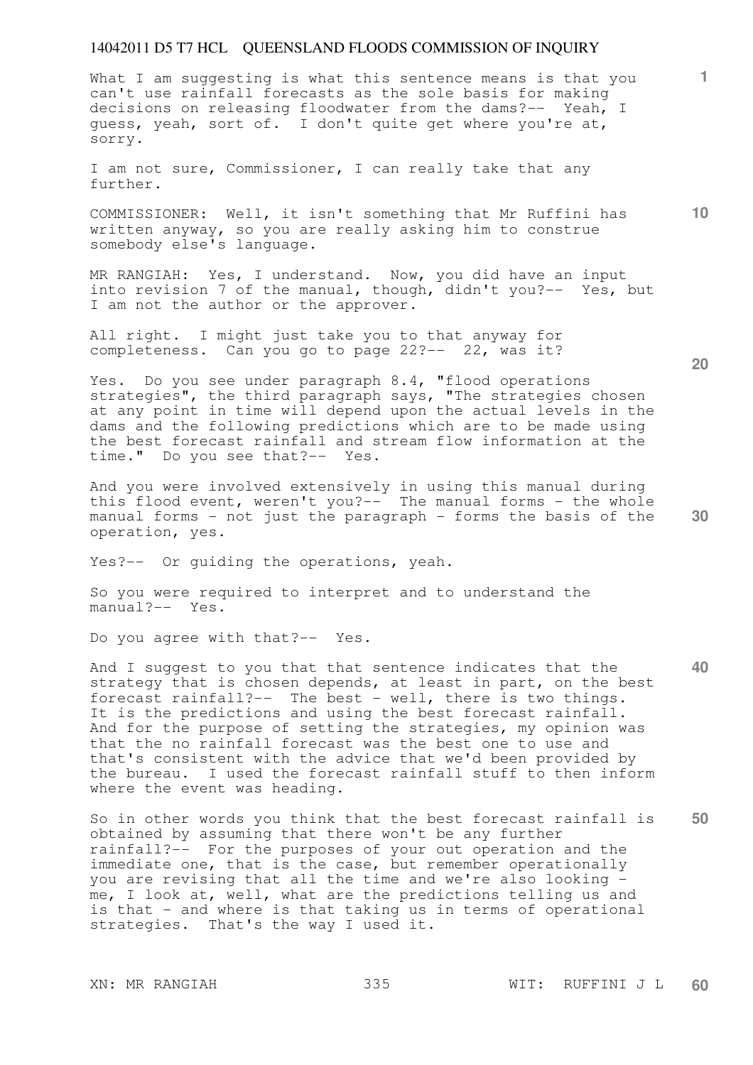What I am suggesting is what this sentence means is that you can't use rainfall forecasts as the sole basis for making decisions on releasing floodwater from the dams?-- Yeah, I guess, yeah, sort of. I don't quite get where you're at, sorry.

I am not sure, Commissioner, I can really take that any further.

COMMISSIONER: Well, it isn't something that Mr Ruffini has written anyway, so you are really asking him to construe somebody else's language.

MR RANGIAH: Yes, I understand. Now, you did have an input into revision 7 of the manual, though, didn't you?-- Yes, but I am not the author or the approver.

All right. I might just take you to that anyway for completeness. Can you go to page 22?-- 22, was it?

Yes. Do you see under paragraph 8.4, "flood operations strategies", the third paragraph says, "The strategies chosen at any point in time will depend upon the actual levels in the dams and the following predictions which are to be made using the best forecast rainfall and stream flow information at the time." Do you see that?-- Yes.

And you were involved extensively in using this manual during this flood event, weren't you?-- The manual forms - the whole manual forms - not just the paragraph - forms the basis of the operation, yes.

Yes?-- Or guiding the operations, yeah.

So you were required to interpret and to understand the manual?-- Yes.

Do you agree with that?-- Yes.

And I suggest to you that that sentence indicates that the strategy that is chosen depends, at least in part, on the best forecast rainfall?-- The best - well, there is two things. It is the predictions and using the best forecast rainfall. And for the purpose of setting the strategies, my opinion was that the no rainfall forecast was the best one to use and that's consistent with the advice that we'd been provided by the bureau. I used the forecast rainfall stuff to then inform where the event was heading.

So in other words you think that the best forecast rainfall is obtained by assuming that there won't be any further rainfall?-- For the purposes of your out operation and the immediate one, that is the case, but remember operationally you are revising that all the time and we're also looking - me, I look at, well, what are the predictions telling us and is that - and where is that taking us in terms of operational strategies. That's the way I used it.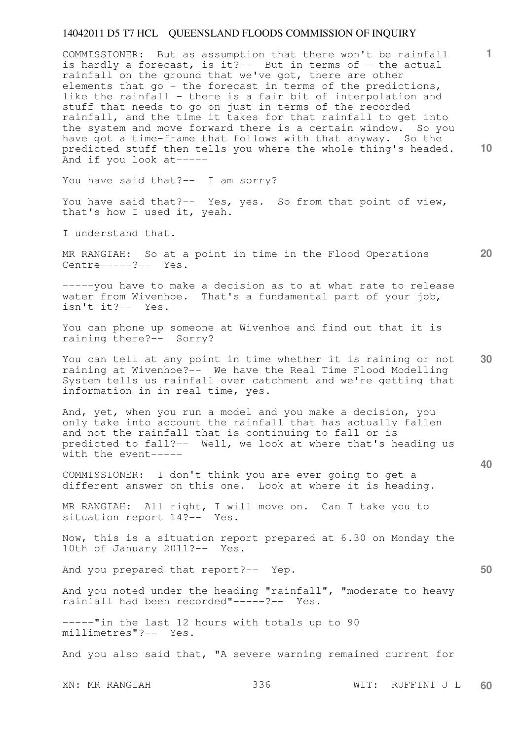COMMISSIONER: But as assumption that there won't be rainfall is hardly a forecast, is it?-- But in terms of - the actual rainfall on the ground that we've got, there are other elements that go - the forecast in terms of the predictions, like the rainfall - there is a fair bit of interpolation and stuff that needs to go on just in terms of the recorded rainfall, and the time it takes for that rainfall to get into the system and move forward there is a certain window. So you have got a time-frame that follows with that anyway. So the predicted stuff then tells you where the whole thing's headed. And if you look at-----

You have said that?-- I am sorry?

You have said that?-- Yes, yes. So from that point of view, that's how I used it, yeah.

I understand that.

MR RANGIAH: So at a point in time in the Flood Operations Centre-----?-- Yes.

-----you have to make a decision as to at what rate to release water from Wivenhoe. That's a fundamental part of your job, isn't it?-- Yes.

You can phone up someone at Wivenhoe and find out that it is raining there?-- Sorry?

You can tell at any point in time whether it is raining or not raining at Wivenhoe?-- We have the Real Time Flood Modelling System tells us rainfall over catchment and we're getting that information in in real time, yes.

And, yet, when you run a model and you make a decision, you only take into account the rainfall that has actually fallen and not the rainfall that is continuing to fall or is predicted to fall?-- Well, we look at where that's heading us with the event-----

COMMISSIONER: I don't think you are ever going to get a different answer on this one. Look at where it is heading.

MR RANGIAH: All right, I will move on. Can I take you to situation report 14?-- Yes.

Now, this is a situation report prepared at 6.30 on Monday the 10th of January 2011?-- Yes.

And you prepared that report?-- Yep.

And you noted under the heading "rainfall", "moderate to heavy rainfall had been recorded"-----?-- Yes.

-----"in the last 12 hours with totals up to 90 millimetres"?-- Yes.

And you also said that, "A severe warning remained current for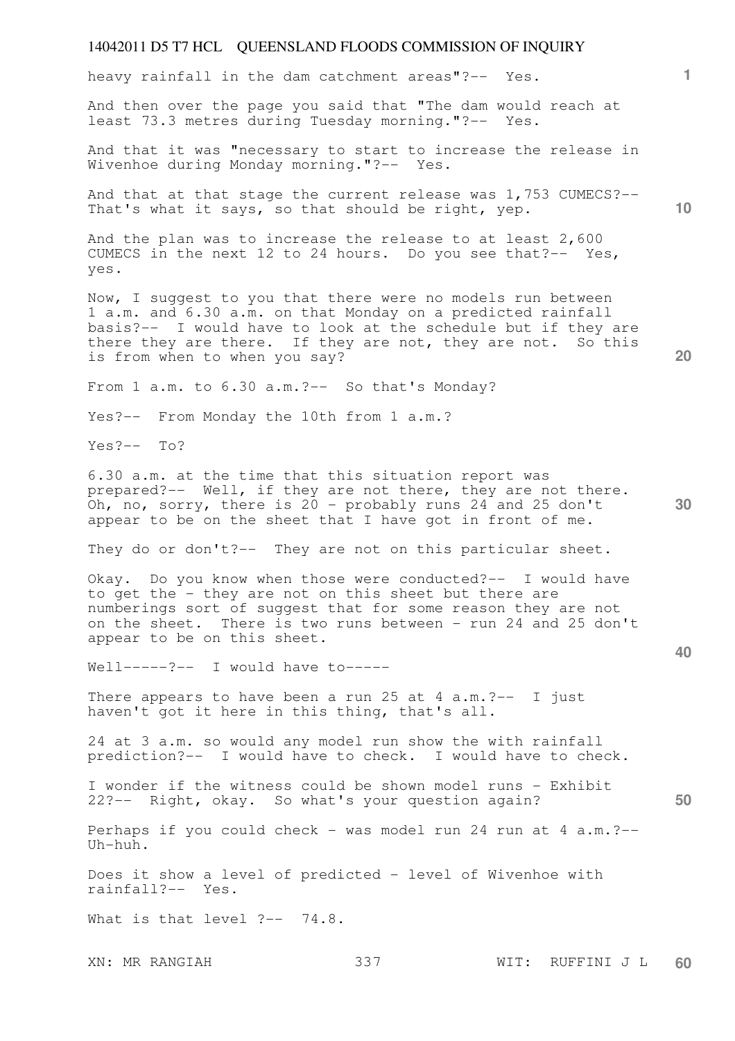heavy rainfall in the dam catchment areas"?-- Yes.

And then over the page you said that "The dam would reach at least 73.3 metres during Tuesday morning."?-- Yes.

And that it was "necessary to start to increase the release in Wivenhoe during Monday morning."?-- Yes.

And that at that stage the current release was 1,753 CUMECS?-- That's what it says, so that should be right, yep.

And the plan was to increase the release to at least 2,600 CUMECS in the next 12 to 24 hours. Do you see that?-- Yes, yes.

Now, I suggest to you that there were no models run between 1 a.m. and 6.30 a.m. on that Monday on a predicted rainfall basis?-- I would have to look at the schedule but if they are there they are there. If they are not, they are not. So this is from when to when you say?

From 1 a.m. to 6.30 a.m.?-- So that's Monday?

Yes?-- From Monday the 10th from 1 a.m.?

Yes?-- To?

6.30 a.m. at the time that this situation report was prepared?-- Well, if they are not there, they are not there. Oh, no, sorry, there is 20 - probably runs 24 and 25 don't appear to be on the sheet that I have got in front of me.

They do or don't?-- They are not on this particular sheet.

Okay. Do you know when those were conducted?-- I would have to get the - they are not on this sheet but there are numberings sort of suggest that for some reason they are not on the sheet. There is two runs between - run 24 and 25 don't appear to be on this sheet.

Well-----?-- I would have to-----

There appears to have been a run 25 at 4 a.m.?-- I just haven't got it here in this thing, that's all.

24 at 3 a.m. so would any model run show the with rainfall prediction?-- I would have to check. I would have to check.

I wonder if the witness could be shown model runs - Exhibit 22?-- Right, okay. So what's your question again?

Perhaps if you could check - was model run 24 run at 4 a.m.?-- Uh-huh.

Does it show a level of predicted - level of Wivenhoe with rainfall?-- Yes.

What is that level ?-- 74.8.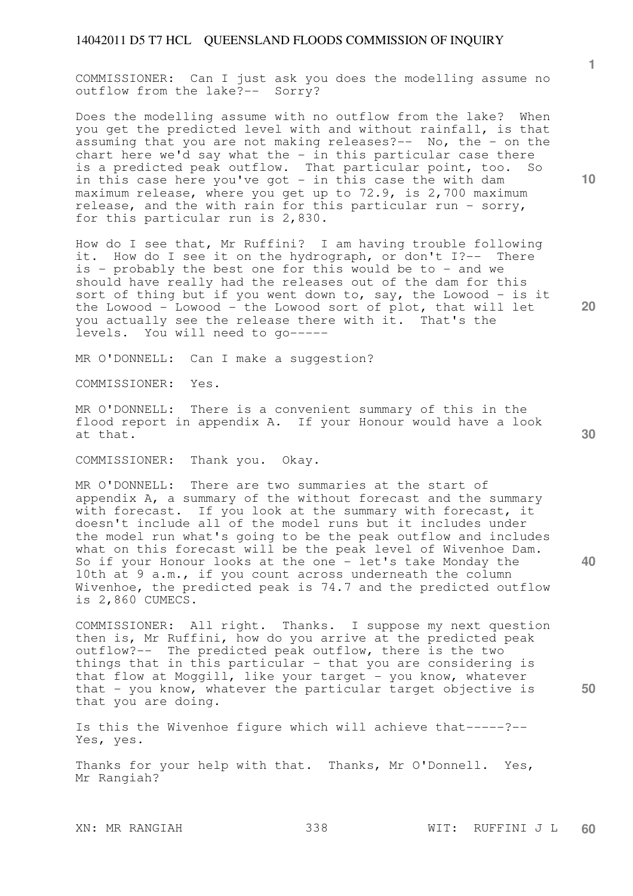COMMISSIONER: Can I just ask you does the modelling assume no outflow from the lake?-- Sorry?

Does the modelling assume with no outflow from the lake? When you get the predicted level with and without rainfall, is that assuming that you are not making releases?-- No, the - on the chart here we'd say what the - in this particular case there is a predicted peak outflow. That particular point, too. So in this case here you've got - in this case the with dam maximum release, where you get up to 72.9, is 2,700 maximum release, and the with rain for this particular run - sorry, for this particular run is 2,830.

How do I see that, Mr Ruffini? I am having trouble following it. How do I see it on the hydrograph, or don't I?-- There is - probably the best one for this would be to - and we should have really had the releases out of the dam for this sort of thing but if you went down to, say, the Lowood - is it the Lowood - Lowood - the Lowood sort of plot, that will let you actually see the release there with it. That's the levels. You will need to go-----

MR O'DONNELL: Can I make a suggestion?

COMMISSIONER: Yes.

MR O'DONNELL: There is a convenient summary of this in the flood report in appendix A. If your Honour would have a look at that.

COMMISSIONER: Thank you. Okay.

MR O'DONNELL: There are two summaries at the start of appendix A, a summary of the without forecast and the summary with forecast. If you look at the summary with forecast, it doesn't include all of the model runs but it includes under the model run what's going to be the peak outflow and includes what on this forecast will be the peak level of Wivenhoe Dam. So if your Honour looks at the one - let's take Monday the 10th at 9 a.m., if you count across underneath the column Wivenhoe, the predicted peak is 74.7 and the predicted outflow is 2,860 CUMECS.

COMMISSIONER: All right. Thanks. I suppose my next question then is, Mr Ruffini, how do you arrive at the predicted peak outflow?-- The predicted peak outflow, there is the two things that in this particular - that you are considering is that flow at Moggill, like your target - you know, whatever that - you know, whatever the particular target objective is that you are doing.

Is this the Wivenhoe figure which will achieve that-----?-- Yes, yes.

Thanks for your help with that. Thanks, Mr O'Donnell. Yes, Mr Rangiah?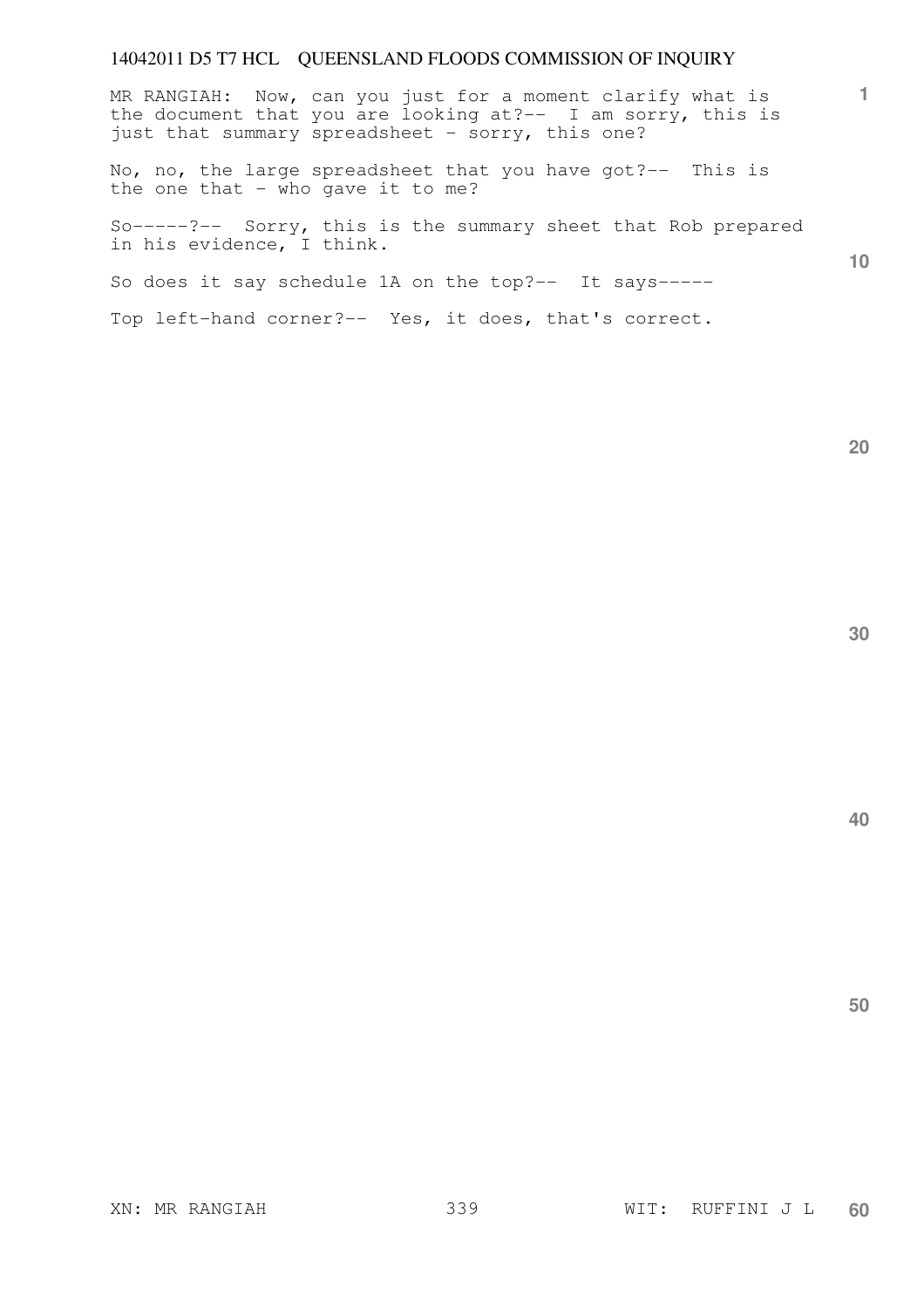MR RANGIAH: Now, can you just for a moment clarify what is the document that you are looking at?-- I am sorry, this is just that summary spreadsheet - sorry, this one?

No, no, the large spreadsheet that you have got?-- This is the one that - who gave it to me?

So-----?-- Sorry, this is the summary sheet that Rob prepared in his evidence, I think.

So does it say schedule 1A on the top?-- It says-----

Top left-hand corner?-- Yes, it does, that's correct.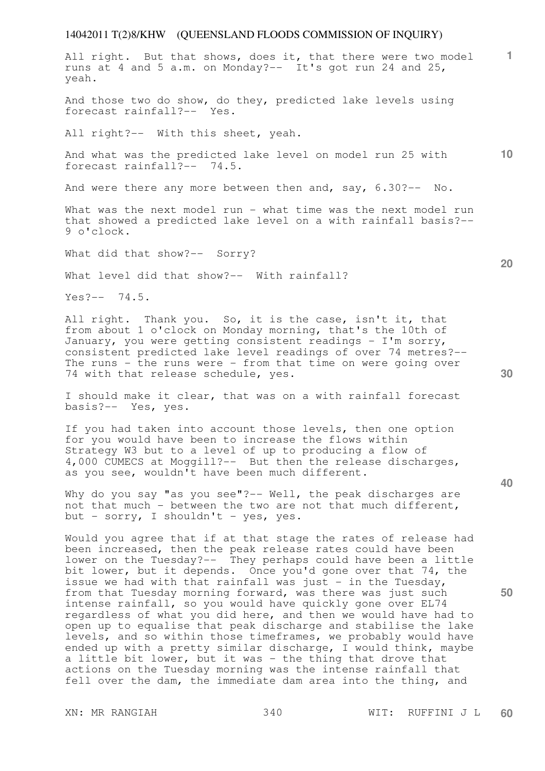All right. But that shows, does it, that there were two model runs at 4 and 5 a.m. on Monday?-- It's got run 24 and 25, yeah.

And those two do show, do they, predicted lake levels using forecast rainfall?-- Yes.

All right?-- With this sheet, yeah.

And what was the predicted lake level on model run 25 with forecast rainfall?-- 74.5.

And were there any more between then and, say, 6.30?-- No.

What was the next model run - what time was the next model run that showed a predicted lake level on a with rainfall basis?-- 9 o'clock.

What did that show?-- Sorry?

What level did that show?-- With rainfall?

Yes?-- 74.5.

All right. Thank you. So, it is the case, isn't it, that from about 1 o'clock on Monday morning, that's the 10th of January, you were getting consistent readings - I'm sorry, consistent predicted lake level readings of over 74 metres?-- The runs - the runs were - from that time on were going over 74 with that release schedule, yes.

I should make it clear, that was on a with rainfall forecast basis?-- Yes, yes.

If you had taken into account those levels, then one option for you would have been to increase the flows within Strategy W3 but to a level of up to producing a flow of 4,000 CUMECS at Moggill?-- But then the release discharges, as you see, wouldn't have been much different.

Why do you say "as you see"?-- Well, the peak discharges are not that much - between the two are not that much different, but - sorry, I shouldn't - yes, yes.

Would you agree that if at that stage the rates of release had been increased, then the peak release rates could have been lower on the Tuesday?-- They perhaps could have been a little bit lower, but it depends. Once you'd gone over that 74, the issue we had with that rainfall was just - in the Tuesday, from that Tuesday morning forward, was there was just such intense rainfall, so you would have quickly gone over EL74 regardless of what you did here, and then we would have had to open up to equalise that peak discharge and stabilise the lake levels, and so within those timeframes, we probably would have ended up with a pretty similar discharge, I would think, maybe a little bit lower, but it was - the thing that drove that actions on the Tuesday morning was the intense rainfall that fell over the dam, the immediate dam area into the thing, and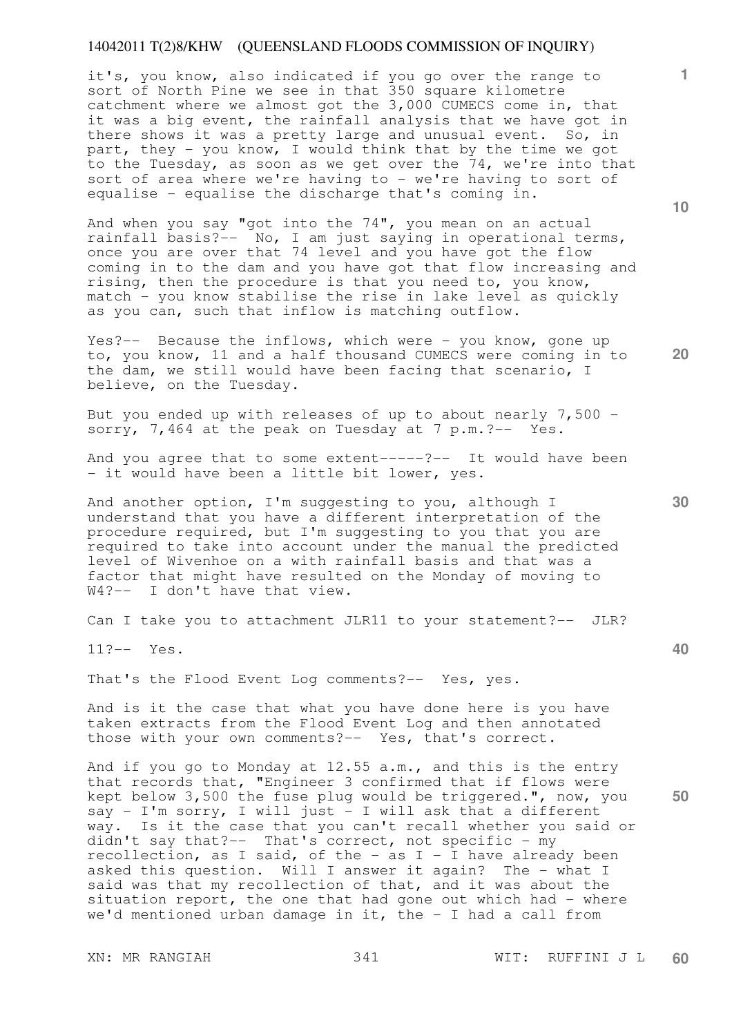it's, you know, also indicated if you go over the range to sort of North Pine we see in that 350 square kilometre catchment where we almost got the 3,000 CUMECS come in, that it was a big event, the rainfall analysis that we have got in there shows it was a pretty large and unusual event. So, in part, they - you know, I would think that by the time we got to the Tuesday, as soon as we get over the 74, we're into that sort of area where we're having to - we're having to sort of equalise - equalise the discharge that's coming in.

And when you say "got into the 74", you mean on an actual rainfall basis?-- No, I am just saying in operational terms, once you are over that 74 level and you have got the flow coming in to the dam and you have got that flow increasing and rising, then the procedure is that you need to, you know, match - you know stabilise the rise in lake level as quickly as you can, such that inflow is matching outflow.

Yes?-- Because the inflows, which were - you know, gone up to, you know, 11 and a half thousand CUMECS were coming in to the dam, we still would have been facing that scenario, I believe, on the Tuesday.

But you ended up with releases of up to about nearly 7,500 - sorry, 7,464 at the peak on Tuesday at 7 p.m.?-- Yes.

And you agree that to some extent-----?-- It would have been - it would have been a little bit lower, yes.

And another option, I'm suggesting to you, although I understand that you have a different interpretation of the procedure required, but I'm suggesting to you that you are required to take into account under the manual the predicted level of Wivenhoe on a with rainfall basis and that was a factor that might have resulted on the Monday of moving to W4?-- I don't have that view.

Can I take you to attachment JLR11 to your statement?-- JLR?

11?-- Yes.

That's the Flood Event Log comments?-- Yes, yes.

And is it the case that what you have done here is you have taken extracts from the Flood Event Log and then annotated those with your own comments?-- Yes, that's correct.

And if you go to Monday at 12.55 a.m., and this is the entry that records that, "Engineer 3 confirmed that if flows were kept below 3,500 the fuse plug would be triggered.", now, you say - I'm sorry, I will just - I will ask that a different way. Is it the case that you can't recall whether you said or didn't say that?-- That's correct, not specific - my recollection, as I said, of the - as I - I have already been asked this question. Will I answer it again? The - what I said was that my recollection of that, and it was about the situation report, the one that had gone out which had - where we'd mentioned urban damage in it, the - I had a call from

XN: MR RANGIAH WIT: RUFFINI J L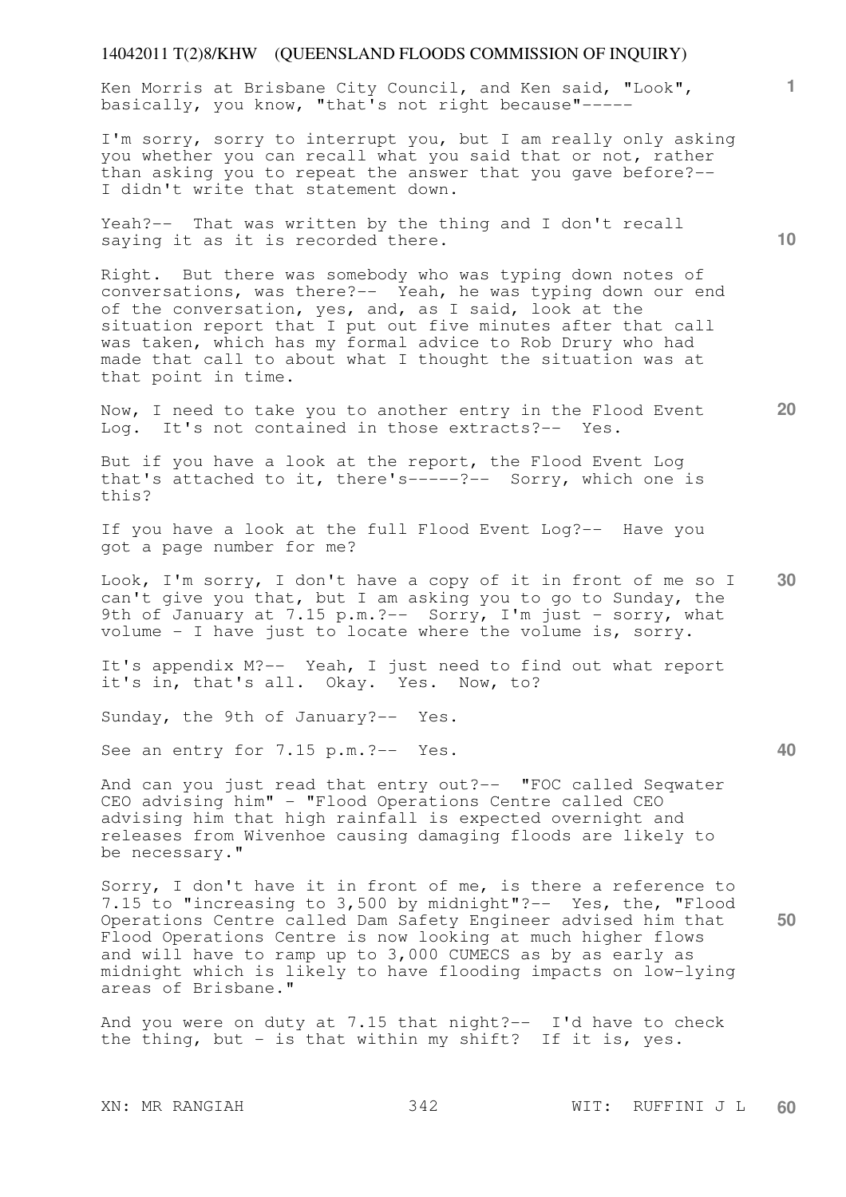Ken Morris at Brisbane City Council, and Ken said, "Look", basically, you know, "that's not right because"-----

I'm sorry, sorry to interrupt you, but I am really only asking you whether you can recall what you said that or not, rather than asking you to repeat the answer that you gave before?-- I didn't write that statement down.

Yeah?-- That was written by the thing and I don't recall saying it as it is recorded there.

Right. But there was somebody who was typing down notes of conversations, was there?-- Yeah, he was typing down our end of the conversation, yes, and, as I said, look at the situation report that I put out five minutes after that call was taken, which has my formal advice to Rob Drury who had made that call to about what I thought the situation was at that point in time.

Now, I need to take you to another entry in the Flood Event Log. It's not contained in those extracts?-- Yes.

But if you have a look at the report, the Flood Event Log that's attached to it, there's-----?-- Sorry, which one is this?

If you have a look at the full Flood Event Log?-- Have you got a page number for me?

Look, I'm sorry, I don't have a copy of it in front of me so I can't give you that, but I am asking you to go to Sunday, the 9th of January at 7.15 p.m.?-- Sorry, I'm just - sorry, what volume - I have just to locate where the volume is, sorry.

It's appendix M?-- Yeah, I just need to find out what report it's in, that's all. Okay. Yes. Now, to?

Sunday, the 9th of January?-- Yes.

See an entry for 7.15 p.m.?-- Yes.

And can you just read that entry out?-- "FOC called Seqwater CEO advising him" - "Flood Operations Centre called CEO advising him that high rainfall is expected overnight and releases from Wivenhoe causing damaging floods are likely to be necessary."

Sorry, I don't have it in front of me, is there a reference to 7.15 to "increasing to 3,500 by midnight"?-- Yes, the, "Flood Operations Centre called Dam Safety Engineer advised him that Flood Operations Centre is now looking at much higher flows and will have to ramp up to 3,000 CUMECS as by as early as midnight which is likely to have flooding impacts on low-lying areas of Brisbane."

And you were on duty at 7.15 that night?-- I'd have to check the thing, but - is that within my shift? If it is, yes.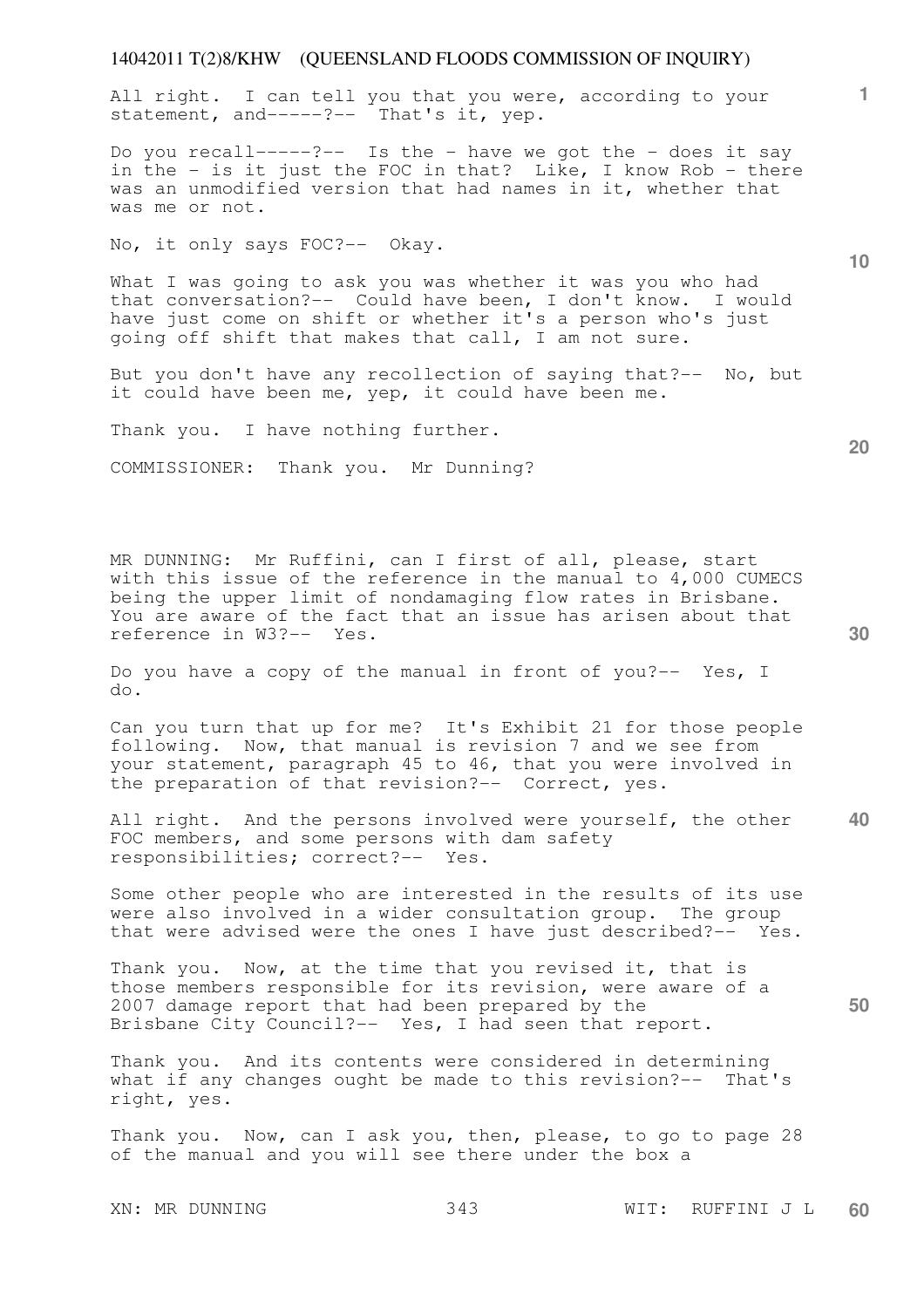All right. I can tell you that you were, according to your statement, and-----?-- That's it, yep.

Do you recall-----?-- Is the - have we got the - does it say in the - is it just the FOC in that? Like, I know Rob - there was an unmodified version that had names in it, whether that was me or not.

No, it only says FOC?-- Okay.

What I was going to ask you was whether it was you who had that conversation?-- Could have been, I don't know. I would have just come on shift or whether it's a person who's just going off shift that makes that call, I am not sure.

But you don't have any recollection of saying that?-- No, but it could have been me, yep, it could have been me.

Thank you. I have nothing further.

COMMISSIONER: Thank you. Mr Dunning?

MR DUNNING: Mr Ruffini, can I first of all, please, start with this issue of the reference in the manual to 4,000 CUMECS being the upper limit of nondamaging flow rates in Brisbane. You are aware of the fact that an issue has arisen about that reference in W3?-- Yes.

Do you have a copy of the manual in front of you?-- Yes, I do.

Can you turn that up for me? It's Exhibit 21 for those people following. Now, that manual is revision 7 and we see from your statement, paragraph 45 to 46, that you were involved in the preparation of that revision?-- Correct, yes.

All right. And the persons involved were yourself, the other FOC members, and some persons with dam safety responsibilities; correct?-- Yes.

Some other people who are interested in the results of its use were also involved in a wider consultation group. The group that were advised were the ones I have just described?-- Yes.

Thank you. Now, at the time that you revised it, that is those members responsible for its revision, were aware of a 2007 damage report that had been prepared by the Brisbane City Council?-- Yes, I had seen that report.

Thank you. And its contents were considered in determining what if any changes ought be made to this revision?-- That's right, yes.

Thank you. Now, can I ask you, then, please, to go to page 28 of the manual and you will see there under the box a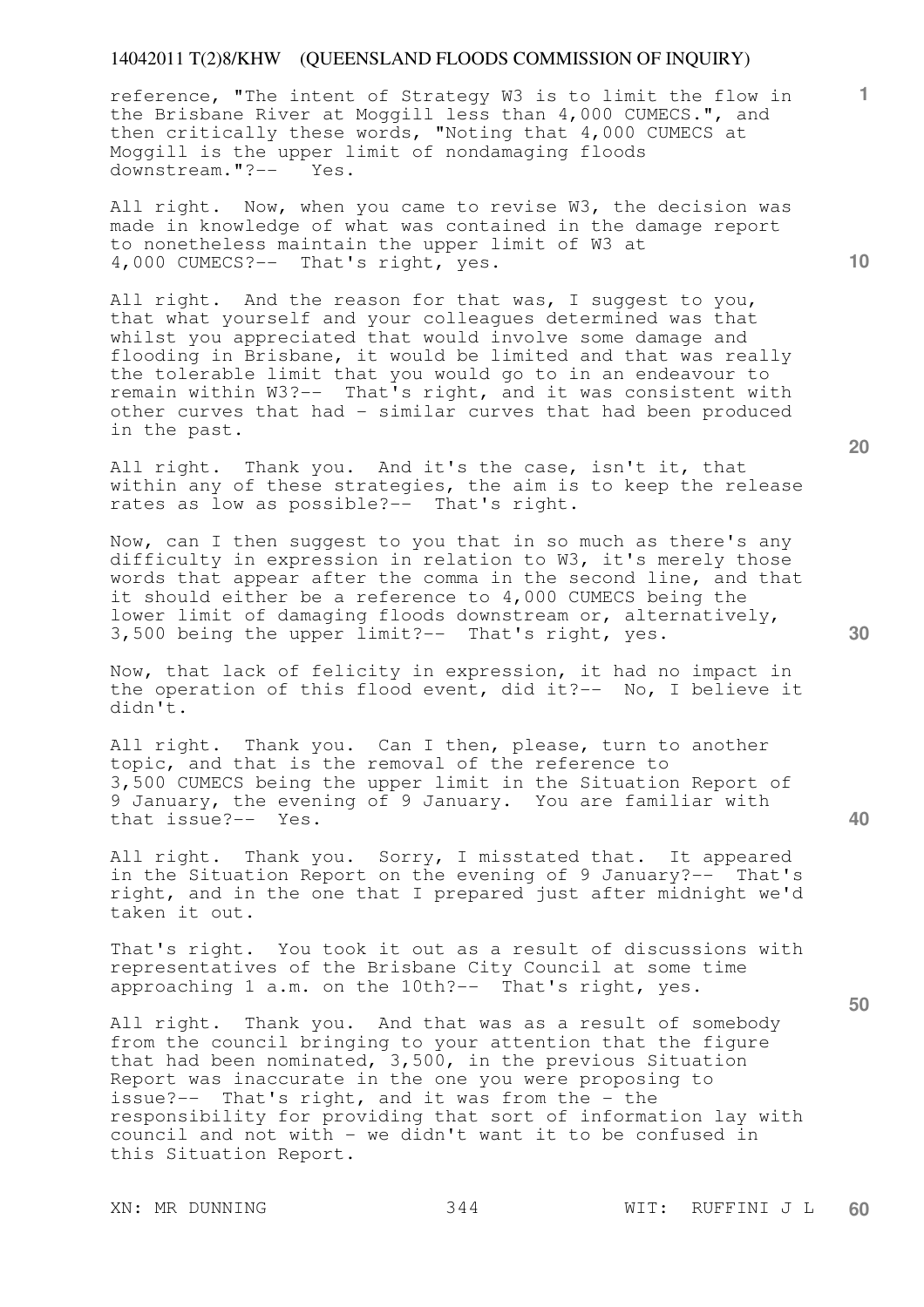reference, "The intent of Strategy W3 is to limit the flow in the Brisbane River at Moggill less than 4,000 CUMECS.", and then critically these words, "Noting that 4,000 CUMECS at Moggill is the upper limit of nondamaging floods downstream."?-- Yes.

All right. Now, when you came to revise W3, the decision was made in knowledge of what was contained in the damage report to nonetheless maintain the upper limit of W3 at 4,000 CUMECS?-- That's right, yes.

All right. And the reason for that was, I suggest to you, that what yourself and your colleagues determined was that whilst you appreciated that would involve some damage and flooding in Brisbane, it would be limited and that was really the tolerable limit that you would go to in an endeavour to remain within W3?-- That's right, and it was consistent with other curves that had - similar curves that had been produced in the past.

All right. Thank you. And it's the case, isn't it, that within any of these strategies, the aim is to keep the release rates as low as possible?-- That's right.

Now, can I then suggest to you that in so much as there's any difficulty in expression in relation to W3, it's merely those words that appear after the comma in the second line, and that it should either be a reference to 4,000 CUMECS being the lower limit of damaging floods downstream or, alternatively, 3,500 being the upper limit?-- That's right, yes.

Now, that lack of felicity in expression, it had no impact in the operation of this flood event, did it?-- No, I believe it didn't.

All right. Thank you. Can I then, please, turn to another topic, and that is the removal of the reference to 3,500 CUMECS being the upper limit in the Situation Report of 9 January, the evening of 9 January. You are familiar with that issue?-- Yes.

All right. Thank you. Sorry, I misstated that. It appeared in the Situation Report on the evening of 9 January?-- That's right, and in the one that I prepared just after midnight we'd taken it out.

That's right. You took it out as a result of discussions with representatives of the Brisbane City Council at some time approaching 1 a.m. on the 10th?-- That's right, yes.

All right. Thank you. And that was as a result of somebody from the council bringing to your attention that the figure that had been nominated, 3,500, in the previous Situation Report was inaccurate in the one you were proposing to issue?-- That's right, and it was from the - the responsibility for providing that sort of information lay with council and not with - we didn't want it to be confused in this Situation Report.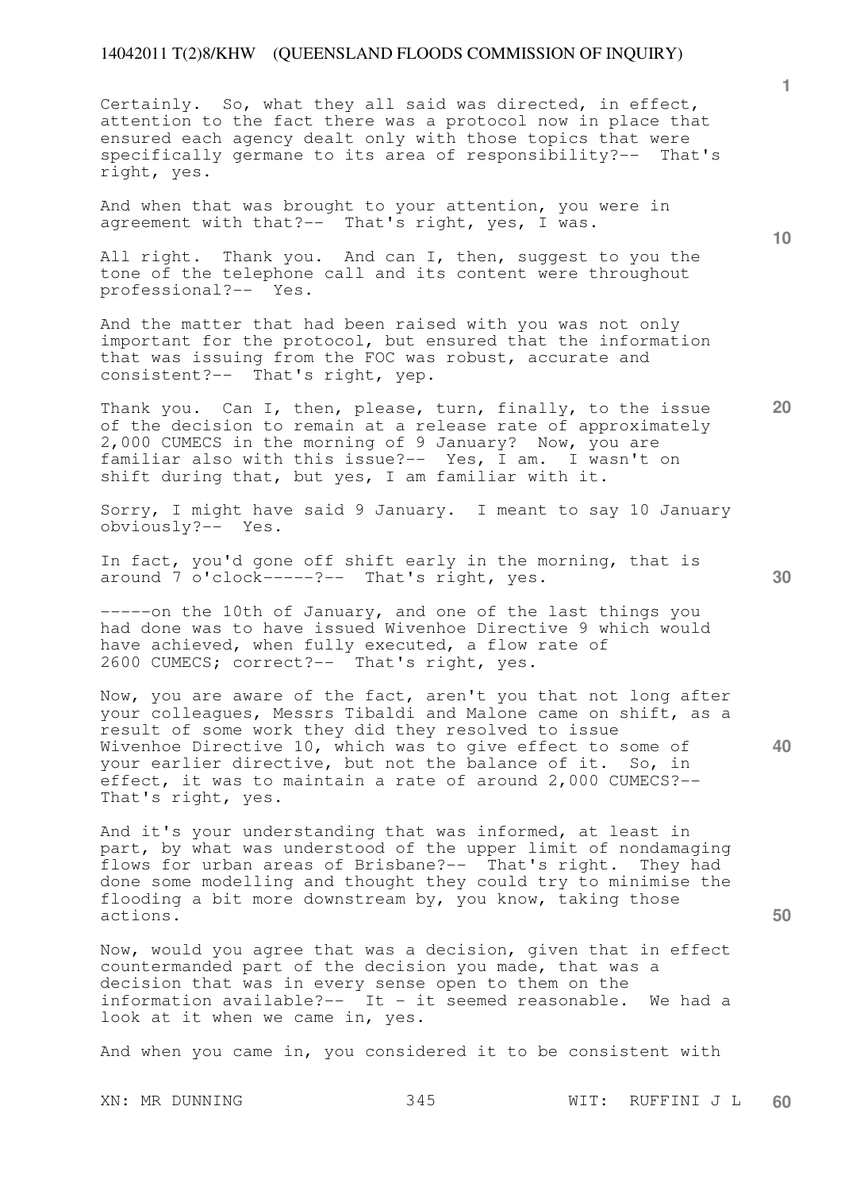Certainly. So, what they all said was directed, in effect, attention to the fact there was a protocol now in place that ensured each agency dealt only with those topics that were specifically germane to its area of responsibility?-- That's right, yes.

And when that was brought to your attention, you were in agreement with that?-- That's right, yes, I was.

All right. Thank you. And can I, then, suggest to you the tone of the telephone call and its content were throughout professional?-- Yes.

And the matter that had been raised with you was not only important for the protocol, but ensured that the information that was issuing from the FOC was robust, accurate and consistent?-- That's right, yep.

Thank you. Can I, then, please, turn, finally, to the issue of the decision to remain at a release rate of approximately 2,000 CUMECS in the morning of 9 January? Now, you are familiar also with this issue?-- Yes, I am. I wasn't on shift during that, but yes, I am familiar with it.

Sorry, I might have said 9 January. I meant to say 10 January obviously?-- Yes.

In fact, you'd gone off shift early in the morning, that is around 7 o'clock-----?-- That's right, yes.

-----on the 10th of January, and one of the last things you had done was to have issued Wivenhoe Directive 9 which would have achieved, when fully executed, a flow rate of 2600 CUMECS; correct?-- That's right, yes.

Now, you are aware of the fact, aren't you that not long after your colleagues, Messrs Tibaldi and Malone came on shift, as a result of some work they did they resolved to issue Wivenhoe Directive 10, which was to give effect to some of your earlier directive, but not the balance of it. So, in effect, it was to maintain a rate of around 2,000 CUMECS?-- That's right, yes.

And it's your understanding that was informed, at least in part, by what was understood of the upper limit of nondamaging flows for urban areas of Brisbane?-- That's right. They had done some modelling and thought they could try to minimise the flooding a bit more downstream by, you know, taking those actions.

Now, would you agree that was a decision, given that in effect countermanded part of the decision you made, that was a decision that was in every sense open to them on the information available?-- It - it seemed reasonable. We had a look at it when we came in, yes.

And when you came in, you considered it to be consistent with

XN: MR DUNNING WIT: RUFFINI J L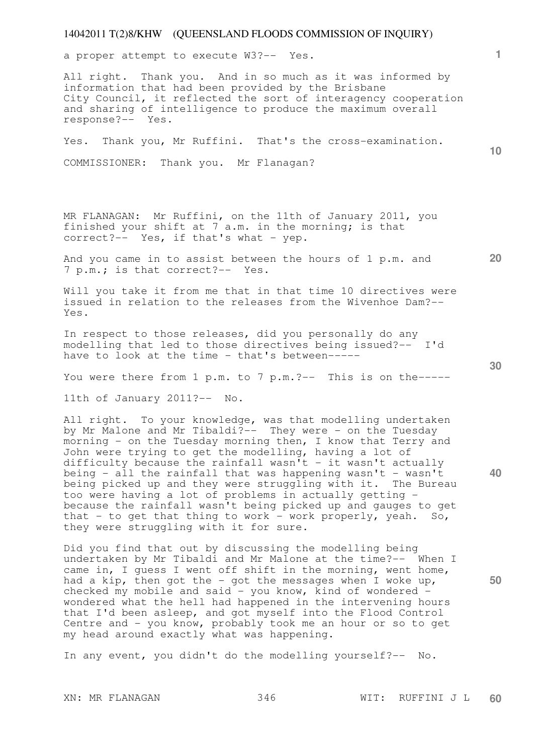a proper attempt to execute W3?-- Yes.

All right. Thank you. And in so much as it was informed by information that had been provided by the Brisbane City Council, it reflected the sort of interagency cooperation and sharing of intelligence to produce the maximum overall response?-- Yes.

Yes. Thank you, Mr Ruffini. That's the cross-examination.

COMMISSIONER: Thank you. Mr Flanagan?

MR FLANAGAN: Mr Ruffini, on the 11th of January 2011, you finished your shift at 7 a.m. in the morning; is that correct?-- Yes, if that's what - yep.

And you came in to assist between the hours of 1 p.m. and 7 p.m.; is that correct?-- Yes.

Will you take it from me that in that time 10 directives were issued in relation to the releases from the Wivenhoe Dam?-- Yes.

In respect to those releases, did you personally do any modelling that led to those directives being issued?-- I'd have to look at the time - that's between-----

You were there from 1 p.m. to 7 p.m.?-- This is on the-----

11th of January 2011?-- No.

All right. To your knowledge, was that modelling undertaken by Mr Malone and Mr Tibaldi?-- They were - on the Tuesday morning - on the Tuesday morning then, I know that Terry and John were trying to get the modelling, having a lot of difficulty because the rainfall wasn't - it wasn't actually being - all the rainfall that was happening wasn't - wasn't being picked up and they were struggling with it. The Bureau too were having a lot of problems in actually getting - because the rainfall wasn't being picked up and gauges to get that - to get that thing to work - work properly, yeah. So, they were struggling with it for sure.

Did you find that out by discussing the modelling being undertaken by Mr Tibaldi and Mr Malone at the time?-- When I came in, I guess I went off shift in the morning, went home, had a kip, then got the - got the messages when I woke up, checked my mobile and said - you know, kind of wondered - wondered what the hell had happened in the intervening hours that I'd been asleep, and got myself into the Flood Control Centre and - you know, probably took me an hour or so to get my head around exactly what was happening.

In any event, you didn't do the modelling yourself?-- No.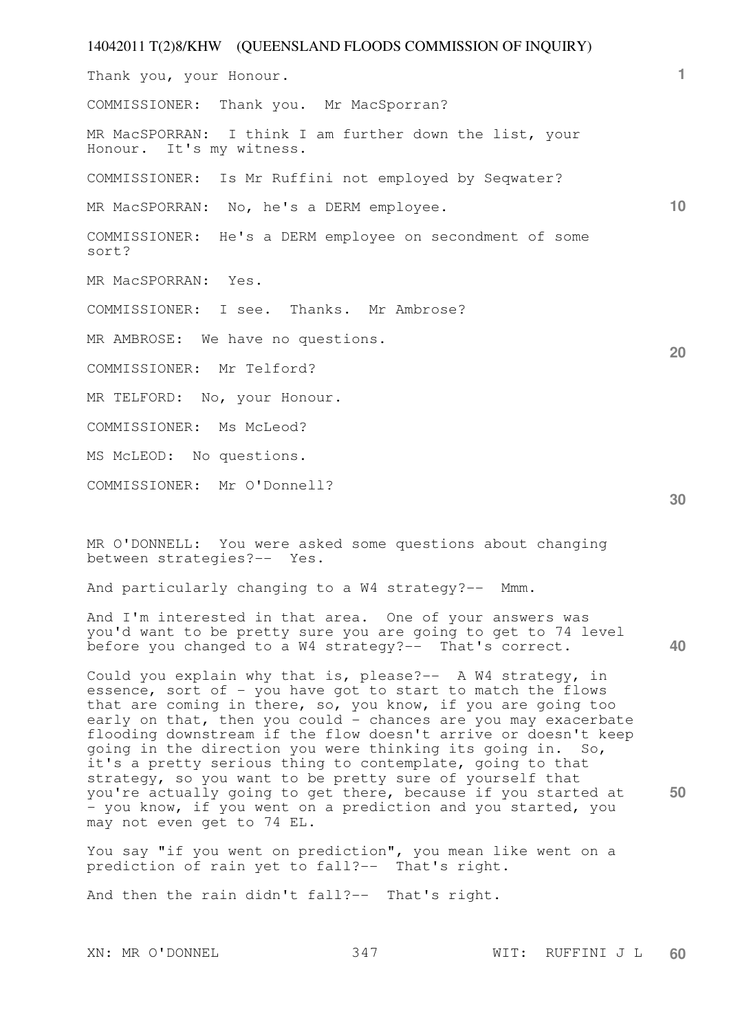Thank you, your Honour.

COMMISSIONER: Thank you. Mr MacSporran?

MR MacSPORRAN: I think I am further down the list, your Honour. It's my witness.

COMMISSIONER: Is Mr Ruffini not employed by Seqwater?

MR MacSPORRAN: No, he's a DERM employee.

COMMISSIONER: He's a DERM employee on secondment of some sort?

MR MacSPORRAN: Yes.

COMMISSIONER: I see. Thanks. Mr Ambrose?

MR AMBROSE: We have no questions.

COMMISSIONER: Mr Telford?

MR TELFORD: No, your Honour.

COMMISSIONER: Ms McLeod?

MS McLEOD: No questions.

COMMISSIONER: Mr O'Donnell?

MR O'DONNELL: You were asked some questions about changing between strategies?-- Yes.

And particularly changing to a W4 strategy?-- Mmm.

And I'm interested in that area. One of your answers was you'd want to be pretty sure you are going to get to 74 level before you changed to a W4 strategy?-- That's correct.

Could you explain why that is, please?-- A W4 strategy, in essence, sort of - you have got to start to match the flows that are coming in there, so, you know, if you are going too early on that, then you could - chances are you may exacerbate flooding downstream if the flow doesn't arrive or doesn't keep going in the direction you were thinking its going in. So, it's a pretty serious thing to contemplate, going to that strategy, so you want to be pretty sure of yourself that you're actually going to get there, because if you started at - you know, if you went on a prediction and you started, you may not even get to 74 EL.

You say "if you went on prediction", you mean like went on a prediction of rain yet to fall?-- That's right.

And then the rain didn't fall?-- That's right.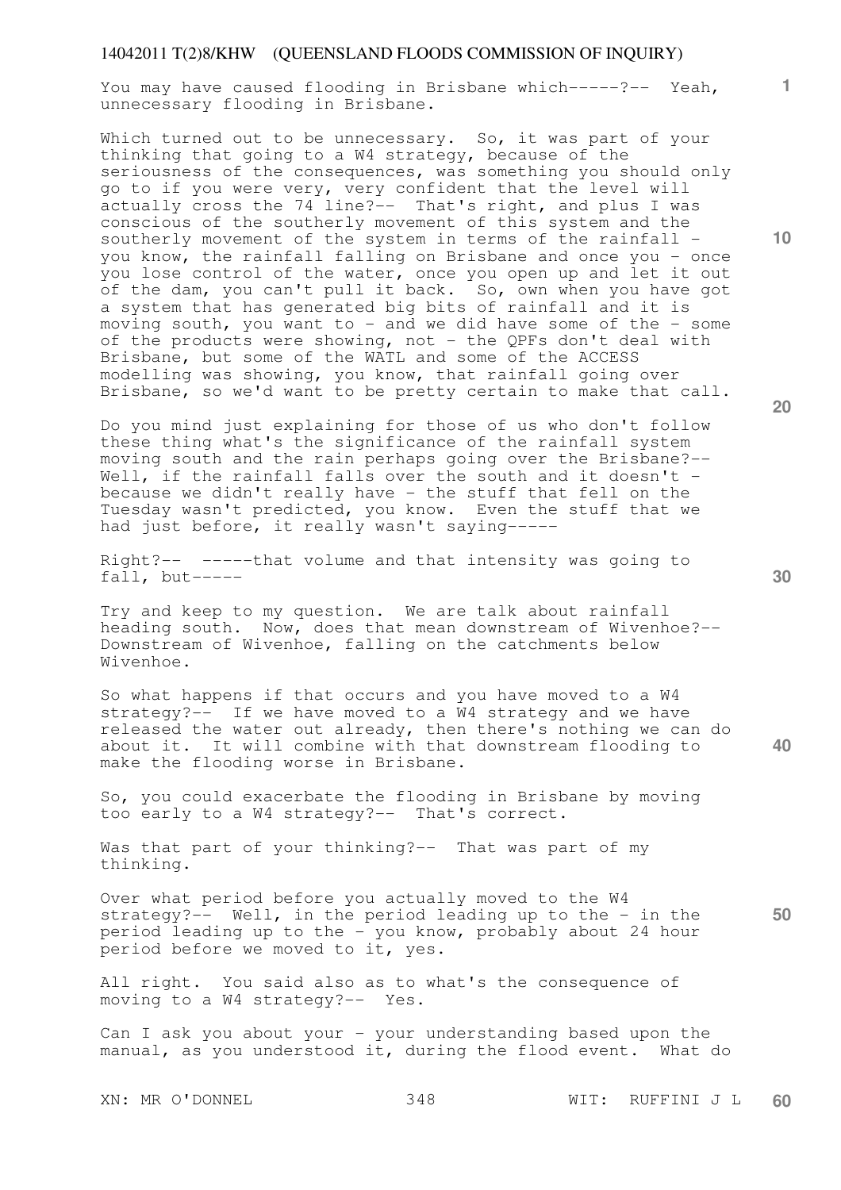You may have caused flooding in Brisbane which-----?-- Yeah, unnecessary flooding in Brisbane.

Which turned out to be unnecessary. So, it was part of your thinking that going to a W4 strategy, because of the seriousness of the consequences, was something you should only go to if you were very, very confident that the level will actually cross the 74 line?-- That's right, and plus I was conscious of the southerly movement of this system and the southerly movement of the system in terms of the rainfall - you know, the rainfall falling on Brisbane and once you - once you lose control of the water, once you open up and let it out of the dam, you can't pull it back. So, own when you have got a system that has generated big bits of rainfall and it is moving south, you want to - and we did have some of the - some of the products were showing, not - the QPFs don't deal with Brisbane, but some of the WATL and some of the ACCESS modelling was showing, you know, that rainfall going over Brisbane, so we'd want to be pretty certain to make that call.

Do you mind just explaining for those of us who don't follow these thing what's the significance of the rainfall system moving south and the rain perhaps going over the Brisbane?-- Well, if the rainfall falls over the south and it doesn't - because we didn't really have - the stuff that fell on the Tuesday wasn't predicted, you know. Even the stuff that we had just before, it really wasn't saying-----

Right?-- -----that volume and that intensity was going to fall, but-----

Try and keep to my question. We are talk about rainfall heading south. Now, does that mean downstream of Wivenhoe?-- Downstream of Wivenhoe, falling on the catchments below Wivenhoe.

So what happens if that occurs and you have moved to a W4 strategy?-- If we have moved to a W4 strategy and we have released the water out already, then there's nothing we can do about it. It will combine with that downstream flooding to make the flooding worse in Brisbane.

So, you could exacerbate the flooding in Brisbane by moving too early to a W4 strategy?-- That's correct.

Was that part of your thinking?-- That was part of my thinking.

Over what period before you actually moved to the W4 strategy?-- Well, in the period leading up to the - in the period leading up to the - you know, probably about 24 hour period before we moved to it, yes.

All right. You said also as to what's the consequence of moving to a W4 strategy?-- Yes.

Can I ask you about your - your understanding based upon the manual, as you understood it, during the flood event. What do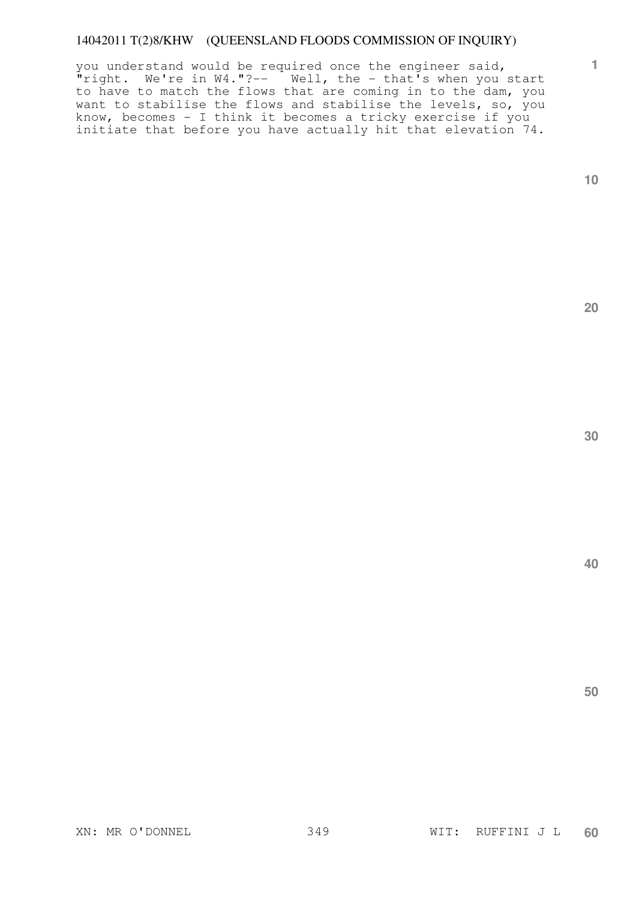you understand would be required once the engineer said, "right. We're in W4."?-- Well, the - that's when you start to have to match the flows that are coming in to the dam, you want to stabilise the flows and stabilise the levels, so, you know, becomes - I think it becomes a tricky exercise if you initiate that before you have actually hit that elevation 74.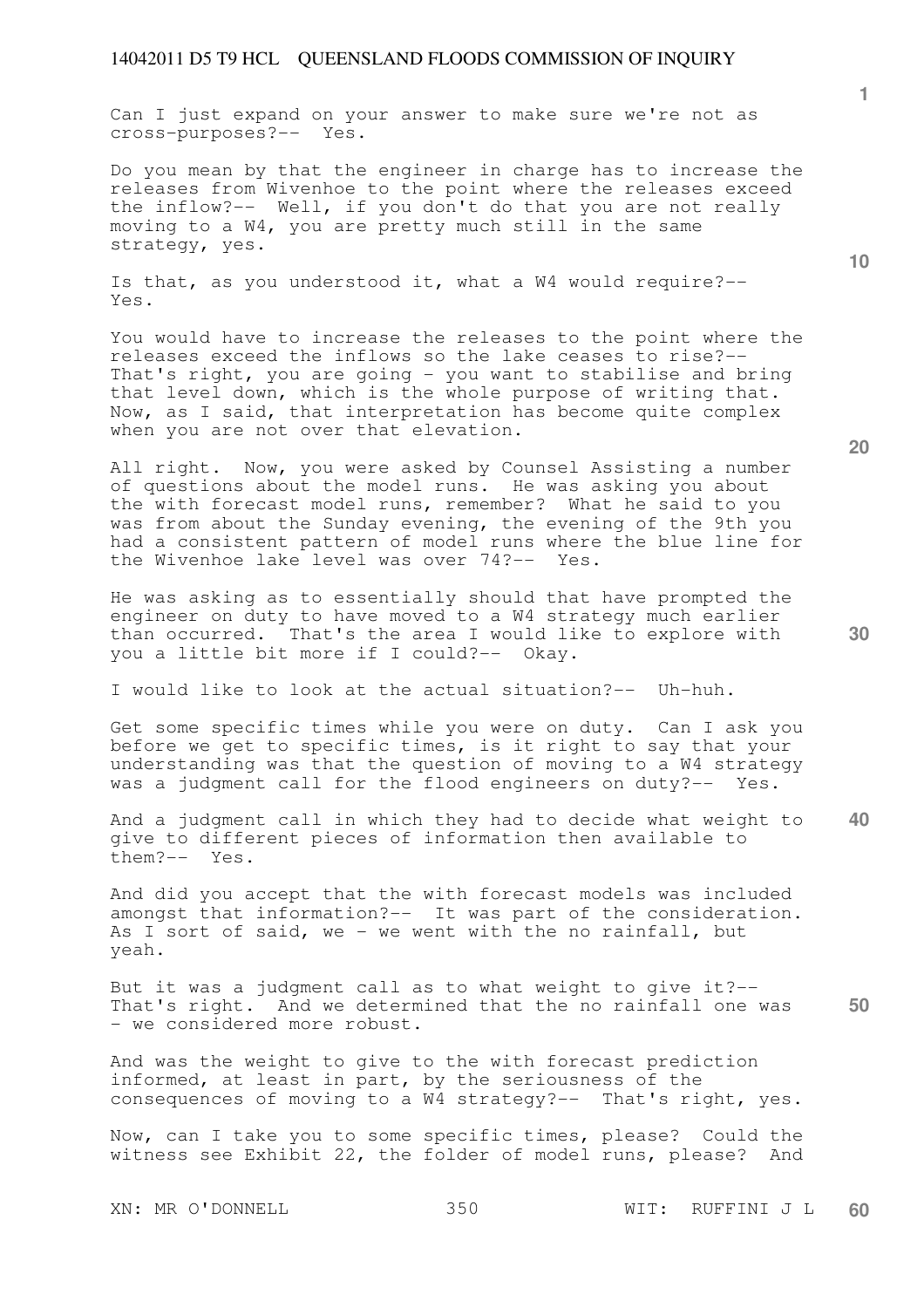Can I just expand on your answer to make sure we're not as cross-purposes?-- Yes.

Do you mean by that the engineer in charge has to increase the releases from Wivenhoe to the point where the releases exceed the inflow?-- Well, if you don't do that you are not really moving to a W4, you are pretty much still in the same strategy, yes.

Is that, as you understood it, what a W4 would require?-- Yes.

You would have to increase the releases to the point where the releases exceed the inflows so the lake ceases to rise?-- That's right, you are going - you want to stabilise and bring that level down, which is the whole purpose of writing that. Now, as I said, that interpretation has become quite complex when you are not over that elevation.

All right. Now, you were asked by Counsel Assisting a number of questions about the model runs. He was asking you about the with forecast model runs, remember? What he said to you was from about the Sunday evening, the evening of the 9th you had a consistent pattern of model runs where the blue line for the Wivenhoe lake level was over 74?-- Yes.

He was asking as to essentially should that have prompted the engineer on duty to have moved to a W4 strategy much earlier than occurred. That's the area I would like to explore with you a little bit more if I could?-- Okay.

I would like to look at the actual situation?-- Uh-huh.

Get some specific times while you were on duty. Can I ask you before we get to specific times, is it right to say that your understanding was that the question of moving to a W4 strategy was a judgment call for the flood engineers on duty?-- Yes.

And a judgment call in which they had to decide what weight to give to different pieces of information then available to them?-- Yes.

And did you accept that the with forecast models was included amongst that information?-- It was part of the consideration. As I sort of said, we - we went with the no rainfall, but yeah.

But it was a judgment call as to what weight to give it?-- That's right. And we determined that the no rainfall one was - we considered more robust.

And was the weight to give to the with forecast prediction informed, at least in part, by the seriousness of the consequences of moving to a W4 strategy?-- That's right, yes.

Now, can I take you to some specific times, please? Could the witness see Exhibit 22, the folder of model runs, please? And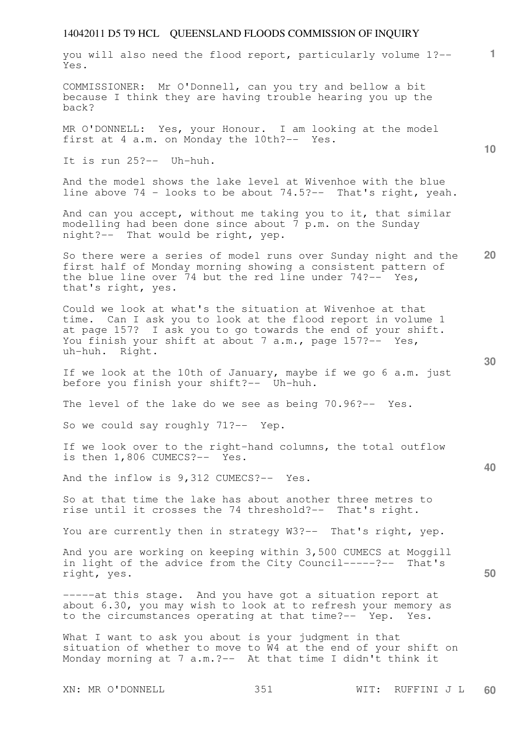you will also need the flood report, particularly volume 1?-- Yes.

COMMISSIONER: Mr O'Donnell, can you try and bellow a bit because I think they are having trouble hearing you up the back?

MR O'DONNELL: Yes, your Honour. I am looking at the model first at 4 a.m. on Monday the 10th?-- Yes.

It is run 25?-- Uh-huh.

And the model shows the lake level at Wivenhoe with the blue line above 74 - looks to be about 74.5?-- That's right, yeah.

And can you accept, without me taking you to it, that similar modelling had been done since about 7 p.m. on the Sunday night?-- That would be right, yep.

So there were a series of model runs over Sunday night and the first half of Monday morning showing a consistent pattern of the blue line over 74 but the red line under 74?-- Yes, that's right, yes.

Could we look at what's the situation at Wivenhoe at that time. Can I ask you to look at the flood report in volume 1 at page 157? I ask you to go towards the end of your shift. You finish your shift at about 7 a.m., page 157?-- Yes, uh-huh. Right.

If we look at the 10th of January, maybe if we go 6 a.m. just before you finish your shift?-- Uh-huh.

The level of the lake do we see as being 70.96?-- Yes.

So we could say roughly 71?-- Yep.

If we look over to the right-hand columns, the total outflow is then 1,806 CUMECS?-- Yes.

And the inflow is 9,312 CUMECS?-- Yes.

So at that time the lake has about another three metres to rise until it crosses the 74 threshold?-- That's right.

You are currently then in strategy W3?-- That's right, yep.

And you are working on keeping within 3,500 CUMECS at Moggill in light of the advice from the City Council-----?-- That's right, yes.

-----at this stage. And you have got a situation report at about 6.30, you may wish to look at to refresh your memory as to the circumstances operating at that time?-- Yep. Yes.

What I want to ask you about is your judgment in that situation of whether to move to W4 at the end of your shift on Monday morning at 7 a.m.?-- At that time I didn't think it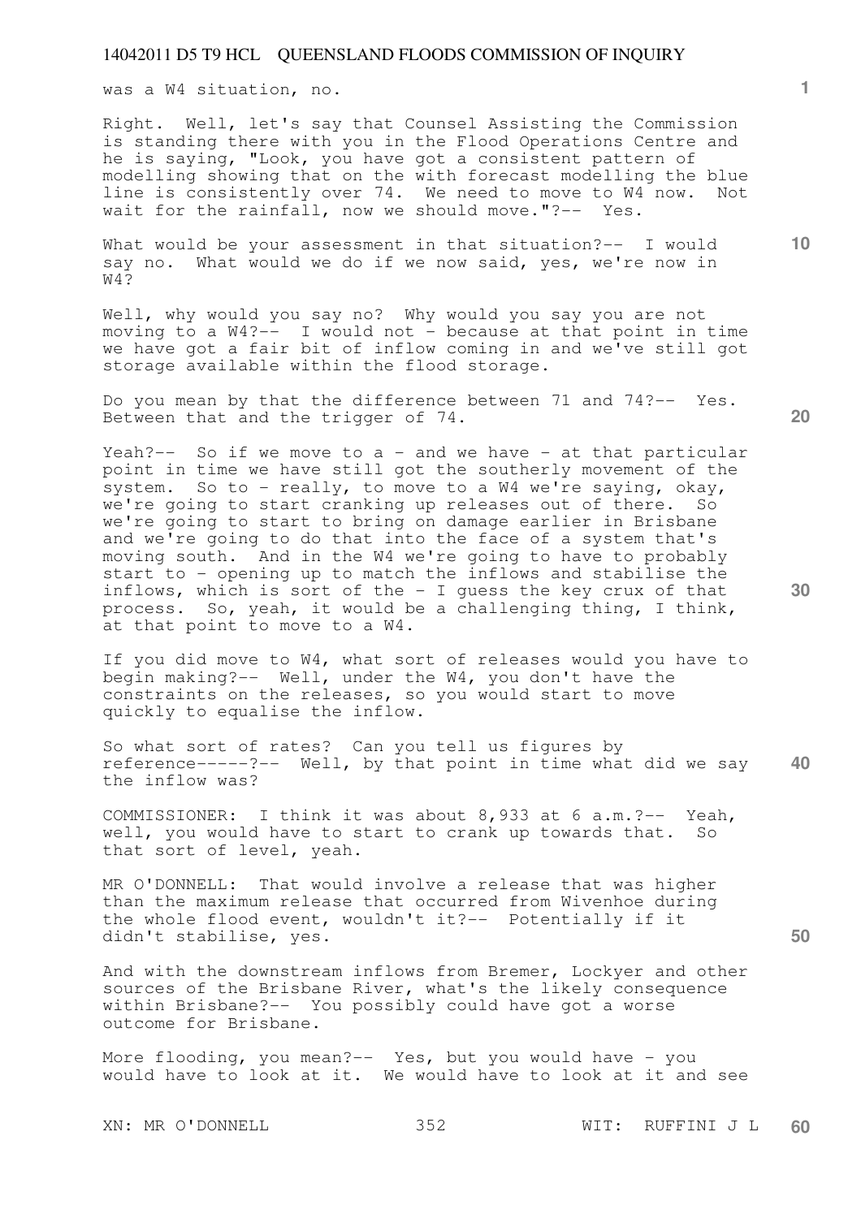was a W4 situation, no.

Right. Well, let's say that Counsel Assisting the Commission is standing there with you in the Flood Operations Centre and he is saying, "Look, you have got a consistent pattern of modelling showing that on the with forecast modelling the blue line is consistently over 74. We need to move to W4 now. Not wait for the rainfall, now we should move."?-- Yes.

What would be your assessment in that situation?-- I would say no. What would we do if we now said, yes, we're now in W4?

Well, why would you say no? Why would you say you are not moving to a W4?-- I would not - because at that point in time we have got a fair bit of inflow coming in and we've still got storage available within the flood storage.

Do you mean by that the difference between 71 and 74?-- Yes. Between that and the trigger of 74.

Yeah?-- So if we move to a - and we have - at that particular point in time we have still got the southerly movement of the system. So to - really, to move to a W4 we're saying, okay, we're going to start cranking up releases out of there. So we're going to start to bring on damage earlier in Brisbane and we're going to do that into the face of a system that's moving south. And in the W4 we're going to have to probably start to - opening up to match the inflows and stabilise the inflows, which is sort of the - I guess the key crux of that process. So, yeah, it would be a challenging thing, I think, at that point to move to a W4.

If you did move to W4, what sort of releases would you have to begin making?-- Well, under the W4, you don't have the constraints on the releases, so you would start to move quickly to equalise the inflow.

So what sort of rates? Can you tell us figures by reference-----?-- Well, by that point in time what did we say the inflow was?

COMMISSIONER: I think it was about 8,933 at 6 a.m.?-- Yeah, well, you would have to start to crank up towards that. So that sort of level, yeah.

MR O'DONNELL: That would involve a release that was higher than the maximum release that occurred from Wivenhoe during the whole flood event, wouldn't it?-- Potentially if it didn't stabilise, yes.

And with the downstream inflows from Bremer, Lockyer and other sources of the Brisbane River, what's the likely consequence within Brisbane?-- You possibly could have got a worse outcome for Brisbane.

More flooding, you mean?-- Yes, but you would have - you would have to look at it. We would have to look at it and see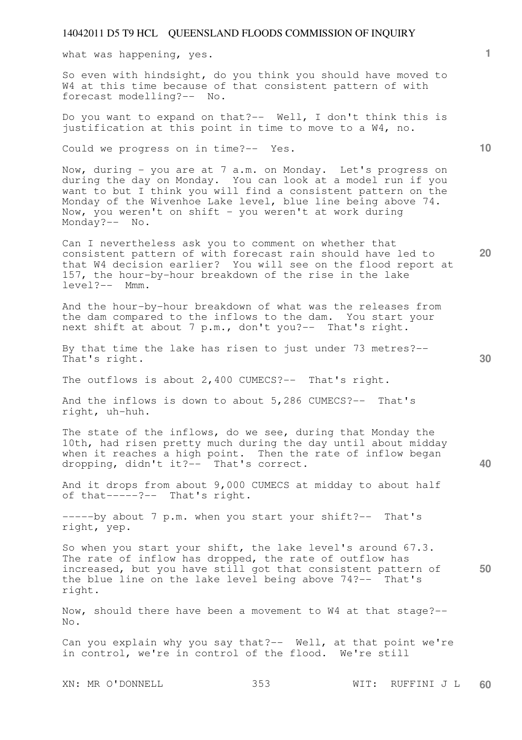what was happening, yes.

So even with hindsight, do you think you should have moved to W4 at this time because of that consistent pattern of with forecast modelling?-- No.

Do you want to expand on that?-- Well, I don't think this is justification at this point in time to move to a W4, no.

Could we progress on in time?-- Yes.

Now, during - you are at 7 a.m. on Monday. Let's progress on during the day on Monday. You can look at a model run if you want to but I think you will find a consistent pattern on the Monday of the Wivenhoe Lake level, blue line being above 74. Now, you weren't on shift - you weren't at work during Monday?-- No.

Can I nevertheless ask you to comment on whether that consistent pattern of with forecast rain should have led to that W4 decision earlier? You will see on the flood report at 157, the hour-by-hour breakdown of the rise in the lake level?-- Mmm.

And the hour-by-hour breakdown of what was the releases from the dam compared to the inflows to the dam. You start your next shift at about 7 p.m., don't you?-- That's right.

By that time the lake has risen to just under 73 metres?-- That's right.

The outflows is about 2,400 CUMECS?-- That's right.

And the inflows is down to about 5,286 CUMECS?-- That's right, uh-huh.

The state of the inflows, do we see, during that Monday the 10th, had risen pretty much during the day until about midday when it reaches a high point. Then the rate of inflow began dropping, didn't it?-- That's correct.

And it drops from about 9,000 CUMECS at midday to about half of that-----?-- That's right.

-----by about 7 p.m. when you start your shift?-- That's right, yep.

So when you start your shift, the lake level's around 67.3. The rate of inflow has dropped, the rate of outflow has increased, but you have still got that consistent pattern of the blue line on the lake level being above 74?-- That's right.

Now, should there have been a movement to W4 at that stage?-- No.

Can you explain why you say that?-- Well, at that point we're in control, we're in control of the flood. We're still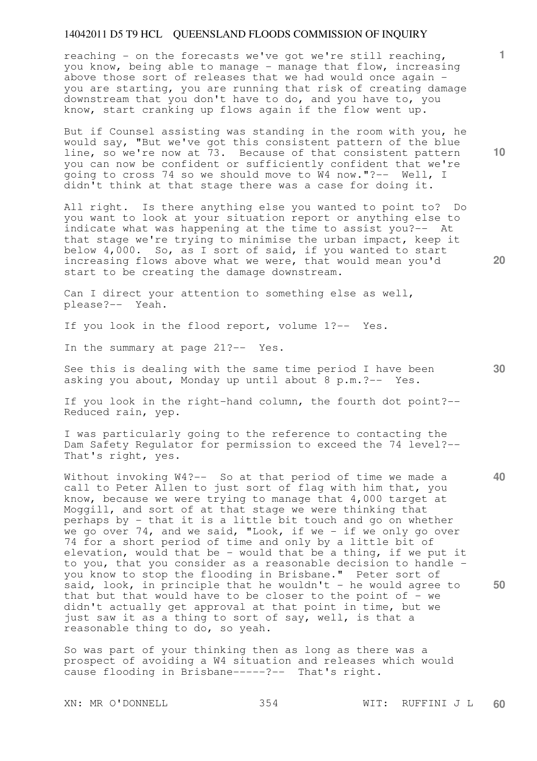reaching - on the forecasts we've got we're still reaching, you know, being able to manage - manage that flow, increasing above those sort of releases that we had would once again - you are starting, you are running that risk of creating damage downstream that you don't have to do, and you have to, you know, start cranking up flows again if the flow went up.

But if Counsel assisting was standing in the room with you, he would say, "But we've got this consistent pattern of the blue line, so we're now at 73. Because of that consistent pattern you can now be confident or sufficiently confident that we're going to cross 74 so we should move to W4 now."?-- Well, I didn't think at that stage there was a case for doing it.

All right. Is there anything else you wanted to point to? Do you want to look at your situation report or anything else to indicate what was happening at the time to assist you?-- At that stage we're trying to minimise the urban impact, keep it below 4,000. So, as I sort of said, if you wanted to start increasing flows above what we were, that would mean you'd start to be creating the damage downstream.

Can I direct your attention to something else as well, please?-- Yeah.

If you look in the flood report, volume 1?-- Yes.

In the summary at page 21?-- Yes.

See this is dealing with the same time period I have been asking you about, Monday up until about 8 p.m.?-- Yes.

If you look in the right-hand column, the fourth dot point?-- Reduced rain, yep.

I was particularly going to the reference to contacting the Dam Safety Regulator for permission to exceed the 74 level?-- That's right, yes.

Without invoking W4?-- So at that period of time we made a call to Peter Allen to just sort of flag with him that, you know, because we were trying to manage that 4,000 target at Moggill, and sort of at that stage we were thinking that perhaps by - that it is a little bit touch and go on whether we go over 74, and we said, "Look, if we - if we only go over 74 for a short period of time and only by a little bit of elevation, would that be - would that be a thing, if we put it to you, that you consider as a reasonable decision to handle - you know to stop the flooding in Brisbane." Peter sort of said, look, in principle that he wouldn't - he would agree to that but that would have to be closer to the point of - we didn't actually get approval at that point in time, but we just saw it as a thing to sort of say, well, is that a reasonable thing to do, so yeah.

So was part of your thinking then as long as there was a prospect of avoiding a W4 situation and releases which would cause flooding in Brisbane-----?-- That's right.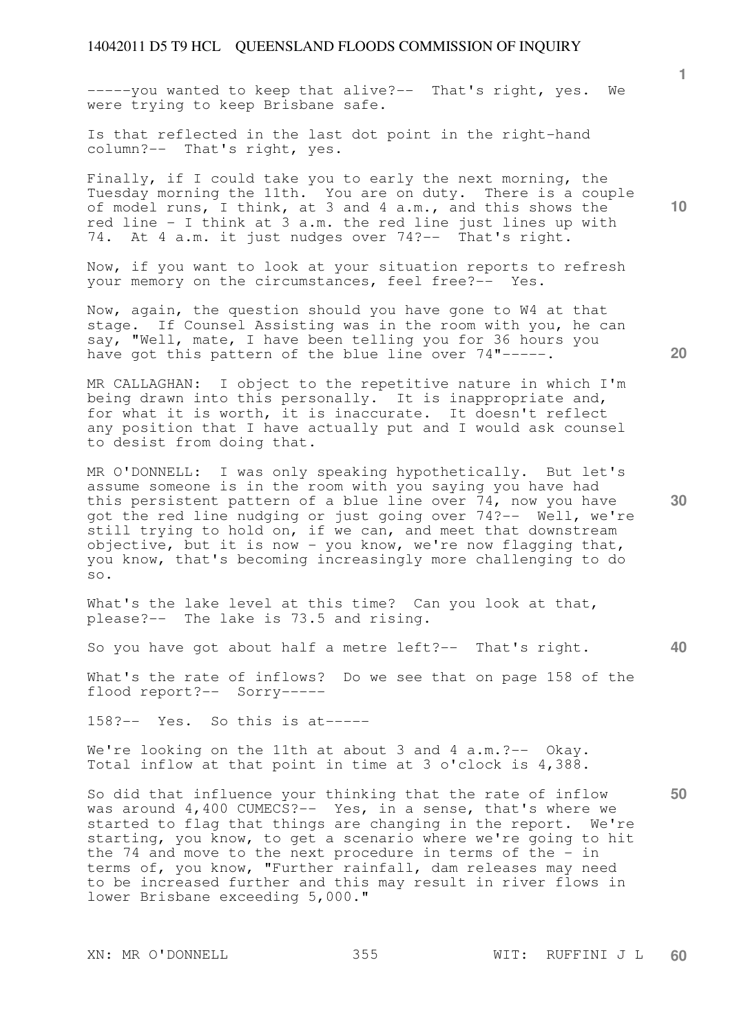-----you wanted to keep that alive?-- That's right, yes. We were trying to keep Brisbane safe.

Is that reflected in the last dot point in the right-hand column?-- That's right, yes.

Finally, if I could take you to early the next morning, the Tuesday morning the 11th. You are on duty. There is a couple of model runs, I think, at 3 and 4 a.m., and this shows the red line - I think at 3 a.m. the red line just lines up with 74. At 4 a.m. it just nudges over 74?-- That's right.

Now, if you want to look at your situation reports to refresh your memory on the circumstances, feel free?-- Yes.

Now, again, the question should you have gone to W4 at that stage. If Counsel Assisting was in the room with you, he can say, "Well, mate, I have been telling you for 36 hours you have got this pattern of the blue line over 74"-----.

MR CALLAGHAN: I object to the repetitive nature in which I'm being drawn into this personally. It is inappropriate and, for what it is worth, it is inaccurate. It doesn't reflect any position that I have actually put and I would ask counsel to desist from doing that.

MR O'DONNELL: I was only speaking hypothetically. But let's assume someone is in the room with you saying you have had this persistent pattern of a blue line over 74, now you have got the red line nudging or just going over 74?-- Well, we're still trying to hold on, if we can, and meet that downstream objective, but it is now - you know, we're now flagging that, you know, that's becoming increasingly more challenging to do so.

What's the lake level at this time? Can you look at that, please?-- The lake is 73.5 and rising.

So you have got about half a metre left?-- That's right.

What's the rate of inflows? Do we see that on page 158 of the flood report?-- Sorry-----

158?-- Yes. So this is at-----

We're looking on the 11th at about 3 and 4 a.m.?-- Okay. Total inflow at that point in time at 3 o'clock is 4,388.

So did that influence your thinking that the rate of inflow was around 4,400 CUMECS?-- Yes, in a sense, that's where we started to flag that things are changing in the report. We're starting, you know, to get a scenario where we're going to hit the 74 and move to the next procedure in terms of the - in terms of, you know, "Further rainfall, dam releases may need to be increased further and this may result in river flows in lower Brisbane exceeding 5,000."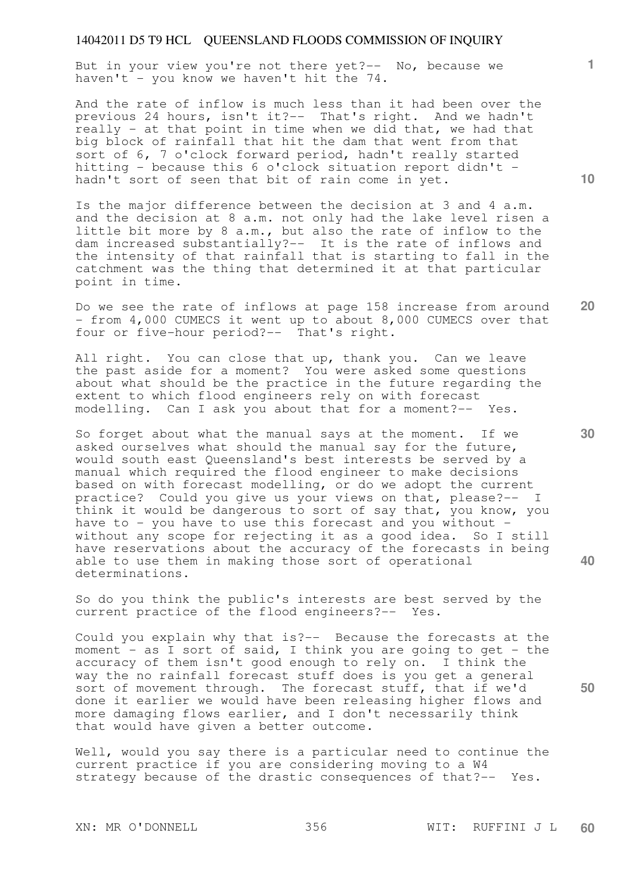But in your view you're not there yet?-- No, because we haven't - you know we haven't hit the 74.

And the rate of inflow is much less than it had been over the previous 24 hours, isn't it?-- That's right. And we hadn't really - at that point in time when we did that, we had that big block of rainfall that hit the dam that went from that sort of 6, 7 o'clock forward period, hadn't really started hitting - because this 6 o'clock situation report didn't - hadn't sort of seen that bit of rain come in yet.

Is the major difference between the decision at 3 and 4 a.m. and the decision at 8 a.m. not only had the lake level risen a little bit more by 8 a.m., but also the rate of inflow to the dam increased substantially?-- It is the rate of inflows and the intensity of that rainfall that is starting to fall in the catchment was the thing that determined it at that particular point in time.

Do we see the rate of inflows at page 158 increase from around - from 4,000 CUMECS it went up to about 8,000 CUMECS over that four or five-hour period?-- That's right.

All right. You can close that up, thank you. Can we leave the past aside for a moment? You were asked some questions about what should be the practice in the future regarding the extent to which flood engineers rely on with forecast modelling. Can I ask you about that for a moment?-- Yes.

So forget about what the manual says at the moment. If we asked ourselves what should the manual say for the future, would south east Queensland's best interests be served by a manual which required the flood engineer to make decisions based on with forecast modelling, or do we adopt the current practice? Could you give us your views on that, please?-- I think it would be dangerous to sort of say that, you know, you have to - you have to use this forecast and you without - without any scope for rejecting it as a good idea. So I still have reservations about the accuracy of the forecasts in being able to use them in making those sort of operational determinations.

So do you think the public's interests are best served by the current practice of the flood engineers?-- Yes.

Could you explain why that is?-- Because the forecasts at the moment - as I sort of said, I think you are going to get - the accuracy of them isn't good enough to rely on. I think the way the no rainfall forecast stuff does is you get a general sort of movement through. The forecast stuff, that if we'd done it earlier we would have been releasing higher flows and more damaging flows earlier, and I don't necessarily think that would have given a better outcome.

Well, would you say there is a particular need to continue the current practice if you are considering moving to a W4 strategy because of the drastic consequences of that?-- Yes.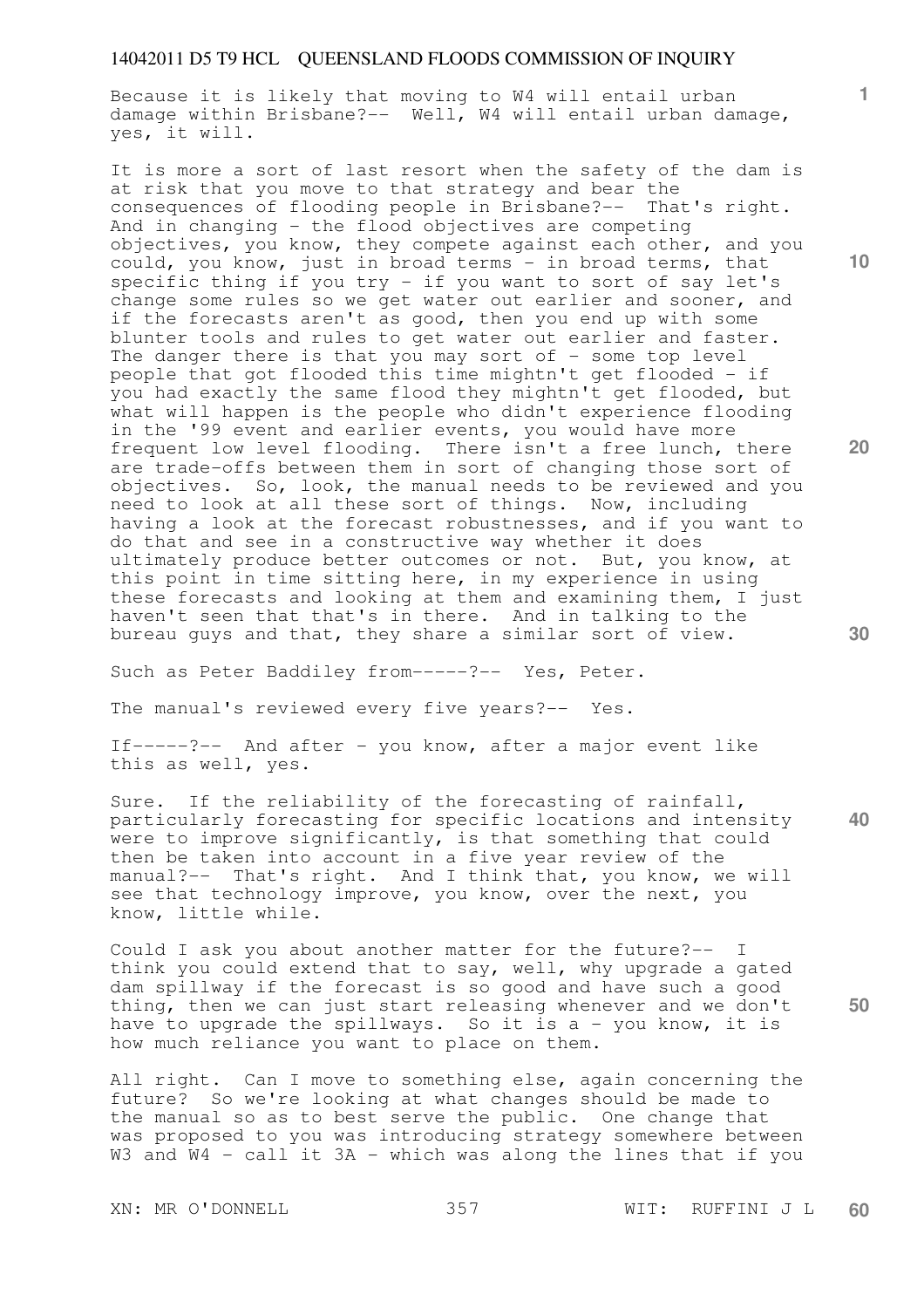Because it is likely that moving to W4 will entail urban damage within Brisbane?-- Well, W4 will entail urban damage, yes, it will.

It is more a sort of last resort when the safety of the dam is at risk that you move to that strategy and bear the consequences of flooding people in Brisbane?-- That's right. And in changing - the flood objectives are competing objectives, you know, they compete against each other, and you could, you know, just in broad terms - in broad terms, that specific thing if you try - if you want to sort of say let's change some rules so we get water out earlier and sooner, and if the forecasts aren't as good, then you end up with some blunter tools and rules to get water out earlier and faster. The danger there is that you may sort of - some top level people that got flooded this time mightn't get flooded - if you had exactly the same flood they mightn't get flooded, but what will happen is the people who didn't experience flooding in the '99 event and earlier events, you would have more frequent low level flooding. There isn't a free lunch, there are trade-offs between them in sort of changing those sort of objectives. So, look, the manual needs to be reviewed and you need to look at all these sort of things. Now, including having a look at the forecast robustnesses, and if you want to do that and see in a constructive way whether it does ultimately produce better outcomes or not. But, you know, at this point in time sitting here, in my experience in using these forecasts and looking at them and examining them, I just haven't seen that that's in there. And in talking to the bureau guys and that, they share a similar sort of view.

Such as Peter Baddiley from-----?-- Yes, Peter.

The manual's reviewed every five years?-- Yes.

If-----?-- And after - you know, after a major event like this as well, yes.

Sure. If the reliability of the forecasting of rainfall, particularly forecasting for specific locations and intensity were to improve significantly, is that something that could then be taken into account in a five year review of the manual?-- That's right. And I think that, you know, we will see that technology improve, you know, over the next, you know, little while.

Could I ask you about another matter for the future?-- I think you could extend that to say, well, why upgrade a gated dam spillway if the forecast is so good and have such a good thing, then we can just start releasing whenever and we don't have to upgrade the spillways. So it is a - you know, it is how much reliance you want to place on them.

All right. Can I move to something else, again concerning the future? So we're looking at what changes should be made to the manual so as to best serve the public. One change that was proposed to you was introducing strategy somewhere between W3 and W4 - call it 3A - which was along the lines that if you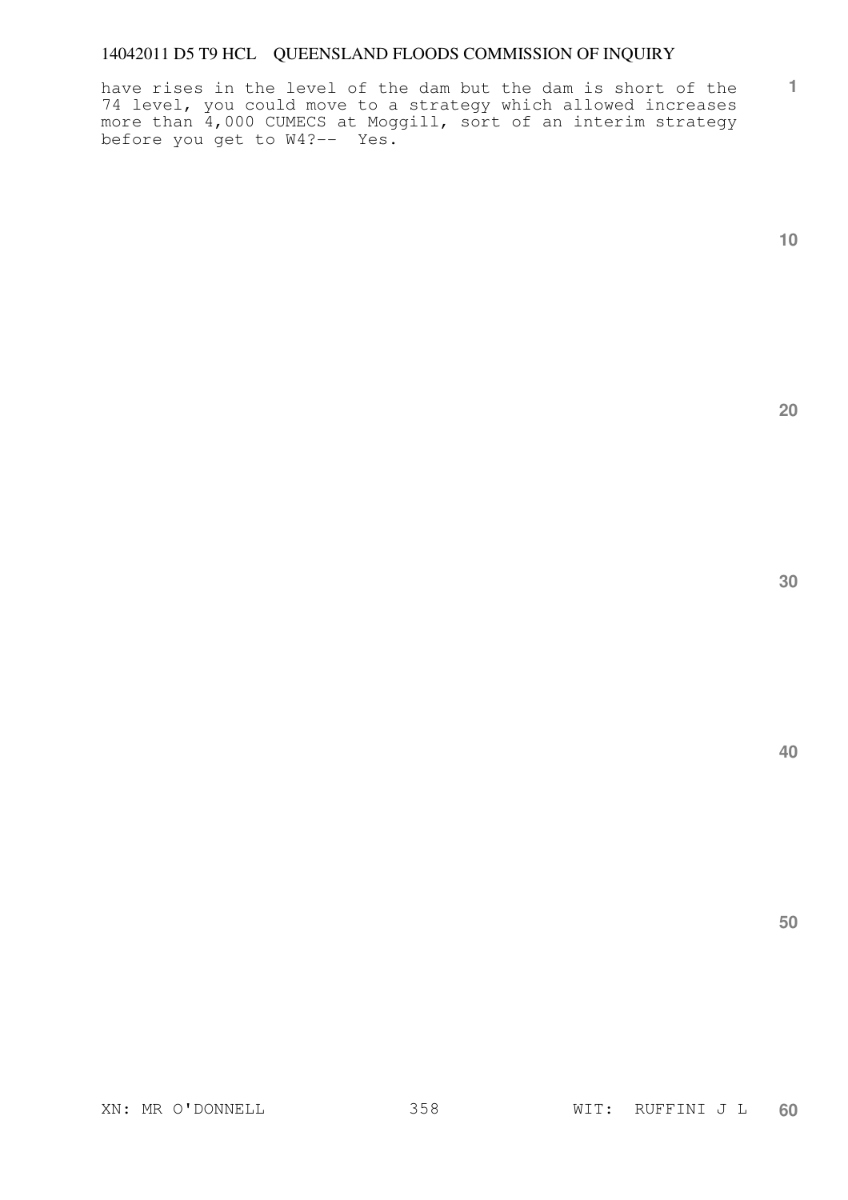have rises in the level of the dam but the dam is short of the 74 level, you could move to a strategy which allowed increases more than 4,000 CUMECS at Moggill, sort of an interim strategy before you get to W4?-- Yes.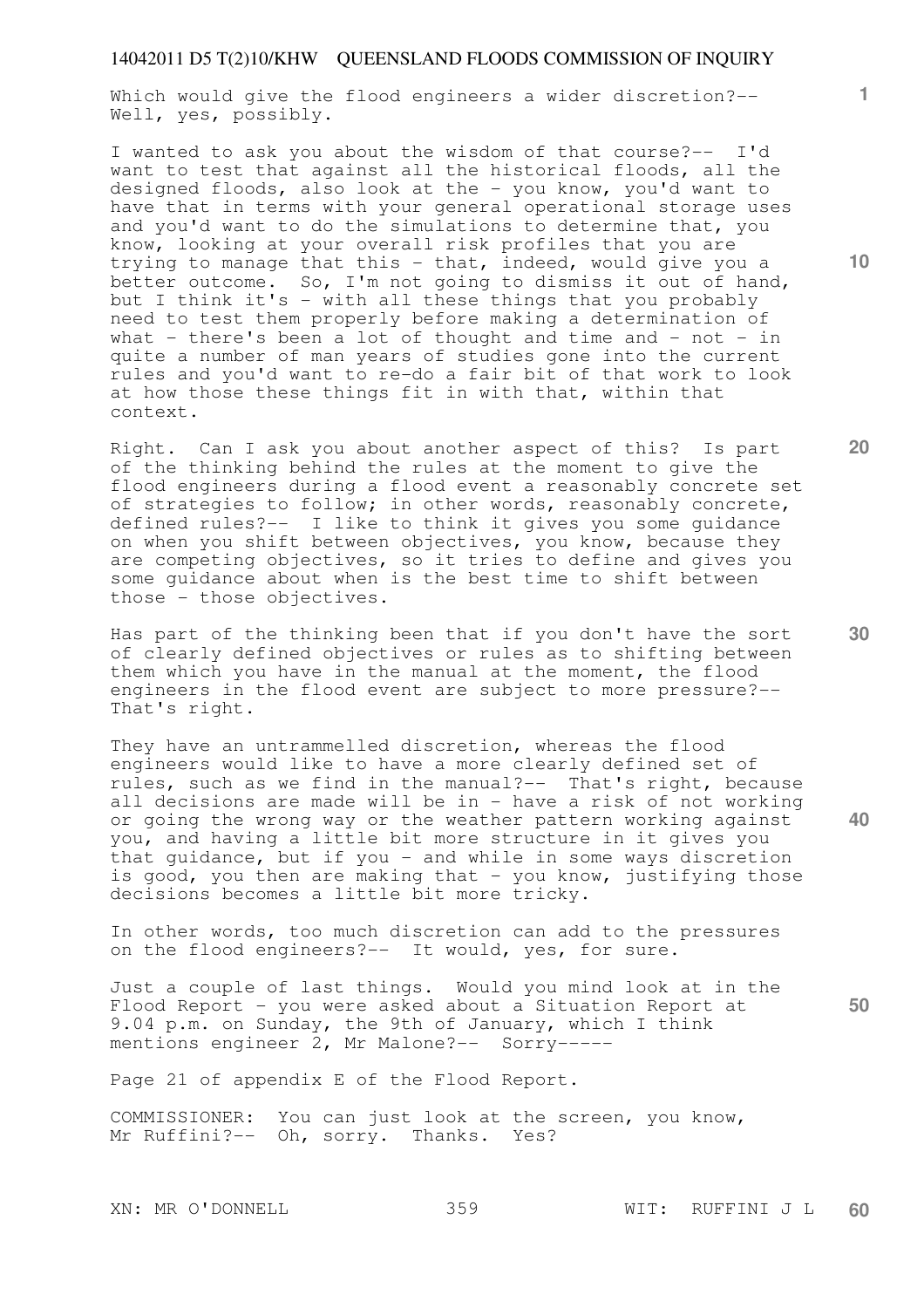Which would give the flood engineers a wider discretion?-- Well, yes, possibly.

I wanted to ask you about the wisdom of that course?-- I'd want to test that against all the historical floods, all the designed floods, also look at the - you know, you'd want to have that in terms with your general operational storage uses and you'd want to do the simulations to determine that, you know, looking at your overall risk profiles that you are trying to manage that this - that, indeed, would give you a better outcome. So, I'm not going to dismiss it out of hand, but I think it's - with all these things that you probably need to test them properly before making a determination of what - there's been a lot of thought and time and - not - in quite a number of man years of studies gone into the current rules and you'd want to re-do a fair bit of that work to look at how those these things fit in with that, within that context.

Right. Can I ask you about another aspect of this? Is part of the thinking behind the rules at the moment to give the flood engineers during a flood event a reasonably concrete set of strategies to follow; in other words, reasonably concrete, defined rules?-- I like to think it gives you some guidance on when you shift between objectives, you know, because they are competing objectives, so it tries to define and gives you some guidance about when is the best time to shift between those - those objectives.

Has part of the thinking been that if you don't have the sort of clearly defined objectives or rules as to shifting between them which you have in the manual at the moment, the flood engineers in the flood event are subject to more pressure?-- That's right.

They have an untrammelled discretion, whereas the flood engineers would like to have a more clearly defined set of rules, such as we find in the manual?-- That's right, because all decisions are made will be in - have a risk of not working or going the wrong way or the weather pattern working against you, and having a little bit more structure in it gives you that guidance, but if you - and while in some ways discretion is good, you then are making that - you know, justifying those decisions becomes a little bit more tricky.

In other words, too much discretion can add to the pressures on the flood engineers?-- It would, yes, for sure.

Just a couple of last things. Would you mind look at in the Flood Report - you were asked about a Situation Report at 9.04 p.m. on Sunday, the 9th of January, which I think mentions engineer 2, Mr Malone?-- Sorry-----

Page 21 of appendix E of the Flood Report.

COMMISSIONER: You can just look at the screen, you know, Mr Ruffini?-- Oh, sorry. Thanks. Yes?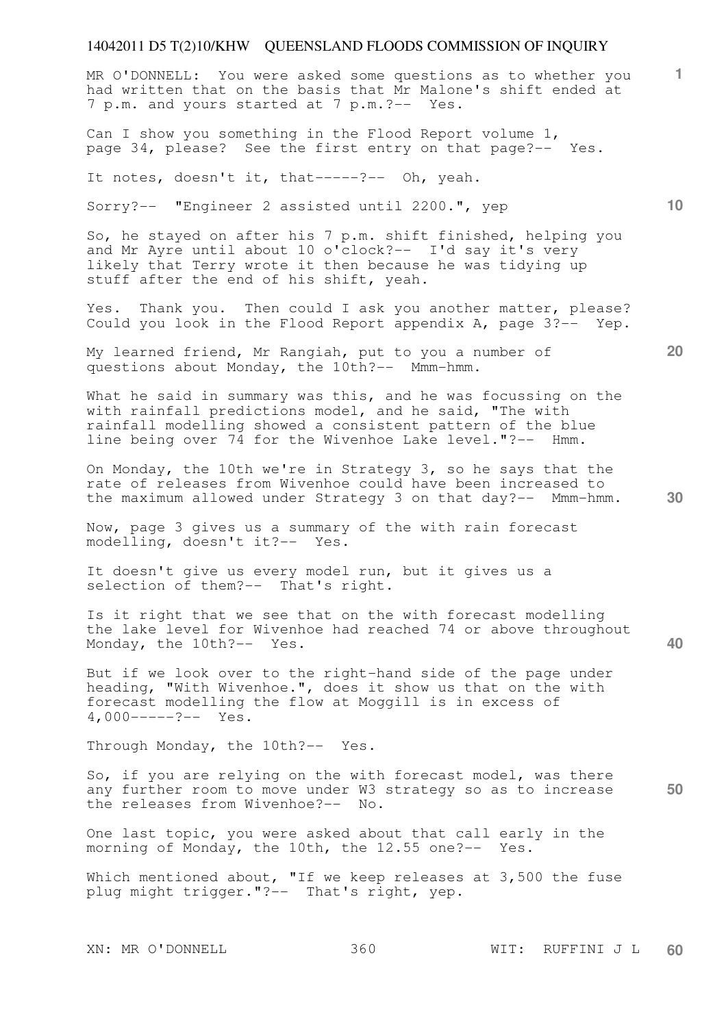MR O'DONNELL: You were asked some questions as to whether you had written that on the basis that Mr Malone's shift ended at 7 p.m. and yours started at 7 p.m.?-- Yes.

Can I show you something in the Flood Report volume 1, page 34, please? See the first entry on that page?-- Yes.

It notes, doesn't it, that-----?-- Oh, yeah.

Sorry?-- "Engineer 2 assisted until 2200.", yep

So, he stayed on after his 7 p.m. shift finished, helping you and Mr Ayre until about 10 o'clock?-- I'd say it's very likely that Terry wrote it then because he was tidying up stuff after the end of his shift, yeah.

Yes. Thank you. Then could I ask you another matter, please? Could you look in the Flood Report appendix A, page 3?-- Yep.

My learned friend, Mr Rangiah, put to you a number of questions about Monday, the 10th?-- Mmm-hmm.

What he said in summary was this, and he was focussing on the with rainfall predictions model, and he said, "The with rainfall modelling showed a consistent pattern of the blue line being over 74 for the Wivenhoe Lake level."?-- Hmm.

On Monday, the 10th we're in Strategy 3, so he says that the rate of releases from Wivenhoe could have been increased to the maximum allowed under Strategy 3 on that day?-- Mmm-hmm.

Now, page 3 gives us a summary of the with rain forecast modelling, doesn't it?-- Yes.

It doesn't give us every model run, but it gives us a selection of them?-- That's right.

Is it right that we see that on the with forecast modelling the lake level for Wivenhoe had reached 74 or above throughout Monday, the 10th?-- Yes.

But if we look over to the right-hand side of the page under heading, "With Wivenhoe.", does it show us that on the with forecast modelling the flow at Moggill is in excess of 4,000-----?-- Yes.

Through Monday, the 10th?-- Yes.

So, if you are relying on the with forecast model, was there any further room to move under W3 strategy so as to increase the releases from Wivenhoe?-- No.

One last topic, you were asked about that call early in the morning of Monday, the 10th, the 12.55 one?-- Yes.

Which mentioned about, "If we keep releases at 3,500 the fuse plug might trigger."?-- That's right, yep.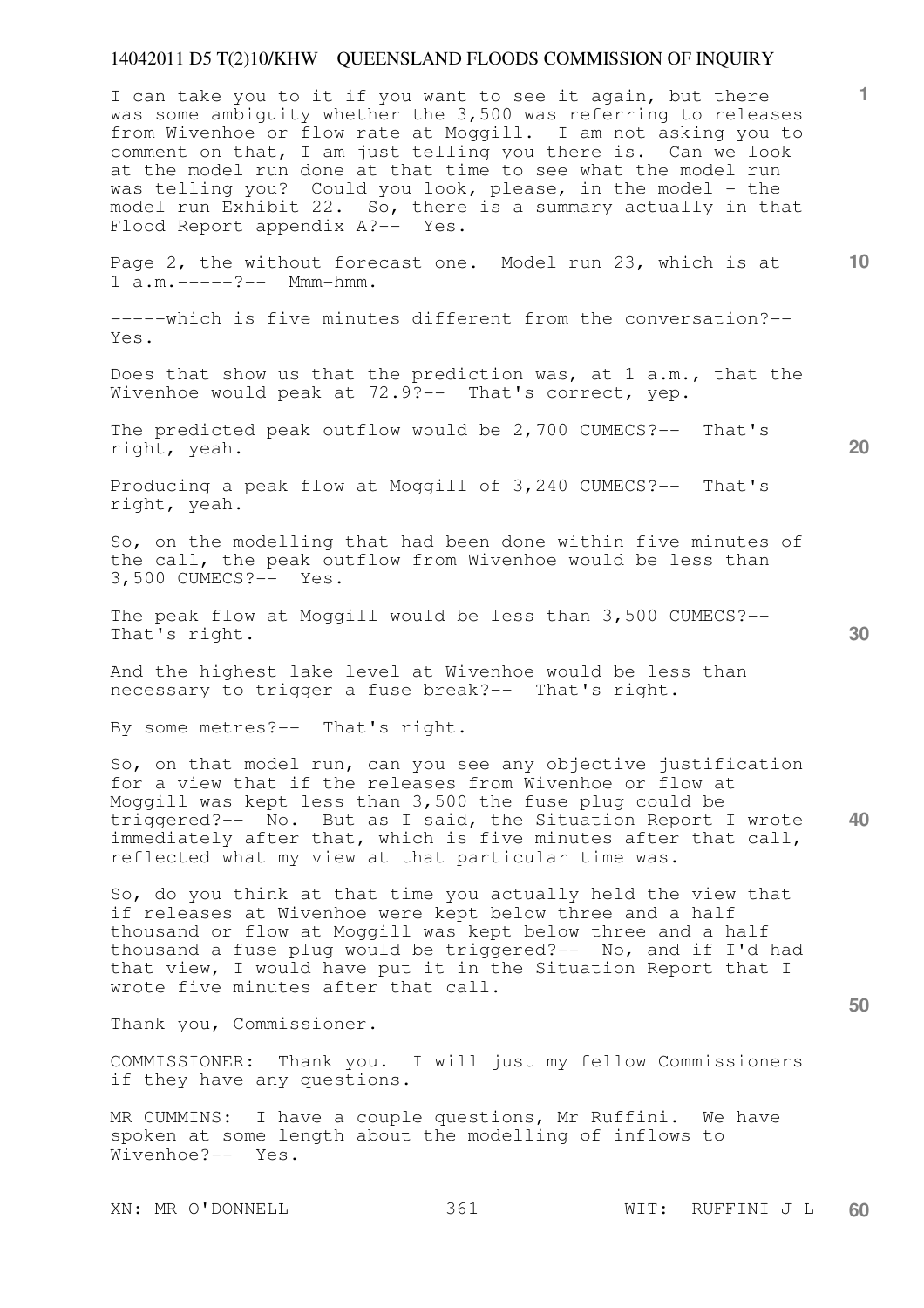I can take you to it if you want to see it again, but there was some ambiguity whether the 3,500 was referring to releases from Wivenhoe or flow rate at Moggill. I am not asking you to comment on that, I am just telling you there is. Can we look at the model run done at that time to see what the model run was telling you? Could you look, please, in the model - the model run Exhibit 22. So, there is a summary actually in that Flood Report appendix A?-- Yes.

Page 2, the without forecast one. Model run 23, which is at 1 a.m.-----?-- Mmm-hmm.

-----which is five minutes different from the conversation?-- Yes.

Does that show us that the prediction was, at 1 a.m., that the Wivenhoe would peak at 72.9?-- That's correct, yep.

The predicted peak outflow would be 2,700 CUMECS?-- That's right, yeah.

Producing a peak flow at Moggill of 3,240 CUMECS?-- That's right, yeah.

So, on the modelling that had been done within five minutes of the call, the peak outflow from Wivenhoe would be less than 3,500 CUMECS?-- Yes.

The peak flow at Moggill would be less than 3,500 CUMECS?-- That's right.

And the highest lake level at Wivenhoe would be less than necessary to trigger a fuse break?-- That's right.

By some metres?-- That's right.

So, on that model run, can you see any objective justification for a view that if the releases from Wivenhoe or flow at Moggill was kept less than 3,500 the fuse plug could be triggered?-- No. But as I said, the Situation Report I wrote immediately after that, which is five minutes after that call, reflected what my view at that particular time was.

So, do you think at that time you actually held the view that if releases at Wivenhoe were kept below three and a half thousand or flow at Moggill was kept below three and a half thousand a fuse plug would be triggered?-- No, and if I'd had that view, I would have put it in the Situation Report that I wrote five minutes after that call.

Thank you, Commissioner.

COMMISSIONER: Thank you. I will just my fellow Commissioners if they have any questions.

MR CUMMINS: I have a couple questions, Mr Ruffini. We have spoken at some length about the modelling of inflows to Wivenhoe?-- Yes.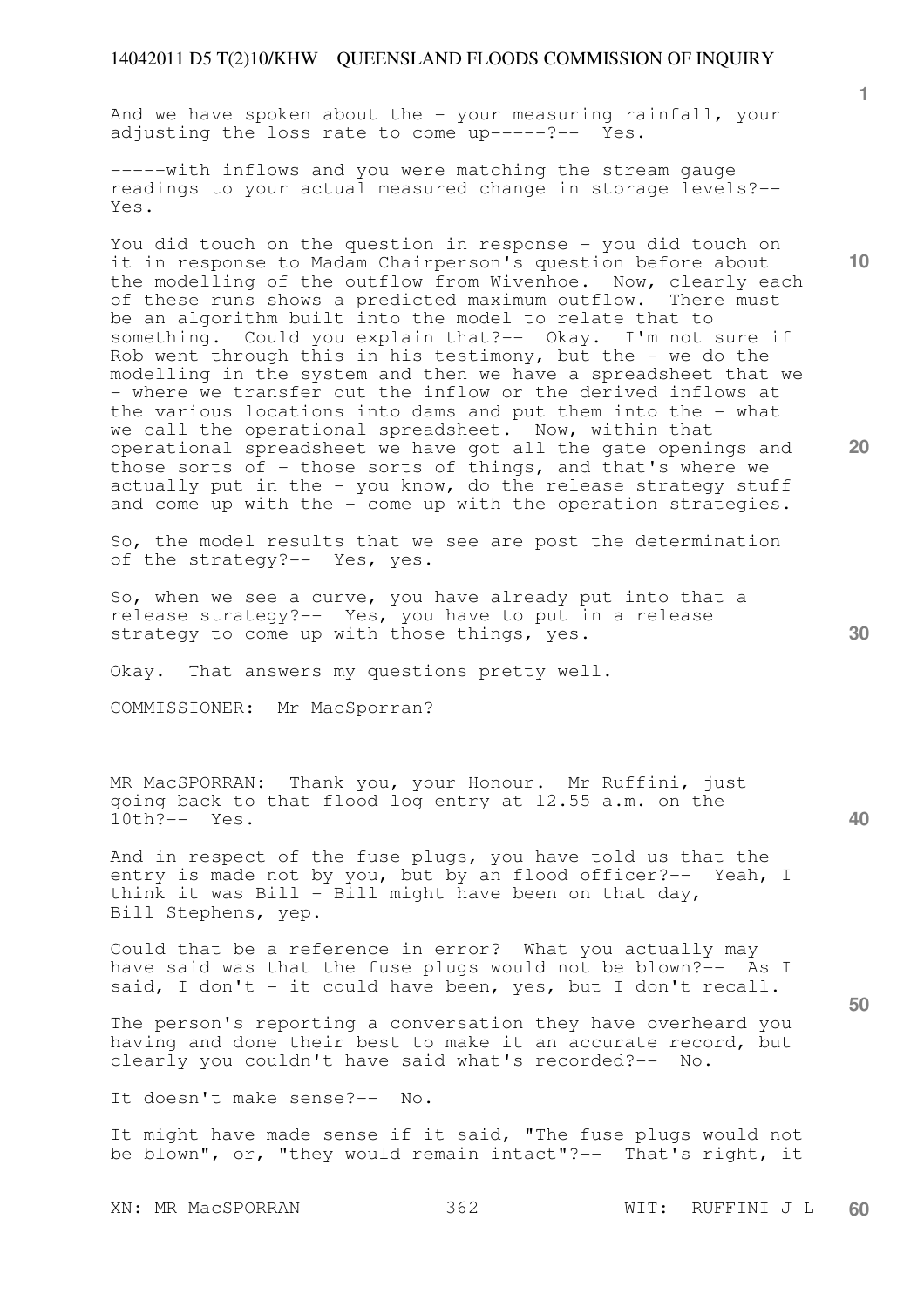And we have spoken about the - your measuring rainfall, your adjusting the loss rate to come up-----?-- Yes.

-----with inflows and you were matching the stream gauge readings to your actual measured change in storage levels?-- Yes.

You did touch on the question in response - you did touch on it in response to Madam Chairperson's question before about the modelling of the outflow from Wivenhoe. Now, clearly each of these runs shows a predicted maximum outflow. There must be an algorithm built into the model to relate that to something. Could you explain that?-- Okay. I'm not sure if Rob went through this in his testimony, but the - we do the modelling in the system and then we have a spreadsheet that we - where we transfer out the inflow or the derived inflows at the various locations into dams and put them into the - what we call the operational spreadsheet. Now, within that operational spreadsheet we have got all the gate openings and those sorts of - those sorts of things, and that's where we actually put in the - you know, do the release strategy stuff and come up with the - come up with the operation strategies.

So, the model results that we see are post the determination of the strategy?-- Yes, yes.

So, when we see a curve, you have already put into that a release strategy?-- Yes, you have to put in a release strategy to come up with those things, yes.

Okay. That answers my questions pretty well.

COMMISSIONER: Mr MacSporran?

MR MacSPORRAN: Thank you, your Honour. Mr Ruffini, just going back to that flood log entry at 12.55 a.m. on the 10th?-- Yes.

And in respect of the fuse plugs, you have told us that the entry is made not by you, but by an flood officer?-- Yeah, I think it was Bill - Bill might have been on that day, Bill Stephens, yep.

Could that be a reference in error? What you actually may have said was that the fuse plugs would not be blown?-- As I said, I don't - it could have been, yes, but I don't recall.

The person's reporting a conversation they have overheard you having and done their best to make it an accurate record, but clearly you couldn't have said what's recorded?-- No.

It doesn't make sense?-- No.

It might have made sense if it said, "The fuse plugs would not be blown", or, "they would remain intact"?-- That's right, it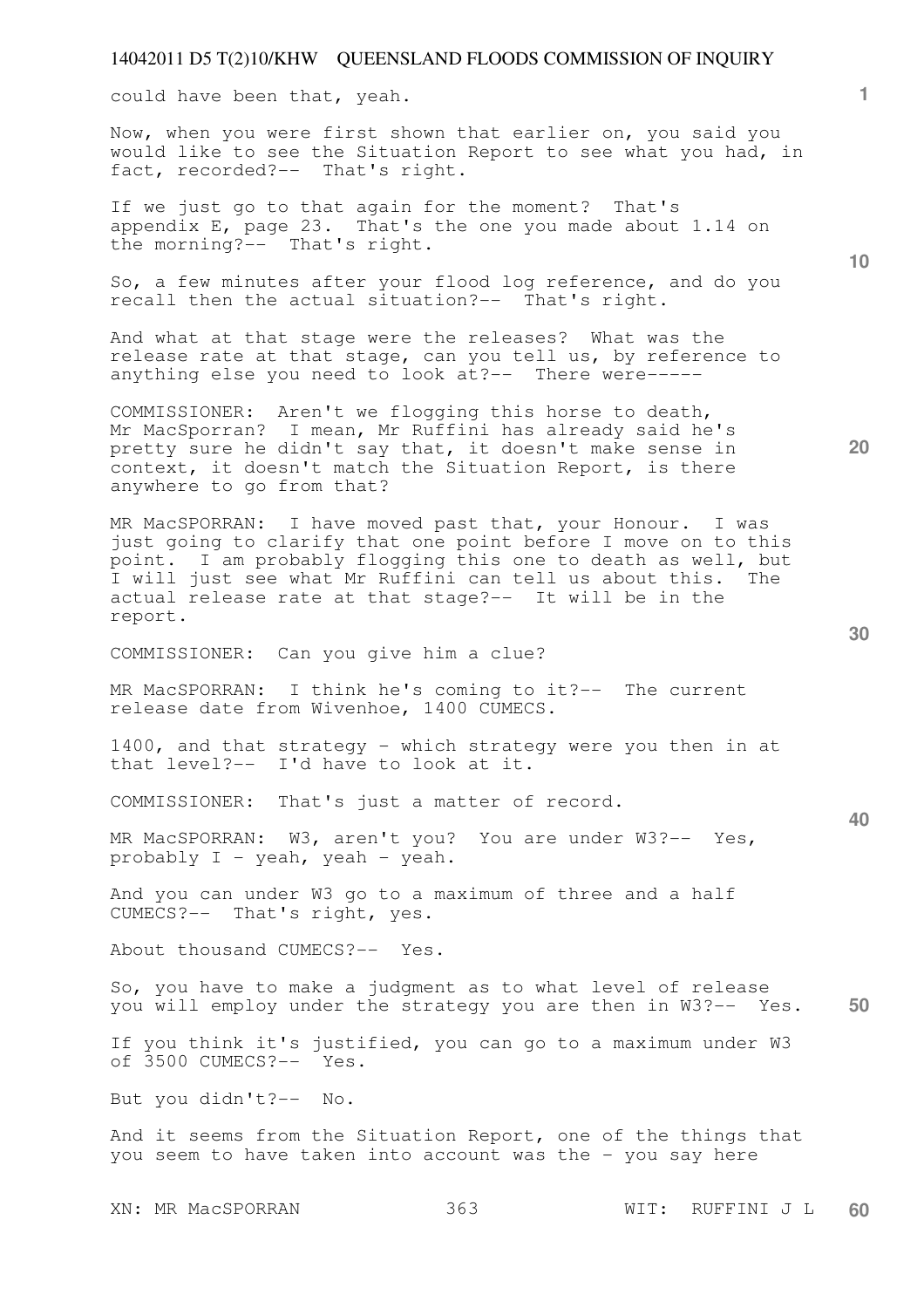could have been that, yeah.

Now, when you were first shown that earlier on, you said you would like to see the Situation Report to see what you had, in fact, recorded?-- That's right.

If we just go to that again for the moment? That's appendix E, page 23. That's the one you made about 1.14 on the morning?-- That's right.

So, a few minutes after your flood log reference, and do you recall then the actual situation?-- That's right.

And what at that stage were the releases? What was the release rate at that stage, can you tell us, by reference to anything else you need to look at?-- There were-----

COMMISSIONER: Aren't we flogging this horse to death, Mr MacSporran? I mean, Mr Ruffini has already said he's pretty sure he didn't say that, it doesn't make sense in context, it doesn't match the Situation Report, is there anywhere to go from that?

MR MacSPORRAN: I have moved past that, your Honour. I was just going to clarify that one point before I move on to this point. I am probably flogging this one to death as well, but I will just see what Mr Ruffini can tell us about this. The actual release rate at that stage?-- It will be in the report.

COMMISSIONER: Can you give him a clue?

MR MacSPORRAN: I think he's coming to it?-- The current release date from Wivenhoe, 1400 CUMECS.

1400, and that strategy - which strategy were you then in at that level?-- I'd have to look at it.

COMMISSIONER: That's just a matter of record.

MR MacSPORRAN: W3, aren't you? You are under W3?-- Yes, probably I - yeah, yeah - yeah.

And you can under W3 go to a maximum of three and a half CUMECS?-- That's right, yes.

About thousand CUMECS?-- Yes.

So, you have to make a judgment as to what level of release you will employ under the strategy you are then in W3?-- Yes.

If you think it's justified, you can go to a maximum under W3 of 3500 CUMECS?-- Yes.

But you didn't?-- No.

And it seems from the Situation Report, one of the things that you seem to have taken into account was the - you say here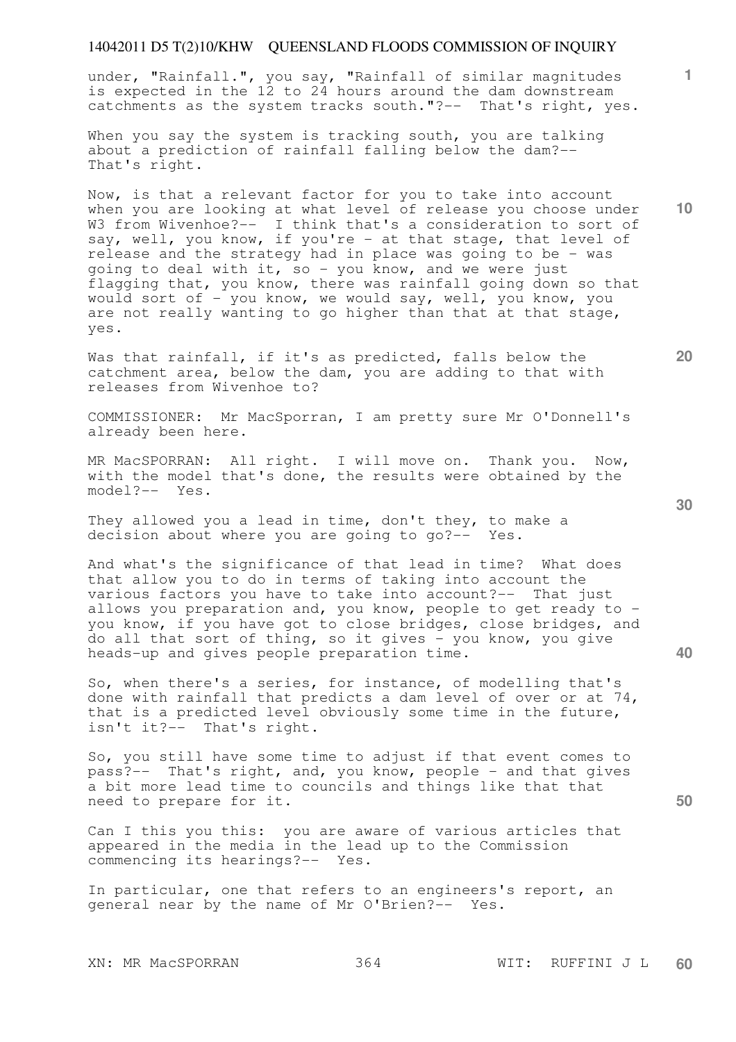under, "Rainfall.", you say, "Rainfall of similar magnitudes is expected in the 12 to 24 hours around the dam downstream catchments as the system tracks south."?-- That's right, yes.

When you say the system is tracking south, you are talking about a prediction of rainfall falling below the dam?-- That's right.

Now, is that a relevant factor for you to take into account when you are looking at what level of release you choose under W3 from Wivenhoe?-- I think that's a consideration to sort of say, well, you know, if you're - at that stage, that level of release and the strategy had in place was going to be - was going to deal with it, so - you know, and we were just flagging that, you know, there was rainfall going down so that would sort of - you know, we would say, well, you know, you are not really wanting to go higher than that at that stage, yes.

Was that rainfall, if it's as predicted, falls below the catchment area, below the dam, you are adding to that with releases from Wivenhoe to?

COMMISSIONER: Mr MacSporran, I am pretty sure Mr O'Donnell's already been here.

MR MacSPORRAN: All right. I will move on. Thank you. Now, with the model that's done, the results were obtained by the model?-- Yes.

They allowed you a lead in time, don't they, to make a decision about where you are going to go?-- Yes.

And what's the significance of that lead in time? What does that allow you to do in terms of taking into account the various factors you have to take into account?-- That just allows you preparation and, you know, people to get ready to - you know, if you have got to close bridges, close bridges, and do all that sort of thing, so it gives - you know, you give heads-up and gives people preparation time.

So, when there's a series, for instance, of modelling that's done with rainfall that predicts a dam level of over or at 74, that is a predicted level obviously some time in the future, isn't it?-- That's right.

So, you still have some time to adjust if that event comes to pass?-- That's right, and, you know, people - and that gives a bit more lead time to councils and things like that that need to prepare for it.

Can I this you this: you are aware of various articles that appeared in the media in the lead up to the Commission commencing its hearings?-- Yes.

In particular, one that refers to an engineers's report, an general near by the name of Mr O'Brien?-- Yes.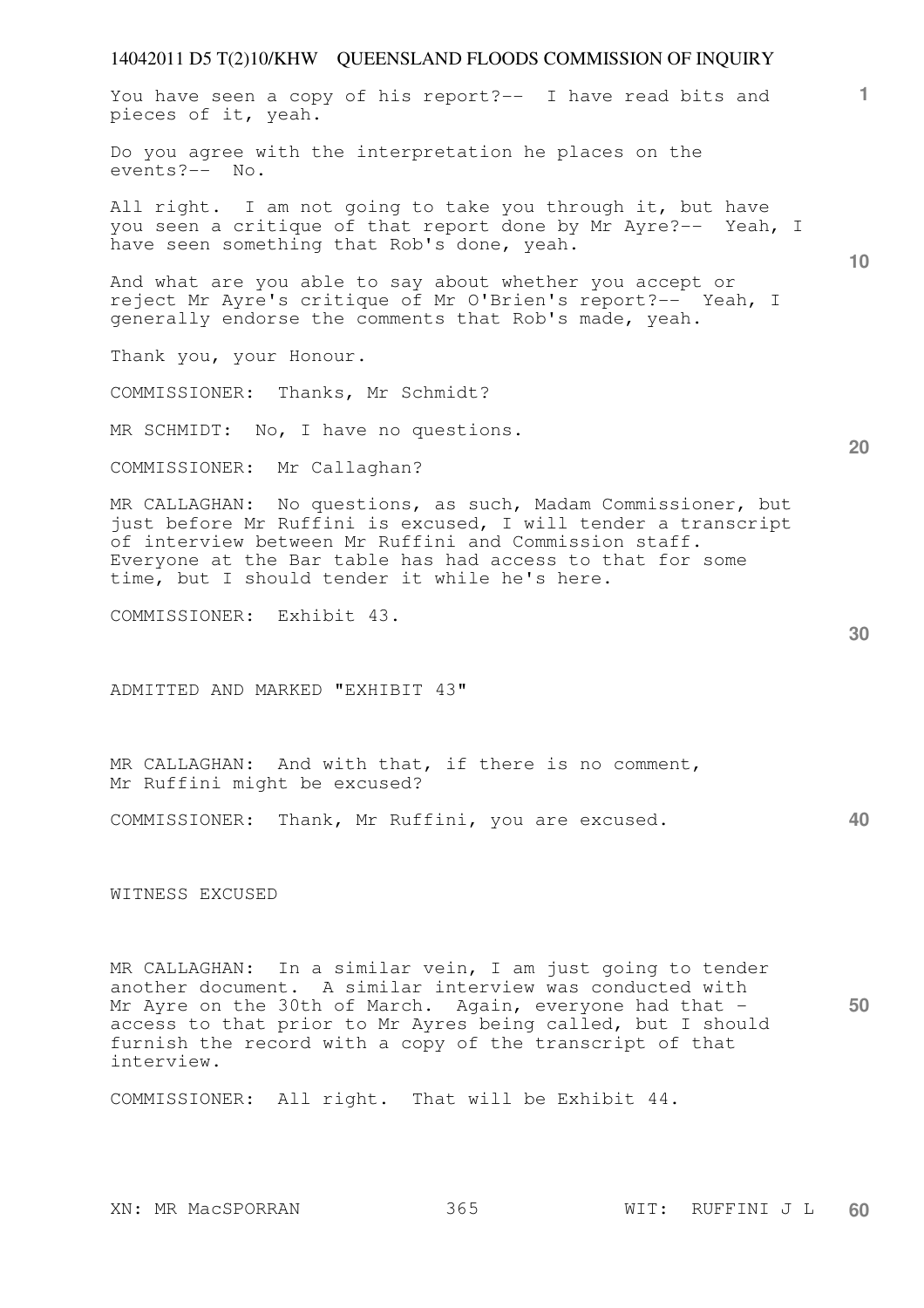You have seen a copy of his report?-- I have read bits and pieces of it, yeah.

Do you agree with the interpretation he places on the events?-- No.

All right. I am not going to take you through it, but have you seen a critique of that report done by Mr Ayre?-- Yeah, I have seen something that Rob's done, yeah.

And what are you able to say about whether you accept or reject Mr Ayre's critique of Mr O'Brien's report?-- Yeah, I generally endorse the comments that Rob's made, yeah.

Thank you, your Honour.

COMMISSIONER: Thanks, Mr Schmidt?

MR SCHMIDT: No, I have no questions.

COMMISSIONER: Mr Callaghan?

MR CALLAGHAN: No questions, as such, Madam Commissioner, but just before Mr Ruffini is excused, I will tender a transcript of interview between Mr Ruffini and Commission staff. Everyone at the Bar table has had access to that for some time, but I should tender it while he's here.

COMMISSIONER: Exhibit 43.

ADMITTED AND MARKED "EXHIBIT 43"

MR CALLAGHAN: And with that, if there is no comment, Mr Ruffini might be excused?

COMMISSIONER: Thank, Mr Ruffini, you are excused.

WITNESS EXCUSED

MR CALLAGHAN: In a similar vein, I am just going to tender another document. A similar interview was conducted with Mr Ayre on the 30th of March. Again, everyone had that - access to that prior to Mr Ayres being called, but I should furnish the record with a copy of the transcript of that interview.

COMMISSIONER: All right. That will be Exhibit 44.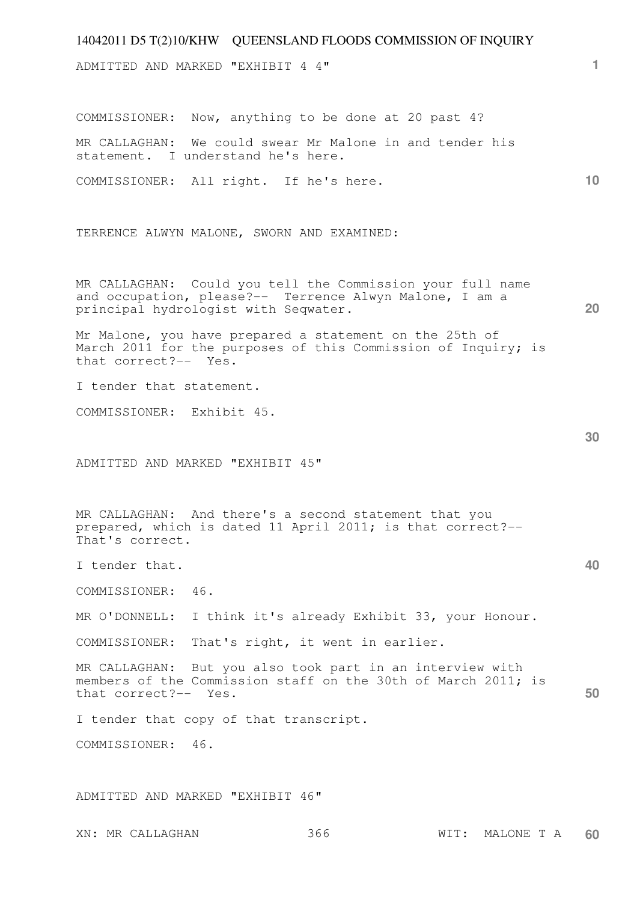ADMITTED AND MARKED "EXHIBIT 4 4"

COMMISSIONER: Now, anything to be done at 20 past 4?

MR CALLAGHAN: We could swear Mr Malone in and tender his statement. I understand he's here.

COMMISSIONER: All right. If he's here.

TERRENCE ALWYN MALONE, SWORN AND EXAMINED:

MR CALLAGHAN: Could you tell the Commission your full name and occupation, please?-- Terrence Alwyn Malone, I am a principal hydrologist with Seqwater.

Mr Malone, you have prepared a statement on the 25th of March 2011 for the purposes of this Commission of Inquiry; is that correct?-- Yes.

I tender that statement.

COMMISSIONER: Exhibit 45.

ADMITTED AND MARKED "EXHIBIT 45"

MR CALLAGHAN: And there's a second statement that you prepared, which is dated 11 April 2011; is that correct?-- That's correct.

I tender that.

COMMISSIONER: 46.

MR O'DONNELL: I think it's already Exhibit 33, your Honour.

COMMISSIONER: That's right, it went in earlier.

MR CALLAGHAN: But you also took part in an interview with members of the Commission staff on the 30th of March 2011; is that correct?-- Yes.

I tender that copy of that transcript.

COMMISSIONER: 46.

ADMITTED AND MARKED "EXHIBIT 46"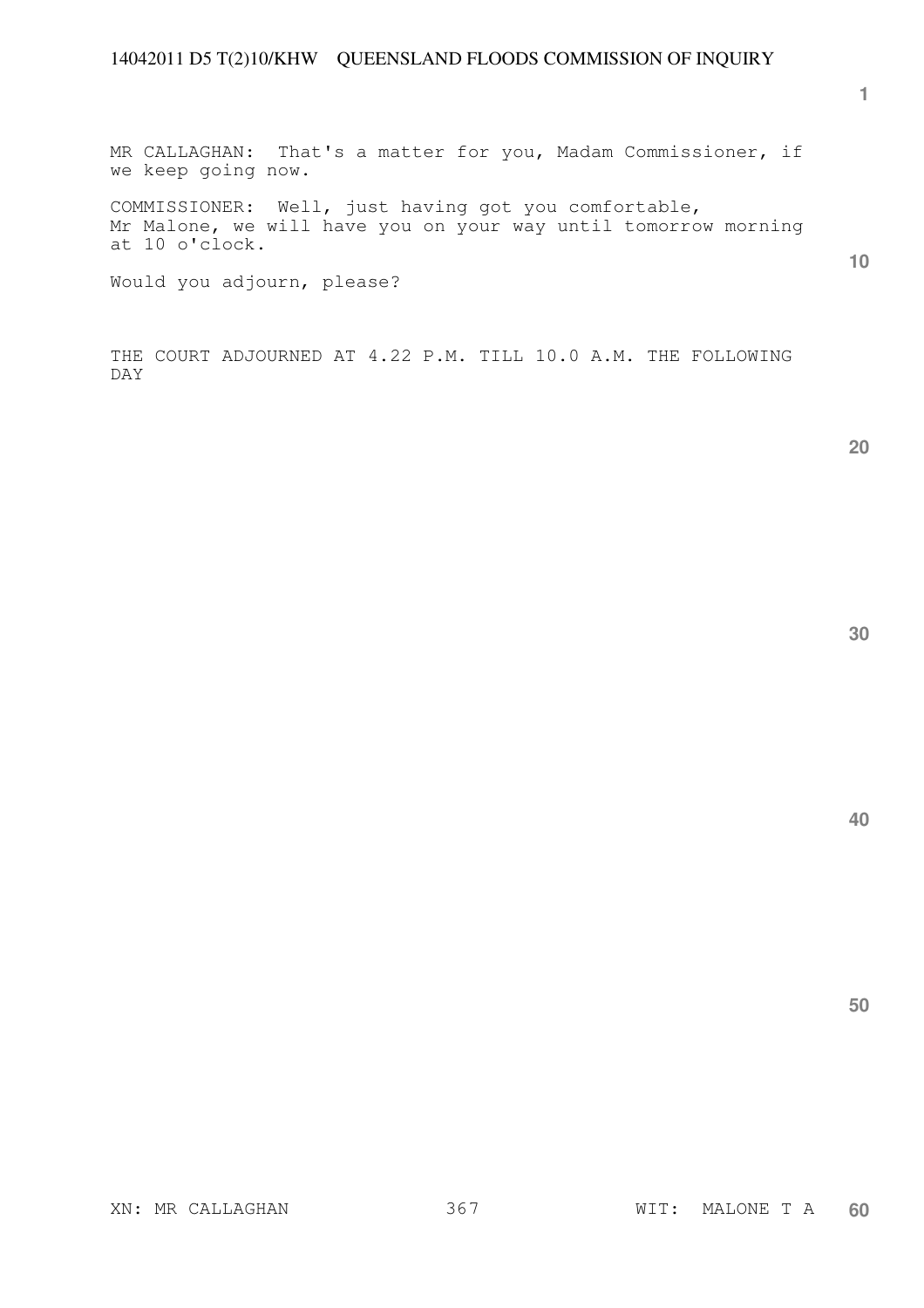MR CALLAGHAN: That's a matter for you, Madam Commissioner, if we keep going now.

COMMISSIONER: Well, just having got you comfortable, Mr Malone, we will have you on your way until tomorrow morning at 10 o'clock.

Would you adjourn, please?

THE COURT ADJOURNED AT 4.22 P.M. TILL 10.0 A.M. THE FOLLOWING DAY